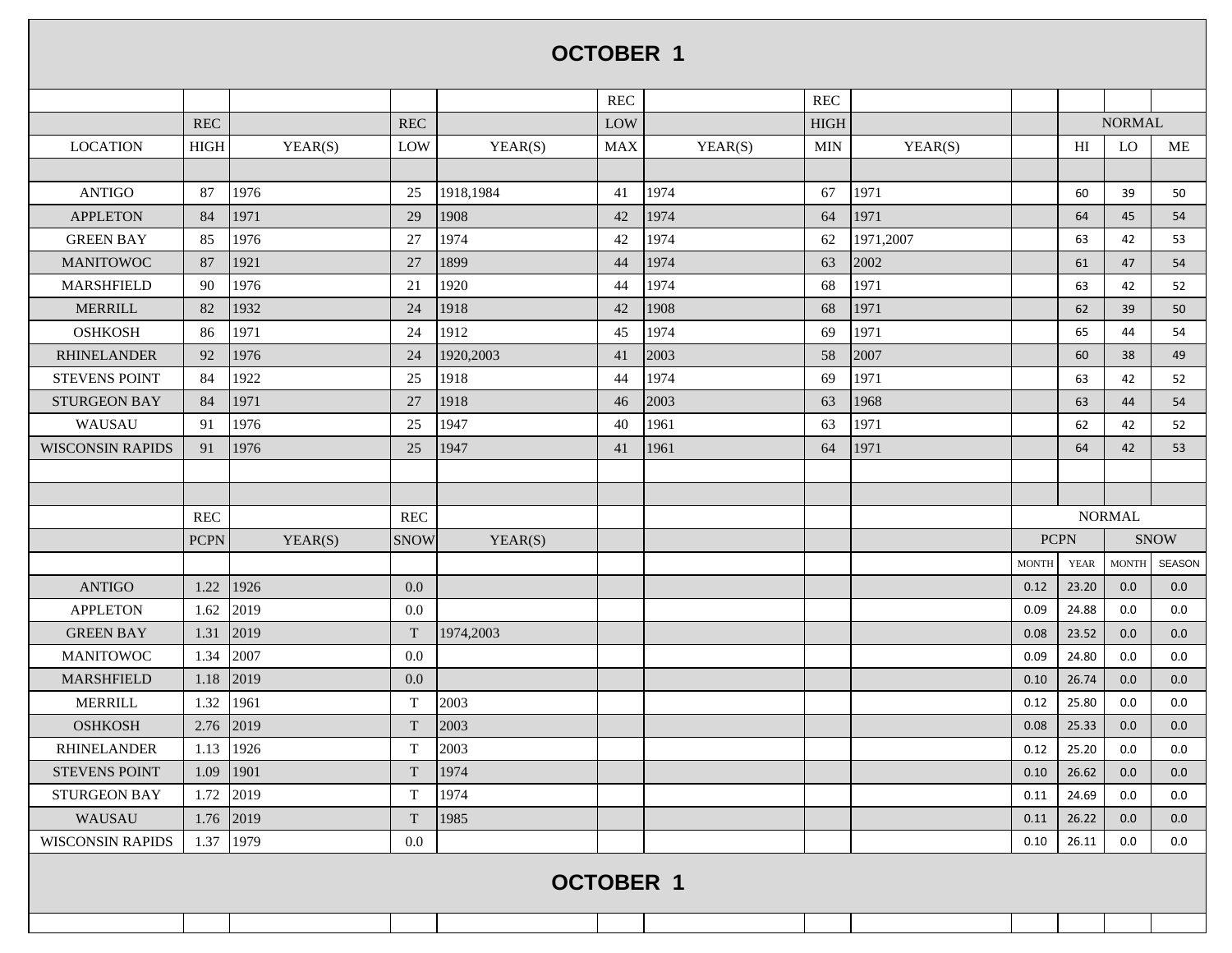# OCTOBER 1

| LOCATION | REC HIGH | YEAR(S) | REC LOW | YEAR(S) | REC LOW MAX | YEAR(S) | REC HIGH MIN | YEAR(S) | | NORMAL HI | NORMAL LO | NORMAL ME |
|---|---|---|---|---|---|---|---|---|---|---|---|---|
| ANTIGO | 87 | 1976 | 25 | 1918,1984 | 41 | 1974 | 67 | 1971 | | 60 | 39 | 50 |
| APPLETON | 84 | 1971 | 29 | 1908 | 42 | 1974 | 64 | 1971 | | 64 | 45 | 54 |
| GREEN BAY | 85 | 1976 | 27 | 1974 | 42 | 1974 | 62 | 1971,2007 | | 63 | 42 | 53 |
| MANITOWOC | 87 | 1921 | 27 | 1899 | 44 | 1974 | 63 | 2002 | | 61 | 47 | 54 |
| MARSHFIELD | 90 | 1976 | 21 | 1920 | 44 | 1974 | 68 | 1971 | | 63 | 42 | 52 |
| MERRILL | 82 | 1932 | 24 | 1918 | 42 | 1908 | 68 | 1971 | | 62 | 39 | 50 |
| OSHKOSH | 86 | 1971 | 24 | 1912 | 45 | 1974 | 69 | 1971 | | 65 | 44 | 54 |
| RHINELANDER | 92 | 1976 | 24 | 1920,2003 | 41 | 2003 | 58 | 2007 | | 60 | 38 | 49 |
| STEVENS POINT | 84 | 1922 | 25 | 1918 | 44 | 1974 | 69 | 1971 | | 63 | 42 | 52 |
| STURGEON BAY | 84 | 1971 | 27 | 1918 | 46 | 2003 | 63 | 1968 | | 63 | 44 | 54 |
| WAUSAU | 91 | 1976 | 25 | 1947 | 40 | 1961 | 63 | 1971 | | 62 | 42 | 52 |
| WISCONSIN RAPIDS | 91 | 1976 | 25 | 1947 | 41 | 1961 | 64 | 1971 | | 64 | 42 | 53 |

| LOCATION | REC PCPN | YEAR(S) | REC SNOW | YEAR(S) | NORMAL PCPN MONTH | NORMAL PCPN YEAR | NORMAL SNOW MONTH | NORMAL SNOW SEASON |
|---|---|---|---|---|---|---|---|---|
| ANTIGO | 1.22 | 1926 | 0.0 | | 0.12 | 23.20 | 0.0 | 0.0 |
| APPLETON | 1.62 | 2019 | 0.0 | | 0.09 | 24.88 | 0.0 | 0.0 |
| GREEN BAY | 1.31 | 2019 | T | 1974,2003 | 0.08 | 23.52 | 0.0 | 0.0 |
| MANITOWOC | 1.34 | 2007 | 0.0 | | 0.09 | 24.80 | 0.0 | 0.0 |
| MARSHFIELD | 1.18 | 2019 | 0.0 | | 0.10 | 26.74 | 0.0 | 0.0 |
| MERRILL | 1.32 | 1961 | T | 2003 | 0.12 | 25.80 | 0.0 | 0.0 |
| OSHKOSH | 2.76 | 2019 | T | 2003 | 0.08 | 25.33 | 0.0 | 0.0 |
| RHINELANDER | 1.13 | 1926 | T | 2003 | 0.12 | 25.20 | 0.0 | 0.0 |
| STEVENS POINT | 1.09 | 1901 | T | 1974 | 0.10 | 26.62 | 0.0 | 0.0 |
| STURGEON BAY | 1.72 | 2019 | T | 1974 | 0.11 | 24.69 | 0.0 | 0.0 |
| WAUSAU | 1.76 | 2019 | T | 1985 | 0.11 | 26.22 | 0.0 | 0.0 |
| WISCONSIN RAPIDS | 1.37 | 1979 | 0.0 | | 0.10 | 26.11 | 0.0 | 0.0 |

# OCTOBER 1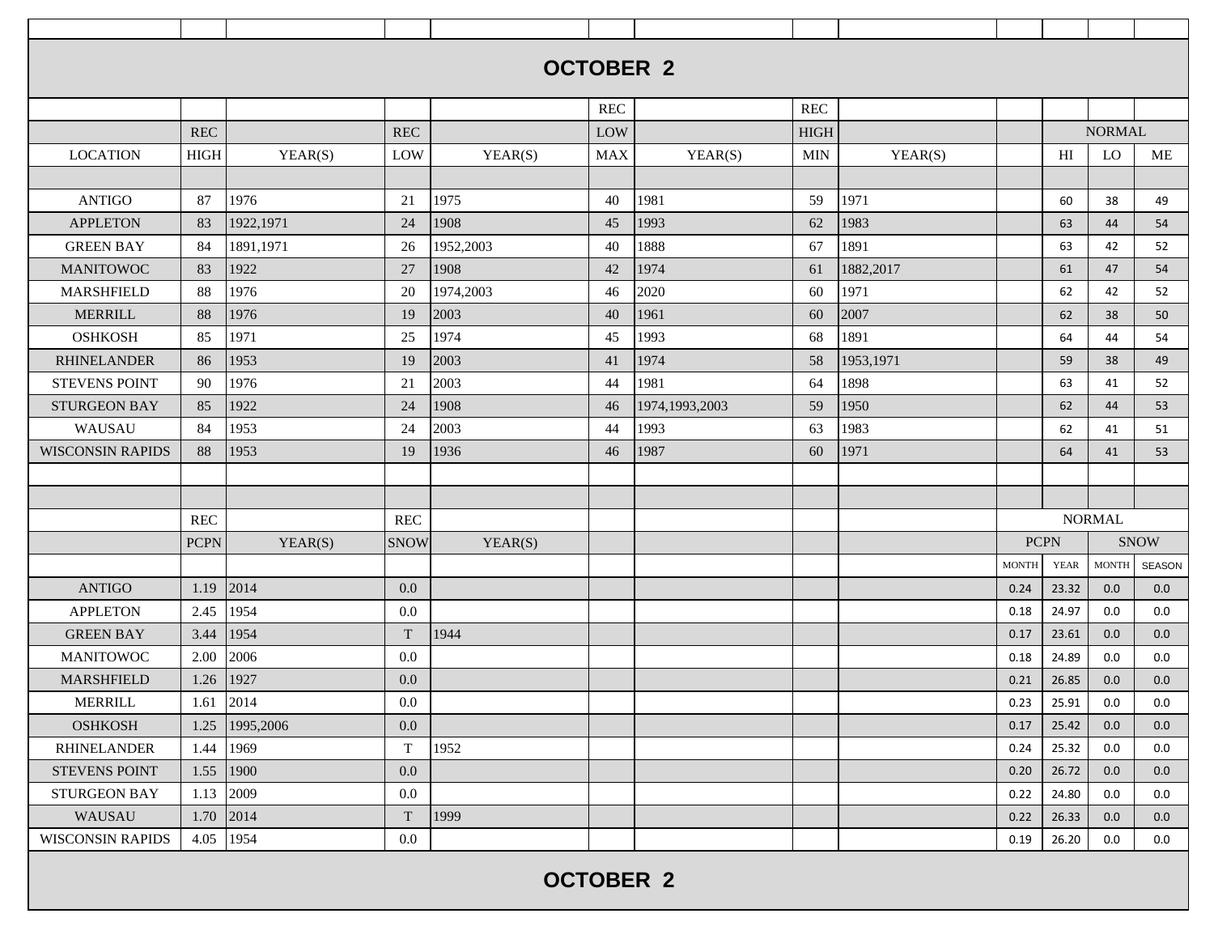## OCTOBER 2

| LOCATION | REC HIGH | YEAR(S) | REC LOW | YEAR(S) | REC LOW MAX | YEAR(S) | REC HIGH MIN | YEAR(S) | | NORMAL HI | NORMAL LO | NORMAL ME |
|---|---|---|---|---|---|---|---|---|---|---|---|---|
| ANTIGO | 87 | 1976 | 21 | 1975 | 40 | 1981 | 59 | 1971 | | 60 | 38 | 49 |
| APPLETON | 83 | 1922,1971 | 24 | 1908 | 45 | 1993 | 62 | 1983 | | 63 | 44 | 54 |
| GREEN BAY | 84 | 1891,1971 | 26 | 1952,2003 | 40 | 1888 | 67 | 1891 | | 63 | 42 | 52 |
| MANITOWOC | 83 | 1922 | 27 | 1908 | 42 | 1974 | 61 | 1882,2017 | | 61 | 47 | 54 |
| MARSHFIELD | 88 | 1976 | 20 | 1974,2003 | 46 | 2020 | 60 | 1971 | | 62 | 42 | 52 |
| MERRILL | 88 | 1976 | 19 | 2003 | 40 | 1961 | 60 | 2007 | | 62 | 38 | 50 |
| OSHKOSH | 85 | 1971 | 25 | 1974 | 45 | 1993 | 68 | 1891 | | 64 | 44 | 54 |
| RHINELANDER | 86 | 1953 | 19 | 2003 | 41 | 1974 | 58 | 1953,1971 | | 59 | 38 | 49 |
| STEVENS POINT | 90 | 1976 | 21 | 2003 | 44 | 1981 | 64 | 1898 | | 63 | 41 | 52 |
| STURGEON BAY | 85 | 1922 | 24 | 1908 | 46 | 1974,1993,2003 | 59 | 1950 | | 62 | 44 | 53 |
| WAUSAU | 84 | 1953 | 24 | 2003 | 44 | 1993 | 63 | 1983 | | 62 | 41 | 51 |
| WISCONSIN RAPIDS | 88 | 1953 | 19 | 1936 | 46 | 1987 | 60 | 1971 | | 64 | 41 | 53 |

| LOCATION | REC PCPN | YEAR(S) | REC SNOW | YEAR(S) | NORMAL PCPN MONTH | NORMAL PCPN YEAR | NORMAL SNOW MONTH | NORMAL SNOW SEASON |
|---|---|---|---|---|---|---|---|---|
| ANTIGO | 1.19 | 2014 | 0.0 | | 0.24 | 23.32 | 0.0 | 0.0 |
| APPLETON | 2.45 | 1954 | 0.0 | | 0.18 | 24.97 | 0.0 | 0.0 |
| GREEN BAY | 3.44 | 1954 | T | 1944 | 0.17 | 23.61 | 0.0 | 0.0 |
| MANITOWOC | 2.00 | 2006 | 0.0 | | 0.18 | 24.89 | 0.0 | 0.0 |
| MARSHFIELD | 1.26 | 1927 | 0.0 | | 0.21 | 26.85 | 0.0 | 0.0 |
| MERRILL | 1.61 | 2014 | 0.0 | | 0.23 | 25.91 | 0.0 | 0.0 |
| OSHKOSH | 1.25 | 1995,2006 | 0.0 | | 0.17 | 25.42 | 0.0 | 0.0 |
| RHINELANDER | 1.44 | 1969 | T | 1952 | 0.24 | 25.32 | 0.0 | 0.0 |
| STEVENS POINT | 1.55 | 1900 | 0.0 | | 0.20 | 26.72 | 0.0 | 0.0 |
| STURGEON BAY | 1.13 | 2009 | 0.0 | | 0.22 | 24.80 | 0.0 | 0.0 |
| WAUSAU | 1.70 | 2014 | T | 1999 | 0.22 | 26.33 | 0.0 | 0.0 |
| WISCONSIN RAPIDS | 4.05 | 1954 | 0.0 | | 0.19 | 26.20 | 0.0 | 0.0 |

## OCTOBER 2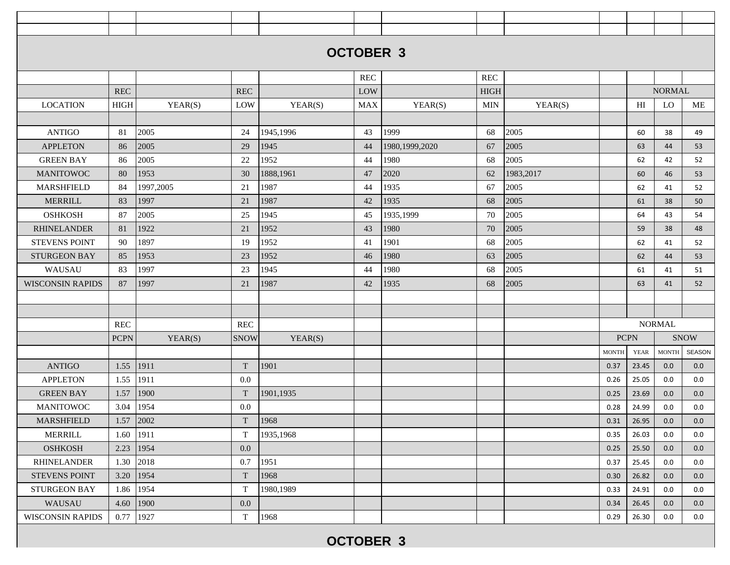## OCTOBER 3

| LOCATION | REC HIGH | YEAR(S) | REC LOW | YEAR(S) | REC LOW MAX | YEAR(S) | REC HIGH MIN | YEAR(S) | | NORMAL HI | NORMAL LO | NORMAL ME |
|---|---|---|---|---|---|---|---|---|---|---|---|---|
| ANTIGO | 81 | 2005 | 24 | 1945,1996 | 43 | 1999 | 68 | 2005 | | 60 | 38 | 49 |
| APPLETON | 86 | 2005 | 29 | 1945 | 44 | 1980,1999,2020 | 67 | 2005 | | 63 | 44 | 53 |
| GREEN BAY | 86 | 2005 | 22 | 1952 | 44 | 1980 | 68 | 2005 | | 62 | 42 | 52 |
| MANITOWOC | 80 | 1953 | 30 | 1888,1961 | 47 | 2020 | 62 | 1983,2017 | | 60 | 46 | 53 |
| MARSHFIELD | 84 | 1997,2005 | 21 | 1987 | 44 | 1935 | 67 | 2005 | | 62 | 41 | 52 |
| MERRILL | 83 | 1997 | 21 | 1987 | 42 | 1935 | 68 | 2005 | | 61 | 38 | 50 |
| OSHKOSH | 87 | 2005 | 25 | 1945 | 45 | 1935,1999 | 70 | 2005 | | 64 | 43 | 54 |
| RHINELANDER | 81 | 1922 | 21 | 1952 | 43 | 1980 | 70 | 2005 | | 59 | 38 | 48 |
| STEVENS POINT | 90 | 1897 | 19 | 1952 | 41 | 1901 | 68 | 2005 | | 62 | 41 | 52 |
| STURGEON BAY | 85 | 1953 | 23 | 1952 | 46 | 1980 | 63 | 2005 | | 62 | 44 | 53 |
| WAUSAU | 83 | 1997 | 23 | 1945 | 44 | 1980 | 68 | 2005 | | 61 | 41 | 51 |
| WISCONSIN RAPIDS | 87 | 1997 | 21 | 1987 | 42 | 1935 | 68 | 2005 | | 63 | 41 | 52 |

| LOCATION | REC PCPN | YEAR(S) | REC SNOW | YEAR(S) | NORMAL PCPN MONTH | NORMAL PCPN YEAR | NORMAL SNOW MONTH | NORMAL SNOW SEASON |
|---|---|---|---|---|---|---|---|---|
| ANTIGO | 1.55 | 1911 | T | 1901 | 0.37 | 23.45 | 0.0 | 0.0 |
| APPLETON | 1.55 | 1911 | 0.0 | | 0.26 | 25.05 | 0.0 | 0.0 |
| GREEN BAY | 1.57 | 1900 | T | 1901,1935 | 0.25 | 23.69 | 0.0 | 0.0 |
| MANITOWOC | 3.04 | 1954 | 0.0 | | 0.28 | 24.99 | 0.0 | 0.0 |
| MARSHFIELD | 1.57 | 2002 | T | 1968 | 0.31 | 26.95 | 0.0 | 0.0 |
| MERRILL | 1.60 | 1911 | T | 1935,1968 | 0.35 | 26.03 | 0.0 | 0.0 |
| OSHKOSH | 2.23 | 1954 | 0.0 | | 0.25 | 25.50 | 0.0 | 0.0 |
| RHINELANDER | 1.30 | 2018 | 0.7 | 1951 | 0.37 | 25.45 | 0.0 | 0.0 |
| STEVENS POINT | 3.20 | 1954 | T | 1968 | 0.30 | 26.82 | 0.0 | 0.0 |
| STURGEON BAY | 1.86 | 1954 | T | 1980,1989 | 0.33 | 24.91 | 0.0 | 0.0 |
| WAUSAU | 4.60 | 1900 | 0.0 | | 0.34 | 26.45 | 0.0 | 0.0 |
| WISCONSIN RAPIDS | 0.77 | 1927 | T | 1968 | 0.29 | 26.30 | 0.0 | 0.0 |

## OCTOBER 3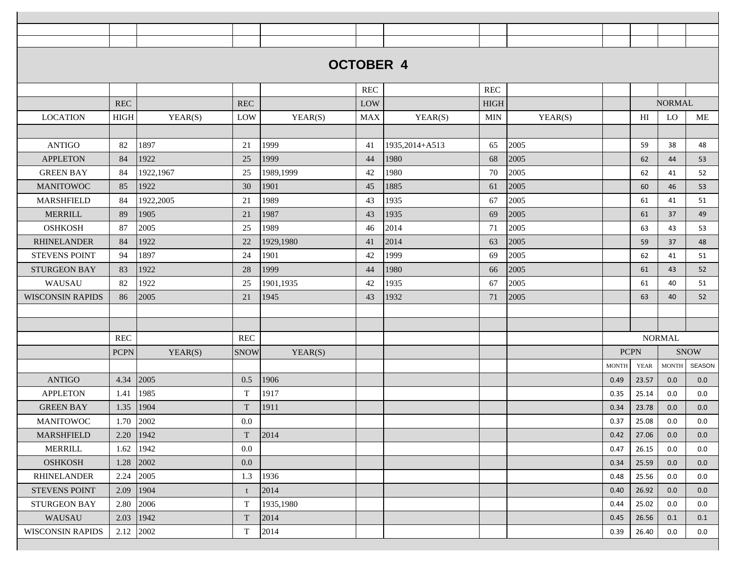# OCTOBER 4

| LOCATION | REC HIGH | YEAR(S) | REC LOW | YEAR(S) | REC LOW MAX | YEAR(S) | REC HIGH MIN | YEAR(S) | | NORMAL HI | NORMAL LO | NORMAL ME |
|---|---|---|---|---|---|---|---|---|---|---|---|---|
| ANTIGO | 82 | 1897 | 21 | 1999 | 41 | 1935,2014+A513 | 65 | 2005 | | 59 | 38 | 48 |
| APPLETON | 84 | 1922 | 25 | 1999 | 44 | 1980 | 68 | 2005 | | 62 | 44 | 53 |
| GREEN BAY | 84 | 1922,1967 | 25 | 1989,1999 | 42 | 1980 | 70 | 2005 | | 62 | 41 | 52 |
| MANITOWOC | 85 | 1922 | 30 | 1901 | 45 | 1885 | 61 | 2005 | | 60 | 46 | 53 |
| MARSHFIELD | 84 | 1922,2005 | 21 | 1989 | 43 | 1935 | 67 | 2005 | | 61 | 41 | 51 |
| MERRILL | 89 | 1905 | 21 | 1987 | 43 | 1935 | 69 | 2005 | | 61 | 37 | 49 |
| OSHKOSH | 87 | 2005 | 25 | 1989 | 46 | 2014 | 71 | 2005 | | 63 | 43 | 53 |
| RHINELANDER | 84 | 1922 | 22 | 1929,1980 | 41 | 2014 | 63 | 2005 | | 59 | 37 | 48 |
| STEVENS POINT | 94 | 1897 | 24 | 1901 | 42 | 1999 | 69 | 2005 | | 62 | 41 | 51 |
| STURGEON BAY | 83 | 1922 | 28 | 1999 | 44 | 1980 | 66 | 2005 | | 61 | 43 | 52 |
| WAUSAU | 82 | 1922 | 25 | 1901,1935 | 42 | 1935 | 67 | 2005 | | 61 | 40 | 51 |
| WISCONSIN RAPIDS | 86 | 2005 | 21 | 1945 | 43 | 1932 | 71 | 2005 | | 63 | 40 | 52 |

| LOCATION | REC PCPN | YEAR(S) | REC SNOW | YEAR(S) | NORMAL PCPN MONTH | NORMAL PCPN YEAR | NORMAL SNOW MONTH | NORMAL SNOW SEASON |
|---|---|---|---|---|---|---|---|---|
| ANTIGO | 4.34 | 2005 | 0.5 | 1906 | 0.49 | 23.57 | 0.0 | 0.0 |
| APPLETON | 1.41 | 1985 | T | 1917 | 0.35 | 25.14 | 0.0 | 0.0 |
| GREEN BAY | 1.35 | 1904 | T | 1911 | 0.34 | 23.78 | 0.0 | 0.0 |
| MANITOWOC | 1.70 | 2002 | 0.0 | | 0.37 | 25.08 | 0.0 | 0.0 |
| MARSHFIELD | 2.20 | 1942 | T | 2014 | 0.42 | 27.06 | 0.0 | 0.0 |
| MERRILL | 1.62 | 1942 | 0.0 | | 0.47 | 26.15 | 0.0 | 0.0 |
| OSHKOSH | 1.28 | 2002 | 0.0 | | 0.34 | 25.59 | 0.0 | 0.0 |
| RHINELANDER | 2.24 | 2005 | 1.3 | 1936 | 0.48 | 25.56 | 0.0 | 0.0 |
| STEVENS POINT | 2.09 | 1904 | t | 2014 | 0.40 | 26.92 | 0.0 | 0.0 |
| STURGEON BAY | 2.80 | 2006 | T | 1935,1980 | 0.44 | 25.02 | 0.0 | 0.0 |
| WAUSAU | 2.03 | 1942 | T | 2014 | 0.45 | 26.56 | 0.1 | 0.1 |
| WISCONSIN RAPIDS | 2.12 | 2002 | T | 2014 | 0.39 | 26.40 | 0.0 | 0.0 |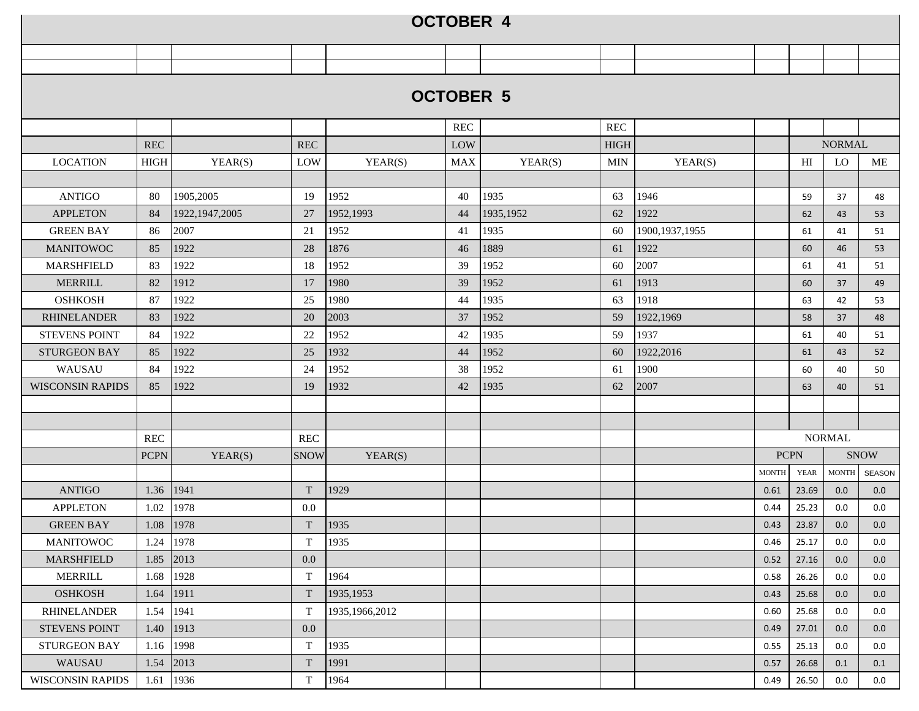# OCTOBER 4

# OCTOBER 5

| LOCATION | REC HIGH | YEAR(S) | REC LOW | YEAR(S) | REC LOW MAX | YEAR(S) | REC HIGH MIN | YEAR(S) | | NORMAL HI | NORMAL LO | NORMAL ME |
|---|---|---|---|---|---|---|---|---|---|---|---|---|
| ANTIGO | 80 | 1905,2005 | 19 | 1952 | 40 | 1935 | 63 | 1946 | | 59 | 37 | 48 |
| APPLETON | 84 | 1922,1947,2005 | 27 | 1952,1993 | 44 | 1935,1952 | 62 | 1922 | | 62 | 43 | 53 |
| GREEN BAY | 86 | 2007 | 21 | 1952 | 41 | 1935 | 60 | 1900,1937,1955 | | 61 | 41 | 51 |
| MANITOWOC | 85 | 1922 | 28 | 1876 | 46 | 1889 | 61 | 1922 | | 60 | 46 | 53 |
| MARSHFIELD | 83 | 1922 | 18 | 1952 | 39 | 1952 | 60 | 2007 | | 61 | 41 | 51 |
| MERRILL | 82 | 1912 | 17 | 1980 | 39 | 1952 | 61 | 1913 | | 60 | 37 | 49 |
| OSHKOSH | 87 | 1922 | 25 | 1980 | 44 | 1935 | 63 | 1918 | | 63 | 42 | 53 |
| RHINELANDER | 83 | 1922 | 20 | 2003 | 37 | 1952 | 59 | 1922,1969 | | 58 | 37 | 48 |
| STEVENS POINT | 84 | 1922 | 22 | 1952 | 42 | 1935 | 59 | 1937 | | 61 | 40 | 51 |
| STURGEON BAY | 85 | 1922 | 25 | 1932 | 44 | 1952 | 60 | 1922,2016 | | 61 | 43 | 52 |
| WAUSAU | 84 | 1922 | 24 | 1952 | 38 | 1952 | 61 | 1900 | | 60 | 40 | 50 |
| WISCONSIN RAPIDS | 85 | 1922 | 19 | 1932 | 42 | 1935 | 62 | 2007 | | 63 | 40 | 51 |

| LOCATION | REC PCPN | YEAR(S) | REC SNOW | YEAR(S) | NORMAL PCPN MONTH | NORMAL PCPN YEAR | NORMAL SNOW MONTH | NORMAL SNOW SEASON |
|---|---|---|---|---|---|---|---|---|
| ANTIGO | 1.36 | 1941 | T | 1929 | 0.61 | 23.69 | 0.0 | 0.0 |
| APPLETON | 1.02 | 1978 | 0.0 | | 0.44 | 25.23 | 0.0 | 0.0 |
| GREEN BAY | 1.08 | 1978 | T | 1935 | 0.43 | 23.87 | 0.0 | 0.0 |
| MANITOWOC | 1.24 | 1978 | T | 1935 | 0.46 | 25.17 | 0.0 | 0.0 |
| MARSHFIELD | 1.85 | 2013 | 0.0 | | 0.52 | 27.16 | 0.0 | 0.0 |
| MERRILL | 1.68 | 1928 | T | 1964 | 0.58 | 26.26 | 0.0 | 0.0 |
| OSHKOSH | 1.64 | 1911 | T | 1935,1953 | 0.43 | 25.68 | 0.0 | 0.0 |
| RHINELANDER | 1.54 | 1941 | T | 1935,1966,2012 | 0.60 | 25.68 | 0.0 | 0.0 |
| STEVENS POINT | 1.40 | 1913 | 0.0 | | 0.49 | 27.01 | 0.0 | 0.0 |
| STURGEON BAY | 1.16 | 1998 | T | 1935 | 0.55 | 25.13 | 0.0 | 0.0 |
| WAUSAU | 1.54 | 2013 | T | 1991 | 0.57 | 26.68 | 0.1 | 0.1 |
| WISCONSIN RAPIDS | 1.61 | 1936 | T | 1964 | 0.49 | 26.50 | 0.0 | 0.0 |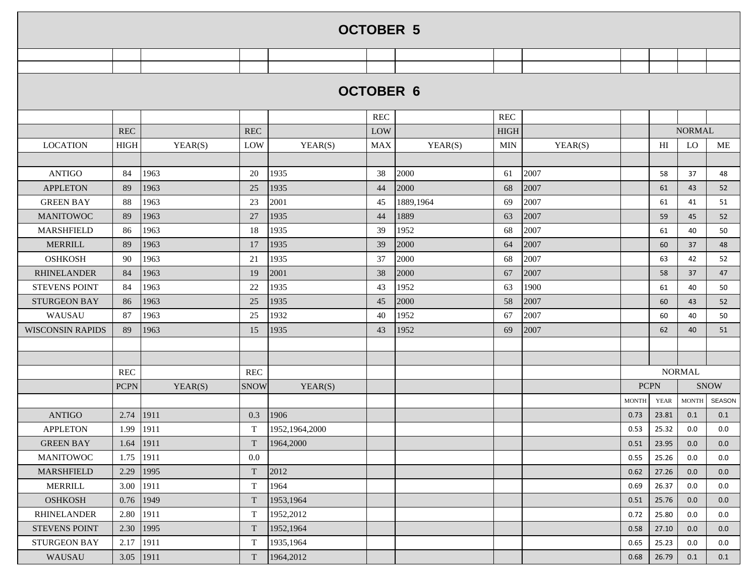## OCTOBER 5

## OCTOBER 6

| LOCATION | REC HIGH | YEAR(S) | REC LOW | YEAR(S) | REC LOW MAX | YEAR(S) | REC HIGH MIN | YEAR(S) | | NORMAL HI | NORMAL LO | NORMAL ME |
|---|---|---|---|---|---|---|---|---|---|---|---|---|
| ANTIGO | 84 | 1963 | 20 | 1935 | 38 | 2000 | 61 | 2007 | | 58 | 37 | 48 |
| APPLETON | 89 | 1963 | 25 | 1935 | 44 | 2000 | 68 | 2007 | | 61 | 43 | 52 |
| GREEN BAY | 88 | 1963 | 23 | 2001 | 45 | 1889,1964 | 69 | 2007 | | 61 | 41 | 51 |
| MANITOWOC | 89 | 1963 | 27 | 1935 | 44 | 1889 | 63 | 2007 | | 59 | 45 | 52 |
| MARSHFIELD | 86 | 1963 | 18 | 1935 | 39 | 1952 | 68 | 2007 | | 61 | 40 | 50 |
| MERRILL | 89 | 1963 | 17 | 1935 | 39 | 2000 | 64 | 2007 | | 60 | 37 | 48 |
| OSHKOSH | 90 | 1963 | 21 | 1935 | 37 | 2000 | 68 | 2007 | | 63 | 42 | 52 |
| RHINELANDER | 84 | 1963 | 19 | 2001 | 38 | 2000 | 67 | 2007 | | 58 | 37 | 47 |
| STEVENS POINT | 84 | 1963 | 22 | 1935 | 43 | 1952 | 63 | 1900 | | 61 | 40 | 50 |
| STURGEON BAY | 86 | 1963 | 25 | 1935 | 45 | 2000 | 58 | 2007 | | 60 | 43 | 52 |
| WAUSAU | 87 | 1963 | 25 | 1932 | 40 | 1952 | 67 | 2007 | | 60 | 40 | 50 |
| WISCONSIN RAPIDS | 89 | 1963 | 15 | 1935 | 43 | 1952 | 69 | 2007 | | 62 | 40 | 51 |

| LOCATION | REC PCPN | YEAR(S) | REC SNOW | YEAR(S) | NORMAL PCPN MONTH | NORMAL PCPN YEAR | NORMAL SNOW MONTH | NORMAL SNOW SEASON |
|---|---|---|---|---|---|---|---|---|
| ANTIGO | 2.74 | 1911 | 0.3 | 1906 | 0.73 | 23.81 | 0.1 | 0.1 |
| APPLETON | 1.99 | 1911 | T | 1952,1964,2000 | 0.53 | 25.32 | 0.0 | 0.0 |
| GREEN BAY | 1.64 | 1911 | T | 1964,2000 | 0.51 | 23.95 | 0.0 | 0.0 |
| MANITOWOC | 1.75 | 1911 | 0.0 | | 0.55 | 25.26 | 0.0 | 0.0 |
| MARSHFIELD | 2.29 | 1995 | T | 2012 | 0.62 | 27.26 | 0.0 | 0.0 |
| MERRILL | 3.00 | 1911 | T | 1964 | 0.69 | 26.37 | 0.0 | 0.0 |
| OSHKOSH | 0.76 | 1949 | T | 1953,1964 | 0.51 | 25.76 | 0.0 | 0.0 |
| RHINELANDER | 2.80 | 1911 | T | 1952,2012 | 0.72 | 25.80 | 0.0 | 0.0 |
| STEVENS POINT | 2.30 | 1995 | T | 1952,1964 | 0.58 | 27.10 | 0.0 | 0.0 |
| STURGEON BAY | 2.17 | 1911 | T | 1935,1964 | 0.65 | 25.23 | 0.0 | 0.0 |
| WAUSAU | 3.05 | 1911 | T | 1964,2012 | 0.68 | 26.79 | 0.1 | 0.1 |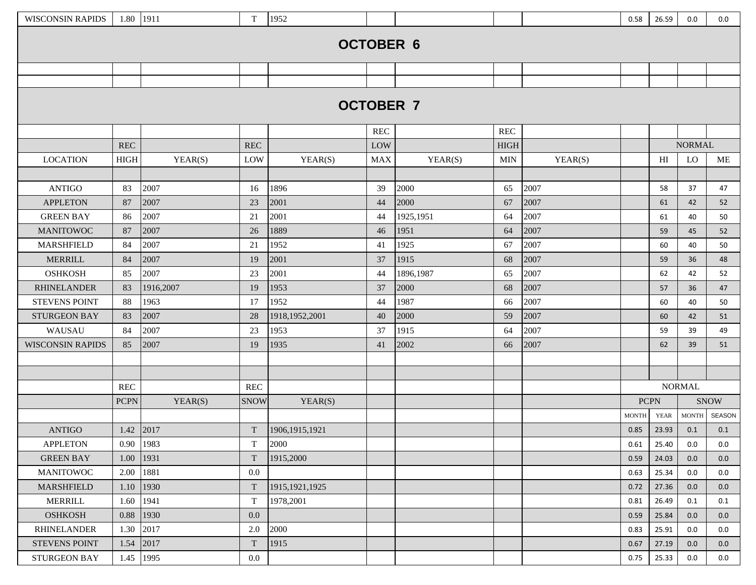| WISCONSIN RAPIDS | 1.80 | 1911 | T | 1952 | | | | | | 0.58 | 26.59 | 0.0 | 0.0 |
|---|---|---|---|---|---|---|---|---|---|---|---|---|---|

## OCTOBER 6

## OCTOBER 7

| | REC | | REC | | REC LOW | | REC HIGH | | | NORMAL | | |
|---|---|---|---|---|---|---|---|---|---|---|---|---|
| LOCATION | HIGH | YEAR(S) | LOW | YEAR(S) | MAX | YEAR(S) | MIN | YEAR(S) | | HI | LO | ME |
| ANTIGO | 83 | 2007 | 16 | 1896 | 39 | 2000 | 65 | 2007 | | 58 | 37 | 47 |
| APPLETON | 87 | 2007 | 23 | 2001 | 44 | 2000 | 67 | 2007 | | 61 | 42 | 52 |
| GREEN BAY | 86 | 2007 | 21 | 2001 | 44 | 1925,1951 | 64 | 2007 | | 61 | 40 | 50 |
| MANITOWOC | 87 | 2007 | 26 | 1889 | 46 | 1951 | 64 | 2007 | | 59 | 45 | 52 |
| MARSHFIELD | 84 | 2007 | 21 | 1952 | 41 | 1925 | 67 | 2007 | | 60 | 40 | 50 |
| MERRILL | 84 | 2007 | 19 | 2001 | 37 | 1915 | 68 | 2007 | | 59 | 36 | 48 |
| OSHKOSH | 85 | 2007 | 23 | 2001 | 44 | 1896,1987 | 65 | 2007 | | 62 | 42 | 52 |
| RHINELANDER | 83 | 1916,2007 | 19 | 1953 | 37 | 2000 | 68 | 2007 | | 57 | 36 | 47 |
| STEVENS POINT | 88 | 1963 | 17 | 1952 | 44 | 1987 | 66 | 2007 | | 60 | 40 | 50 |
| STURGEON BAY | 83 | 2007 | 28 | 1918,1952,2001 | 40 | 2000 | 59 | 2007 | | 60 | 42 | 51 |
| WAUSAU | 84 | 2007 | 23 | 1953 | 37 | 1915 | 64 | 2007 | | 59 | 39 | 49 |
| WISCONSIN RAPIDS | 85 | 2007 | 19 | 1935 | 41 | 2002 | 66 | 2007 | | 62 | 39 | 51 |

| | REC | | REC | | NORMAL | | | |
|---|---|---|---|---|---|---|---|---|
| | PCPN | YEAR(S) | SNOW | YEAR(S) | PCPN | | SNOW | |
| | | | | | MONTH | YEAR | MONTH | SEASON |
| ANTIGO | 1.42 | 2017 | T | 1906,1915,1921 | 0.85 | 23.93 | 0.1 | 0.1 |
| APPLETON | 0.90 | 1983 | T | 2000 | 0.61 | 25.40 | 0.0 | 0.0 |
| GREEN BAY | 1.00 | 1931 | T | 1915,2000 | 0.59 | 24.03 | 0.0 | 0.0 |
| MANITOWOC | 2.00 | 1881 | 0.0 | | 0.63 | 25.34 | 0.0 | 0.0 |
| MARSHFIELD | 1.10 | 1930 | T | 1915,1921,1925 | 0.72 | 27.36 | 0.0 | 0.0 |
| MERRILL | 1.60 | 1941 | T | 1978,2001 | 0.81 | 26.49 | 0.1 | 0.1 |
| OSHKOSH | 0.88 | 1930 | 0.0 | | 0.59 | 25.84 | 0.0 | 0.0 |
| RHINELANDER | 1.30 | 2017 | 2.0 | 2000 | 0.83 | 25.91 | 0.0 | 0.0 |
| STEVENS POINT | 1.54 | 2017 | T | 1915 | 0.67 | 27.19 | 0.0 | 0.0 |
| STURGEON BAY | 1.45 | 1995 | 0.0 | | 0.75 | 25.33 | 0.0 | 0.0 |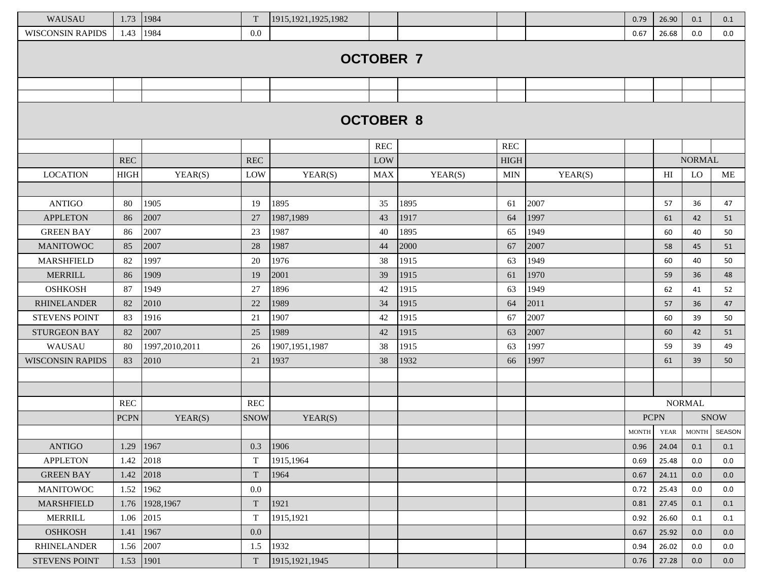| WAUSAU | 1.73 | 1984 | T | 1915,1921,1925,1982 | | | | | 0.79 | 26.90 | 0.1 | 0.1 |
|---|---|---|---|---|---|---|---|---|---|---|---|---|
| WISCONSIN RAPIDS | 1.43 | 1984 | 0.0 | | | | | | 0.67 | 26.68 | 0.0 | 0.0 |

## OCTOBER 7

## OCTOBER 8

| | | | | | REC | | REC | | | | | |
|---|---|---|---|---|---|---|---|---|---|---|---|---|
| | REC | | REC | | LOW | | HIGH | | | NORMAL | | |
| LOCATION | HIGH | YEAR(S) | LOW | YEAR(S) | MAX | YEAR(S) | MIN | YEAR(S) | | HI | LO | ME |
| ANTIGO | 80 | 1905 | 19 | 1895 | 35 | 1895 | 61 | 2007 | | 57 | 36 | 47 |
| APPLETON | 86 | 2007 | 27 | 1987,1989 | 43 | 1917 | 64 | 1997 | | 61 | 42 | 51 |
| GREEN BAY | 86 | 2007 | 23 | 1987 | 40 | 1895 | 65 | 1949 | | 60 | 40 | 50 |
| MANITOWOC | 85 | 2007 | 28 | 1987 | 44 | 2000 | 67 | 2007 | | 58 | 45 | 51 |
| MARSHFIELD | 82 | 1997 | 20 | 1976 | 38 | 1915 | 63 | 1949 | | 60 | 40 | 50 |
| MERRILL | 86 | 1909 | 19 | 2001 | 39 | 1915 | 61 | 1970 | | 59 | 36 | 48 |
| OSHKOSH | 87 | 1949 | 27 | 1896 | 42 | 1915 | 63 | 1949 | | 62 | 41 | 52 |
| RHINELANDER | 82 | 2010 | 22 | 1989 | 34 | 1915 | 64 | 2011 | | 57 | 36 | 47 |
| STEVENS POINT | 83 | 1916 | 21 | 1907 | 42 | 1915 | 67 | 2007 | | 60 | 39 | 50 |
| STURGEON BAY | 82 | 2007 | 25 | 1989 | 42 | 1915 | 63 | 2007 | | 60 | 42 | 51 |
| WAUSAU | 80 | 1997,2010,2011 | 26 | 1907,1951,1987 | 38 | 1915 | 63 | 1997 | | 59 | 39 | 49 |
| WISCONSIN RAPIDS | 83 | 2010 | 21 | 1937 | 38 | 1932 | 66 | 1997 | | 61 | 39 | 50 |

| | REC | | REC | | | | | | NORMAL | | | |
|---|---|---|---|---|---|---|---|---|---|---|---|---|
| | PCPN | YEAR(S) | SNOW | YEAR(S) | | | | | PCPN | | SNOW | |
| | | | | | | | | | MONTH | YEAR | MONTH | SEASON |
| ANTIGO | 1.29 | 1967 | 0.3 | 1906 | | | | | 0.96 | 24.04 | 0.1 | 0.1 |
| APPLETON | 1.42 | 2018 | T | 1915,1964 | | | | | 0.69 | 25.48 | 0.0 | 0.0 |
| GREEN BAY | 1.42 | 2018 | T | 1964 | | | | | 0.67 | 24.11 | 0.0 | 0.0 |
| MANITOWOC | 1.52 | 1962 | 0.0 | | | | | | 0.72 | 25.43 | 0.0 | 0.0 |
| MARSHFIELD | 1.76 | 1928,1967 | T | 1921 | | | | | 0.81 | 27.45 | 0.1 | 0.1 |
| MERRILL | 1.06 | 2015 | T | 1915,1921 | | | | | 0.92 | 26.60 | 0.1 | 0.1 |
| OSHKOSH | 1.41 | 1967 | 0.0 | | | | | | 0.67 | 25.92 | 0.0 | 0.0 |
| RHINELANDER | 1.56 | 2007 | 1.5 | 1932 | | | | | 0.94 | 26.02 | 0.0 | 0.0 |
| STEVENS POINT | 1.53 | 1901 | T | 1915,1921,1945 | | | | | 0.76 | 27.28 | 0.0 | 0.0 |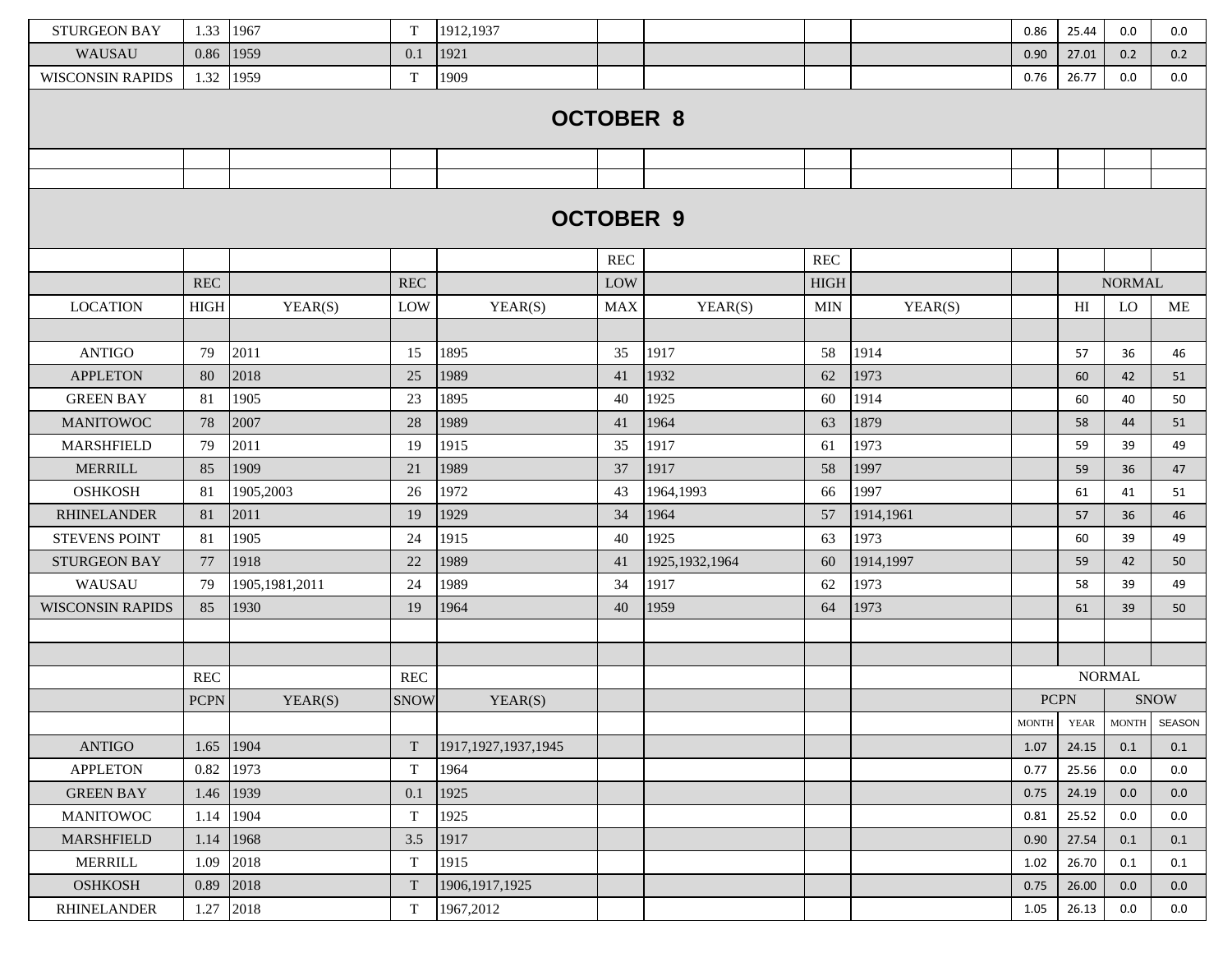| | | | | | | | | | | | | | |
|---|---|---|---|---|---|---|---|---|---|---|---|---|---|
| STURGEON BAY | 1.33 | 1967 | T | 1912,1937 | | | | | 0.86 | 25.44 | 0.0 | 0.0 |
| WAUSAU | 0.86 | 1959 | 0.1 | 1921 | | | | | 0.90 | 27.01 | 0.2 | 0.2 |
| WISCONSIN RAPIDS | 1.32 | 1959 | T | 1909 | | | | | 0.76 | 26.77 | 0.0 | 0.0 |

## OCTOBER 8

## OCTOBER 9

| LOCATION | REC HIGH | YEAR(S) | REC LOW | YEAR(S) | REC LOW MAX | YEAR(S) | REC HIGH MIN | YEAR(S) | | NORMAL HI | NORMAL LO | NORMAL ME |
|---|---|---|---|---|---|---|---|---|---|---|---|---|
| ANTIGO | 79 | 2011 | 15 | 1895 | 35 | 1917 | 58 | 1914 | | 57 | 36 | 46 |
| APPLETON | 80 | 2018 | 25 | 1989 | 41 | 1932 | 62 | 1973 | | 60 | 42 | 51 |
| GREEN BAY | 81 | 1905 | 23 | 1895 | 40 | 1925 | 60 | 1914 | | 60 | 40 | 50 |
| MANITOWOC | 78 | 2007 | 28 | 1989 | 41 | 1964 | 63 | 1879 | | 58 | 44 | 51 |
| MARSHFIELD | 79 | 2011 | 19 | 1915 | 35 | 1917 | 61 | 1973 | | 59 | 39 | 49 |
| MERRILL | 85 | 1909 | 21 | 1989 | 37 | 1917 | 58 | 1997 | | 59 | 36 | 47 |
| OSHKOSH | 81 | 1905,2003 | 26 | 1972 | 43 | 1964,1993 | 66 | 1997 | | 61 | 41 | 51 |
| RHINELANDER | 81 | 2011 | 19 | 1929 | 34 | 1964 | 57 | 1914,1961 | | 57 | 36 | 46 |
| STEVENS POINT | 81 | 1905 | 24 | 1915 | 40 | 1925 | 63 | 1973 | | 60 | 39 | 49 |
| STURGEON BAY | 77 | 1918 | 22 | 1989 | 41 | 1925,1932,1964 | 60 | 1914,1997 | | 59 | 42 | 50 |
| WAUSAU | 79 | 1905,1981,2011 | 24 | 1989 | 34 | 1917 | 62 | 1973 | | 58 | 39 | 49 |
| WISCONSIN RAPIDS | 85 | 1930 | 19 | 1964 | 40 | 1959 | 64 | 1973 | | 61 | 39 | 50 |

| LOCATION | REC PCPN | YEAR(S) | REC SNOW | YEAR(S) | | | | | NORMAL PCPN MONTH | NORMAL PCPN YEAR | NORMAL SNOW MONTH | NORMAL SNOW SEASON |
|---|---|---|---|---|---|---|---|---|---|---|---|---|
| ANTIGO | 1.65 | 1904 | T | 1917,1927,1937,1945 | | | | | 1.07 | 24.15 | 0.1 | 0.1 |
| APPLETON | 0.82 | 1973 | T | 1964 | | | | | 0.77 | 25.56 | 0.0 | 0.0 |
| GREEN BAY | 1.46 | 1939 | 0.1 | 1925 | | | | | 0.75 | 24.19 | 0.0 | 0.0 |
| MANITOWOC | 1.14 | 1904 | T | 1925 | | | | | 0.81 | 25.52 | 0.0 | 0.0 |
| MARSHFIELD | 1.14 | 1968 | 3.5 | 1917 | | | | | 0.90 | 27.54 | 0.1 | 0.1 |
| MERRILL | 1.09 | 2018 | T | 1915 | | | | | 1.02 | 26.70 | 0.1 | 0.1 |
| OSHKOSH | 0.89 | 2018 | T | 1906,1917,1925 | | | | | 0.75 | 26.00 | 0.0 | 0.0 |
| RHINELANDER | 1.27 | 2018 | T | 1967,2012 | | | | | 1.05 | 26.13 | 0.0 | 0.0 |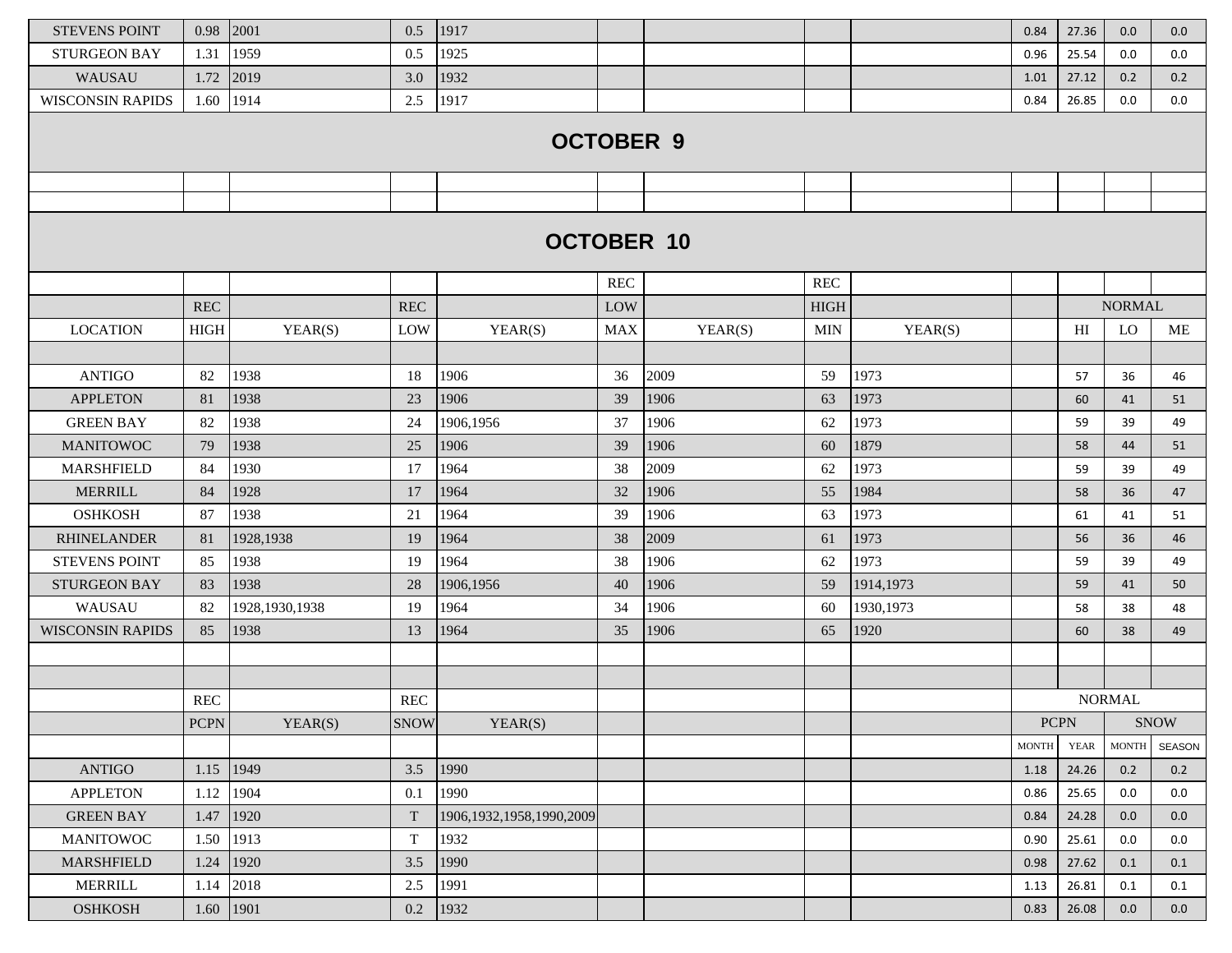| | | | | | | | | | | | | |
|---|---|---|---|---|---|---|---|---|---|---|---|---|
| STEVENS POINT | 0.98 | 2001 | 0.5 | 1917 | | | | | 0.84 | 27.36 | 0.0 | 0.0 |
| STURGEON BAY | 1.31 | 1959 | 0.5 | 1925 | | | | | 0.96 | 25.54 | 0.0 | 0.0 |
| WAUSAU | 1.72 | 2019 | 3.0 | 1932 | | | | | 1.01 | 27.12 | 0.2 | 0.2 |
| WISCONSIN RAPIDS | 1.60 | 1914 | 2.5 | 1917 | | | | | 0.84 | 26.85 | 0.0 | 0.0 |

## OCTOBER 9

## OCTOBER 10

| | | | | | REC | | REC | | | | | |
|---|---|---|---|---|---|---|---|---|---|---|---|---|
| | REC | | REC | | LOW | | HIGH | | | NORMAL | | |
| LOCATION | HIGH | YEAR(S) | LOW | YEAR(S) | MAX | YEAR(S) | MIN | YEAR(S) | | HI | LO | ME |
| ANTIGO | 82 | 1938 | 18 | 1906 | 36 | 2009 | 59 | 1973 | | 57 | 36 | 46 |
| APPLETON | 81 | 1938 | 23 | 1906 | 39 | 1906 | 63 | 1973 | | 60 | 41 | 51 |
| GREEN BAY | 82 | 1938 | 24 | 1906,1956 | 37 | 1906 | 62 | 1973 | | 59 | 39 | 49 |
| MANITOWOC | 79 | 1938 | 25 | 1906 | 39 | 1906 | 60 | 1879 | | 58 | 44 | 51 |
| MARSHFIELD | 84 | 1930 | 17 | 1964 | 38 | 2009 | 62 | 1973 | | 59 | 39 | 49 |
| MERRILL | 84 | 1928 | 17 | 1964 | 32 | 1906 | 55 | 1984 | | 58 | 36 | 47 |
| OSHKOSH | 87 | 1938 | 21 | 1964 | 39 | 1906 | 63 | 1973 | | 61 | 41 | 51 |
| RHINELANDER | 81 | 1928,1938 | 19 | 1964 | 38 | 2009 | 61 | 1973 | | 56 | 36 | 46 |
| STEVENS POINT | 85 | 1938 | 19 | 1964 | 38 | 1906 | 62 | 1973 | | 59 | 39 | 49 |
| STURGEON BAY | 83 | 1938 | 28 | 1906,1956 | 40 | 1906 | 59 | 1914,1973 | | 59 | 41 | 50 |
| WAUSAU | 82 | 1928,1930,1938 | 19 | 1964 | 34 | 1906 | 60 | 1930,1973 | | 58 | 38 | 48 |
| WISCONSIN RAPIDS | 85 | 1938 | 13 | 1964 | 35 | 1906 | 65 | 1920 | | 60 | 38 | 49 |

| | REC | | REC | | | | | | NORMAL | | | |
|---|---|---|---|---|---|---|---|---|---|---|---|---|
| | PCPN | YEAR(S) | SNOW | YEAR(S) | | | | | PCPN | | SNOW | |
| | | | | | | | | | MONTH | YEAR | MONTH | SEASON |
| ANTIGO | 1.15 | 1949 | 3.5 | 1990 | | | | | 1.18 | 24.26 | 0.2 | 0.2 |
| APPLETON | 1.12 | 1904 | 0.1 | 1990 | | | | | 0.86 | 25.65 | 0.0 | 0.0 |
| GREEN BAY | 1.47 | 1920 | T | 1906,1932,1958,1990,2009 | | | | | 0.84 | 24.28 | 0.0 | 0.0 |
| MANITOWOC | 1.50 | 1913 | T | 1932 | | | | | 0.90 | 25.61 | 0.0 | 0.0 |
| MARSHFIELD | 1.24 | 1920 | 3.5 | 1990 | | | | | 0.98 | 27.62 | 0.1 | 0.1 |
| MERRILL | 1.14 | 2018 | 2.5 | 1991 | | | | | 1.13 | 26.81 | 0.1 | 0.1 |
| OSHKOSH | 1.60 | 1901 | 0.2 | 1932 | | | | | 0.83 | 26.08 | 0.0 | 0.0 |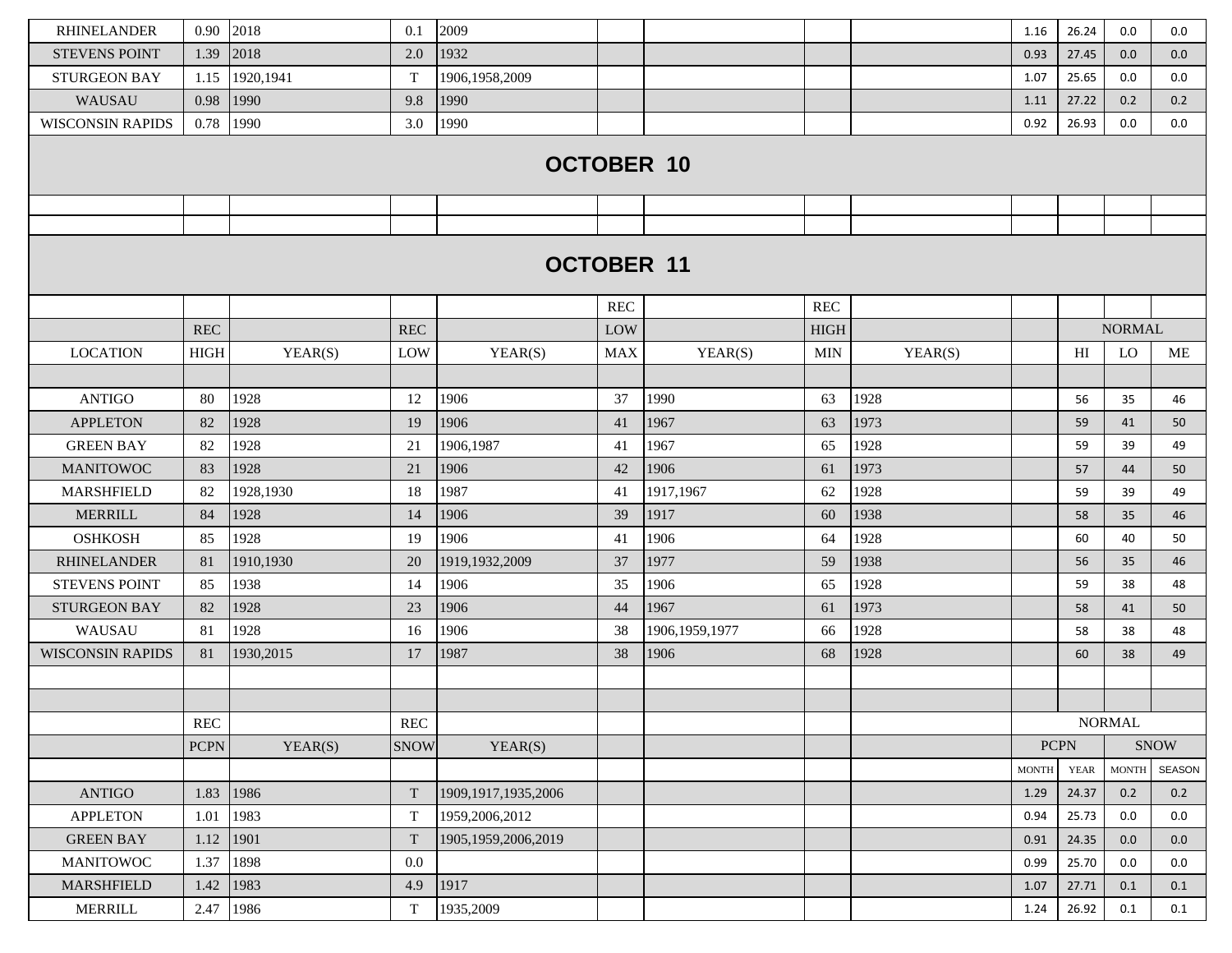| | | | | | | | | | | | | | |
|---|---|---|---|---|---|---|---|---|---|---|---|---|---|
| RHINELANDER | 0.90 | 2018 | 0.1 | 2009 | | | | | 1.16 | 26.24 | 0.0 | 0.0 |
| STEVENS POINT | 1.39 | 2018 | 2.0 | 1932 | | | | | 0.93 | 27.45 | 0.0 | 0.0 |
| STURGEON BAY | 1.15 | 1920,1941 | T | 1906,1958,2009 | | | | | 1.07 | 25.65 | 0.0 | 0.0 |
| WAUSAU | 0.98 | 1990 | 9.8 | 1990 | | | | | 1.11 | 27.22 | 0.2 | 0.2 |
| WISCONSIN RAPIDS | 0.78 | 1990 | 3.0 | 1990 | | | | | 0.92 | 26.93 | 0.0 | 0.0 |

## OCTOBER 10

## OCTOBER 11

| LOCATION | REC HIGH | YEAR(S) | REC LOW | YEAR(S) | REC LOW MAX | YEAR(S) | REC HIGH MIN | YEAR(S) | | NORMAL HI | NORMAL LO | NORMAL ME |
|---|---|---|---|---|---|---|---|---|---|---|---|---|
| ANTIGO | 80 | 1928 | 12 | 1906 | 37 | 1990 | 63 | 1928 | | 56 | 35 | 46 |
| APPLETON | 82 | 1928 | 19 | 1906 | 41 | 1967 | 63 | 1973 | | 59 | 41 | 50 |
| GREEN BAY | 82 | 1928 | 21 | 1906,1987 | 41 | 1967 | 65 | 1928 | | 59 | 39 | 49 |
| MANITOWOC | 83 | 1928 | 21 | 1906 | 42 | 1906 | 61 | 1973 | | 57 | 44 | 50 |
| MARSHFIELD | 82 | 1928,1930 | 18 | 1987 | 41 | 1917,1967 | 62 | 1928 | | 59 | 39 | 49 |
| MERRILL | 84 | 1928 | 14 | 1906 | 39 | 1917 | 60 | 1938 | | 58 | 35 | 46 |
| OSHKOSH | 85 | 1928 | 19 | 1906 | 41 | 1906 | 64 | 1928 | | 60 | 40 | 50 |
| RHINELANDER | 81 | 1910,1930 | 20 | 1919,1932,2009 | 37 | 1977 | 59 | 1938 | | 56 | 35 | 46 |
| STEVENS POINT | 85 | 1938 | 14 | 1906 | 35 | 1906 | 65 | 1928 | | 59 | 38 | 48 |
| STURGEON BAY | 82 | 1928 | 23 | 1906 | 44 | 1967 | 61 | 1973 | | 58 | 41 | 50 |
| WAUSAU | 81 | 1928 | 16 | 1906 | 38 | 1906,1959,1977 | 66 | 1928 | | 58 | 38 | 48 |
| WISCONSIN RAPIDS | 81 | 1930,2015 | 17 | 1987 | 38 | 1906 | 68 | 1928 | | 60 | 38 | 49 |

| LOCATION | REC PCPN | YEAR(S) | REC SNOW | YEAR(S) | | | | | NORMAL PCPN MONTH | NORMAL PCPN YEAR | NORMAL SNOW MONTH | NORMAL SNOW SEASON |
|---|---|---|---|---|---|---|---|---|---|---|---|---|
| ANTIGO | 1.83 | 1986 | T | 1909,1917,1935,2006 | | | | | 1.29 | 24.37 | 0.2 | 0.2 |
| APPLETON | 1.01 | 1983 | T | 1959,2006,2012 | | | | | 0.94 | 25.73 | 0.0 | 0.0 |
| GREEN BAY | 1.12 | 1901 | T | 1905,1959,2006,2019 | | | | | 0.91 | 24.35 | 0.0 | 0.0 |
| MANITOWOC | 1.37 | 1898 | 0.0 | | | | | | 0.99 | 25.70 | 0.0 | 0.0 |
| MARSHFIELD | 1.42 | 1983 | 4.9 | 1917 | | | | | 1.07 | 27.71 | 0.1 | 0.1 |
| MERRILL | 2.47 | 1986 | T | 1935,2009 | | | | | 1.24 | 26.92 | 0.1 | 0.1 |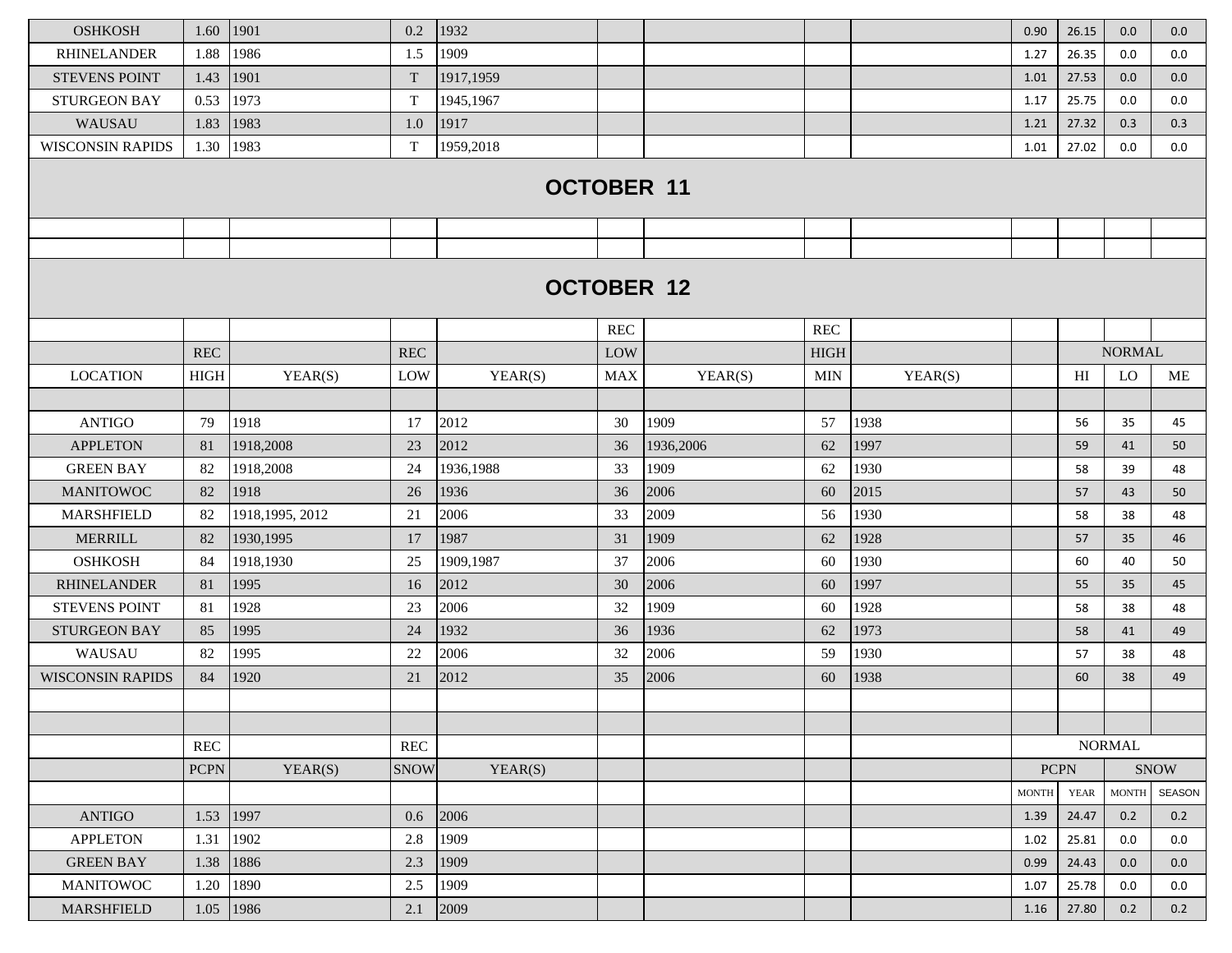| OSHKOSH | 1.60 | 1901 | 0.2 | 1932 | | | | | 0.90 | 26.15 | 0.0 | 0.0 |
|---|---|---|---|---|---|---|---|---|---|---|---|---|
| RHINELANDER | 1.88 | 1986 | 1.5 | 1909 | | | | | 1.27 | 26.35 | 0.0 | 0.0 |
| STEVENS POINT | 1.43 | 1901 | T | 1917,1959 | | | | | 1.01 | 27.53 | 0.0 | 0.0 |
| STURGEON BAY | 0.53 | 1973 | T | 1945,1967 | | | | | 1.17 | 25.75 | 0.0 | 0.0 |
| WAUSAU | 1.83 | 1983 | 1.0 | 1917 | | | | | 1.21 | 27.32 | 0.3 | 0.3 |
| WISCONSIN RAPIDS | 1.30 | 1983 | T | 1959,2018 | | | | | 1.01 | 27.02 | 0.0 | 0.0 |

## OCTOBER 11

## OCTOBER 12

| LOCATION | REC HIGH | YEAR(S) | REC LOW | YEAR(S) | REC LOW MAX | YEAR(S) | REC HIGH MIN | YEAR(S) | | NORMAL HI | NORMAL LO | NORMAL ME |
|---|---|---|---|---|---|---|---|---|---|---|---|---|
| ANTIGO | 79 | 1918 | 17 | 2012 | 30 | 1909 | 57 | 1938 | | 56 | 35 | 45 |
| APPLETON | 81 | 1918,2008 | 23 | 2012 | 36 | 1936,2006 | 62 | 1997 | | 59 | 41 | 50 |
| GREEN BAY | 82 | 1918,2008 | 24 | 1936,1988 | 33 | 1909 | 62 | 1930 | | 58 | 39 | 48 |
| MANITOWOC | 82 | 1918 | 26 | 1936 | 36 | 2006 | 60 | 2015 | | 57 | 43 | 50 |
| MARSHFIELD | 82 | 1918,1995, 2012 | 21 | 2006 | 33 | 2009 | 56 | 1930 | | 58 | 38 | 48 |
| MERRILL | 82 | 1930,1995 | 17 | 1987 | 31 | 1909 | 62 | 1928 | | 57 | 35 | 46 |
| OSHKOSH | 84 | 1918,1930 | 25 | 1909,1987 | 37 | 2006 | 60 | 1930 | | 60 | 40 | 50 |
| RHINELANDER | 81 | 1995 | 16 | 2012 | 30 | 2006 | 60 | 1997 | | 55 | 35 | 45 |
| STEVENS POINT | 81 | 1928 | 23 | 2006 | 32 | 1909 | 60 | 1928 | | 58 | 38 | 48 |
| STURGEON BAY | 85 | 1995 | 24 | 1932 | 36 | 1936 | 62 | 1973 | | 58 | 41 | 49 |
| WAUSAU | 82 | 1995 | 22 | 2006 | 32 | 2006 | 59 | 1930 | | 57 | 38 | 48 |
| WISCONSIN RAPIDS | 84 | 1920 | 21 | 2012 | 35 | 2006 | 60 | 1938 | | 60 | 38 | 49 |

| | REC PCPN | YEAR(S) | REC SNOW | YEAR(S) | | | | | NORMAL PCPN MONTH | NORMAL PCPN YEAR | NORMAL SNOW MONTH | NORMAL SNOW SEASON |
|---|---|---|---|---|---|---|---|---|---|---|---|---|
| ANTIGO | 1.53 | 1997 | 0.6 | 2006 | | | | | 1.39 | 24.47 | 0.2 | 0.2 |
| APPLETON | 1.31 | 1902 | 2.8 | 1909 | | | | | 1.02 | 25.81 | 0.0 | 0.0 |
| GREEN BAY | 1.38 | 1886 | 2.3 | 1909 | | | | | 0.99 | 24.43 | 0.0 | 0.0 |
| MANITOWOC | 1.20 | 1890 | 2.5 | 1909 | | | | | 1.07 | 25.78 | 0.0 | 0.0 |
| MARSHFIELD | 1.05 | 1986 | 2.1 | 2009 | | | | | 1.16 | 27.80 | 0.2 | 0.2 |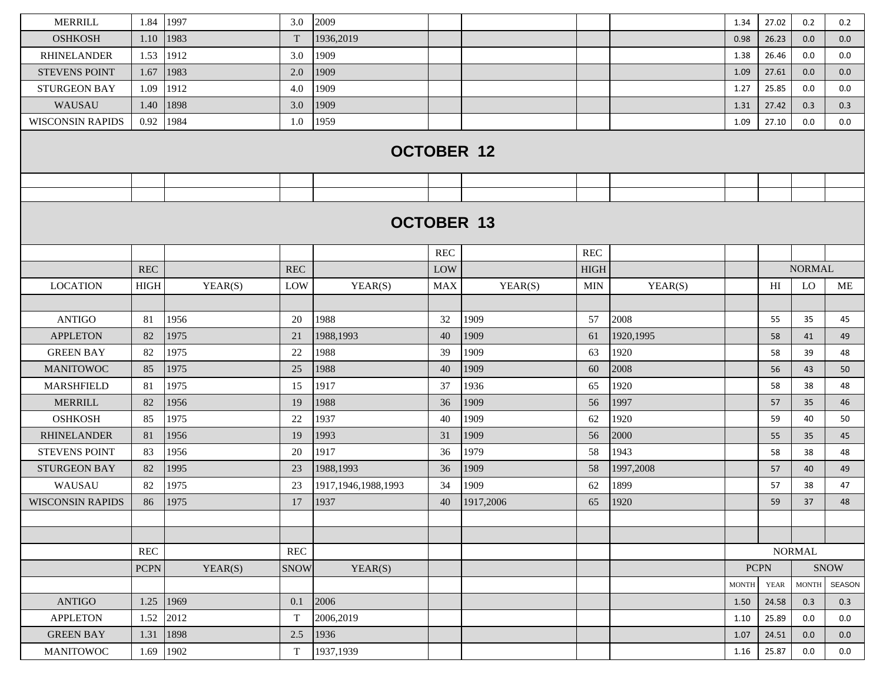| | | | | | | | | | | | | |
|---|---|---|---|---|---|---|---|---|---|---|---|---|
| MERRILL | 1.84 | 1997 | 3.0 | 2009 | | | | | 1.34 | 27.02 | 0.2 | 0.2 |
| OSHKOSH | 1.10 | 1983 | T | 1936,2019 | | | | | 0.98 | 26.23 | 0.0 | 0.0 |
| RHINELANDER | 1.53 | 1912 | 3.0 | 1909 | | | | | 1.38 | 26.46 | 0.0 | 0.0 |
| STEVENS POINT | 1.67 | 1983 | 2.0 | 1909 | | | | | 1.09 | 27.61 | 0.0 | 0.0 |
| STURGEON BAY | 1.09 | 1912 | 4.0 | 1909 | | | | | 1.27 | 25.85 | 0.0 | 0.0 |
| WAUSAU | 1.40 | 1898 | 3.0 | 1909 | | | | | 1.31 | 27.42 | 0.3 | 0.3 |
| WISCONSIN RAPIDS | 0.92 | 1984 | 1.0 | 1959 | | | | | 1.09 | 27.10 | 0.0 | 0.0 |

## OCTOBER 12

## OCTOBER 13

| LOCATION | REC HIGH | YEAR(S) | REC LOW | YEAR(S) | REC LOW MAX | YEAR(S) | REC HIGH MIN | YEAR(S) | | NORMAL HI | NORMAL LO | NORMAL ME |
|---|---|---|---|---|---|---|---|---|---|---|---|---|
| ANTIGO | 81 | 1956 | 20 | 1988 | 32 | 1909 | 57 | 2008 | | 55 | 35 | 45 |
| APPLETON | 82 | 1975 | 21 | 1988,1993 | 40 | 1909 | 61 | 1920,1995 | | 58 | 41 | 49 |
| GREEN BAY | 82 | 1975 | 22 | 1988 | 39 | 1909 | 63 | 1920 | | 58 | 39 | 48 |
| MANITOWOC | 85 | 1975 | 25 | 1988 | 40 | 1909 | 60 | 2008 | | 56 | 43 | 50 |
| MARSHFIELD | 81 | 1975 | 15 | 1917 | 37 | 1936 | 65 | 1920 | | 58 | 38 | 48 |
| MERRILL | 82 | 1956 | 19 | 1988 | 36 | 1909 | 56 | 1997 | | 57 | 35 | 46 |
| OSHKOSH | 85 | 1975 | 22 | 1937 | 40 | 1909 | 62 | 1920 | | 59 | 40 | 50 |
| RHINELANDER | 81 | 1956 | 19 | 1993 | 31 | 1909 | 56 | 2000 | | 55 | 35 | 45 |
| STEVENS POINT | 83 | 1956 | 20 | 1917 | 36 | 1979 | 58 | 1943 | | 58 | 38 | 48 |
| STURGEON BAY | 82 | 1995 | 23 | 1988,1993 | 36 | 1909 | 58 | 1997,2008 | | 57 | 40 | 49 |
| WAUSAU | 82 | 1975 | 23 | 1917,1946,1988,1993 | 34 | 1909 | 62 | 1899 | | 57 | 38 | 47 |
| WISCONSIN RAPIDS | 86 | 1975 | 17 | 1937 | 40 | 1917,2006 | 65 | 1920 | | 59 | 37 | 48 |

| LOCATION | REC PCPN | YEAR(S) | REC SNOW | YEAR(S) | | | | | NORMAL PCPN MONTH | NORMAL PCPN YEAR | NORMAL SNOW MONTH | NORMAL SNOW SEASON |
|---|---|---|---|---|---|---|---|---|---|---|---|---|
| ANTIGO | 1.25 | 1969 | 0.1 | 2006 | | | | | 1.50 | 24.58 | 0.3 | 0.3 |
| APPLETON | 1.52 | 2012 | T | 2006,2019 | | | | | 1.10 | 25.89 | 0.0 | 0.0 |
| GREEN BAY | 1.31 | 1898 | 2.5 | 1936 | | | | | 1.07 | 24.51 | 0.0 | 0.0 |
| MANITOWOC | 1.69 | 1902 | T | 1937,1939 | | | | | 1.16 | 25.87 | 0.0 | 0.0 |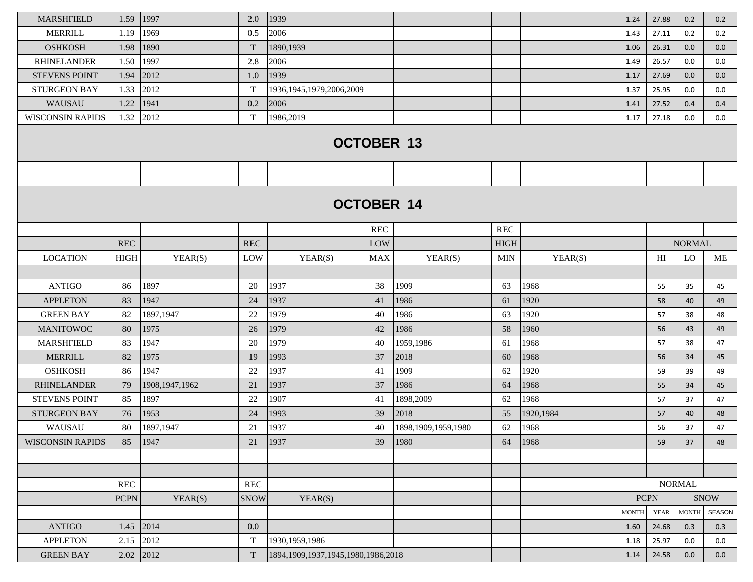| | | | | | | | | | | | | | |
|---|---|---|---|---|---|---|---|---|---|---|---|---|---|
| MARSHFIELD | 1.59 | 1997 | 2.0 | 1939 | | | | | | 1.24 | 27.88 | 0.2 | 0.2 |
| MERRILL | 1.19 | 1969 | 0.5 | 2006 | | | | | | 1.43 | 27.11 | 0.2 | 0.2 |
| OSHKOSH | 1.98 | 1890 | T | 1890,1939 | | | | | | 1.06 | 26.31 | 0.0 | 0.0 |
| RHINELANDER | 1.50 | 1997 | 2.8 | 2006 | | | | | | 1.49 | 26.57 | 0.0 | 0.0 |
| STEVENS POINT | 1.94 | 2012 | 1.0 | 1939 | | | | | | 1.17 | 27.69 | 0.0 | 0.0 |
| STURGEON BAY | 1.33 | 2012 | T | 1936,1945,1979,2006,2009 | | | | | | 1.37 | 25.95 | 0.0 | 0.0 |
| WAUSAU | 1.22 | 1941 | 0.2 | 2006 | | | | | | 1.41 | 27.52 | 0.4 | 0.4 |
| WISCONSIN RAPIDS | 1.32 | 2012 | T | 1986,2019 | | | | | | 1.17 | 27.18 | 0.0 | 0.0 |

## OCTOBER 13

## OCTOBER 14

| | | | | | REC | | REC | | | | | |
|---|---|---|---|---|---|---|---|---|---|---|---|---|
| | REC | | REC | | LOW | | HIGH | | | NORMAL | | |
| LOCATION | HIGH | YEAR(S) | LOW | YEAR(S) | MAX | YEAR(S) | MIN | YEAR(S) | | HI | LO | ME |
| ANTIGO | 86 | 1897 | 20 | 1937 | 38 | 1909 | 63 | 1968 | | 55 | 35 | 45 |
| APPLETON | 83 | 1947 | 24 | 1937 | 41 | 1986 | 61 | 1920 | | 58 | 40 | 49 |
| GREEN BAY | 82 | 1897,1947 | 22 | 1979 | 40 | 1986 | 63 | 1920 | | 57 | 38 | 48 |
| MANITOWOC | 80 | 1975 | 26 | 1979 | 42 | 1986 | 58 | 1960 | | 56 | 43 | 49 |
| MARSHFIELD | 83 | 1947 | 20 | 1979 | 40 | 1959,1986 | 61 | 1968 | | 57 | 38 | 47 |
| MERRILL | 82 | 1975 | 19 | 1993 | 37 | 2018 | 60 | 1968 | | 56 | 34 | 45 |
| OSHKOSH | 86 | 1947 | 22 | 1937 | 41 | 1909 | 62 | 1920 | | 59 | 39 | 49 |
| RHINELANDER | 79 | 1908,1947,1962 | 21 | 1937 | 37 | 1986 | 64 | 1968 | | 55 | 34 | 45 |
| STEVENS POINT | 85 | 1897 | 22 | 1907 | 41 | 1898,2009 | 62 | 1968 | | 57 | 37 | 47 |
| STURGEON BAY | 76 | 1953 | 24 | 1993 | 39 | 2018 | 55 | 1920,1984 | | 57 | 40 | 48 |
| WAUSAU | 80 | 1897,1947 | 21 | 1937 | 40 | 1898,1909,1959,1980 | 62 | 1968 | | 56 | 37 | 47 |
| WISCONSIN RAPIDS | 85 | 1947 | 21 | 1937 | 39 | 1980 | 64 | 1968 | | 59 | 37 | 48 |

| | REC | | REC | | | | | | NORMAL | | | |
|---|---|---|---|---|---|---|---|---|---|---|---|---|
| | PCPN | YEAR(S) | SNOW | YEAR(S) | | | | | PCPN | | SNOW | |
| | | | | | | | | | MONTH | YEAR | MONTH | SEASON |
| ANTIGO | 1.45 | 2014 | 0.0 | | | | | | 1.60 | 24.68 | 0.3 | 0.3 |
| APPLETON | 2.15 | 2012 | T | 1930,1959,1986 | | | | | 1.18 | 25.97 | 0.0 | 0.0 |
| GREEN BAY | 2.02 | 2012 | T | 1894,1909,1937,1945,1980,1986,2018 | | | | | 1.14 | 24.58 | 0.0 | 0.0 |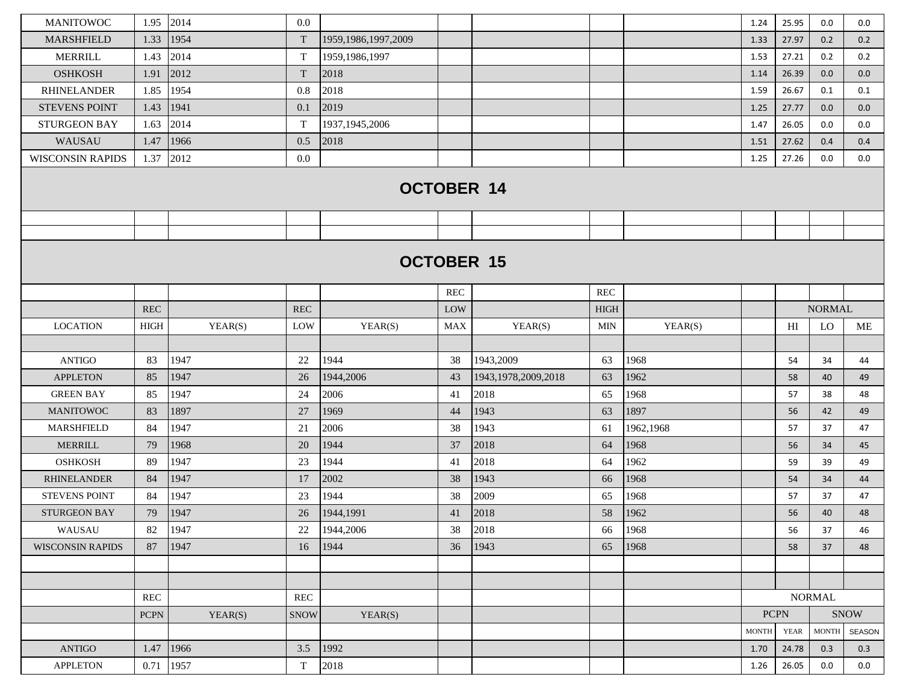| MANITOWOC | 1.95 | 2014 | 0.0 | | | | | | 1.24 | 25.95 | 0.0 | 0.0 |
|---|---|---|---|---|---|---|---|---|---|---|---|---|
| MARSHFIELD | 1.33 | 1954 | T | 1959,1986,1997,2009 | | | | | 1.33 | 27.97 | 0.2 | 0.2 |
| MERRILL | 1.43 | 2014 | T | 1959,1986,1997 | | | | | 1.53 | 27.21 | 0.2 | 0.2 |
| OSHKOSH | 1.91 | 2012 | T | 2018 | | | | | 1.14 | 26.39 | 0.0 | 0.0 |
| RHINELANDER | 1.85 | 1954 | 0.8 | 2018 | | | | | 1.59 | 26.67 | 0.1 | 0.1 |
| STEVENS POINT | 1.43 | 1941 | 0.1 | 2019 | | | | | 1.25 | 27.77 | 0.0 | 0.0 |
| STURGEON BAY | 1.63 | 2014 | T | 1937,1945,2006 | | | | | 1.47 | 26.05 | 0.0 | 0.0 |
| WAUSAU | 1.47 | 1966 | 0.5 | 2018 | | | | | 1.51 | 27.62 | 0.4 | 0.4 |
| WISCONSIN RAPIDS | 1.37 | 2012 | 0.0 | | | | | | 1.25 | 27.26 | 0.0 | 0.0 |

## OCTOBER 14

## OCTOBER 15

| | | | | | REC | | REC | | | | | |
|---|---|---|---|---|---|---|---|---|---|---|---|---|
| | REC | | REC | | LOW | | HIGH | | | NORMAL | | |
| LOCATION | HIGH | YEAR(S) | LOW | YEAR(S) | MAX | YEAR(S) | MIN | YEAR(S) | | HI | LO | ME |
| ANTIGO | 83 | 1947 | 22 | 1944 | 38 | 1943,2009 | 63 | 1968 | | 54 | 34 | 44 |
| APPLETON | 85 | 1947 | 26 | 1944,2006 | 43 | 1943,1978,2009,2018 | 63 | 1962 | | 58 | 40 | 49 |
| GREEN BAY | 85 | 1947 | 24 | 2006 | 41 | 2018 | 65 | 1968 | | 57 | 38 | 48 |
| MANITOWOC | 83 | 1897 | 27 | 1969 | 44 | 1943 | 63 | 1897 | | 56 | 42 | 49 |
| MARSHFIELD | 84 | 1947 | 21 | 2006 | 38 | 1943 | 61 | 1962,1968 | | 57 | 37 | 47 |
| MERRILL | 79 | 1968 | 20 | 1944 | 37 | 2018 | 64 | 1968 | | 56 | 34 | 45 |
| OSHKOSH | 89 | 1947 | 23 | 1944 | 41 | 2018 | 64 | 1962 | | 59 | 39 | 49 |
| RHINELANDER | 84 | 1947 | 17 | 2002 | 38 | 1943 | 66 | 1968 | | 54 | 34 | 44 |
| STEVENS POINT | 84 | 1947 | 23 | 1944 | 38 | 2009 | 65 | 1968 | | 57 | 37 | 47 |
| STURGEON BAY | 79 | 1947 | 26 | 1944,1991 | 41 | 2018 | 58 | 1962 | | 56 | 40 | 48 |
| WAUSAU | 82 | 1947 | 22 | 1944,2006 | 38 | 2018 | 66 | 1968 | | 56 | 37 | 46 |
| WISCONSIN RAPIDS | 87 | 1947 | 16 | 1944 | 36 | 1943 | 65 | 1968 | | 58 | 37 | 48 |

| | REC | | REC | | | | | | NORMAL | | | |
|---|---|---|---|---|---|---|---|---|---|---|---|---|
| | PCPN | YEAR(S) | SNOW | YEAR(S) | | | | | PCPN | | SNOW | |
| | | | | | | | | | MONTH | YEAR | MONTH | SEASON |
| ANTIGO | 1.47 | 1966 | 3.5 | 1992 | | | | | 1.70 | 24.78 | 0.3 | 0.3 |
| APPLETON | 0.71 | 1957 | T | 2018 | | | | | 1.26 | 26.05 | 0.0 | 0.0 |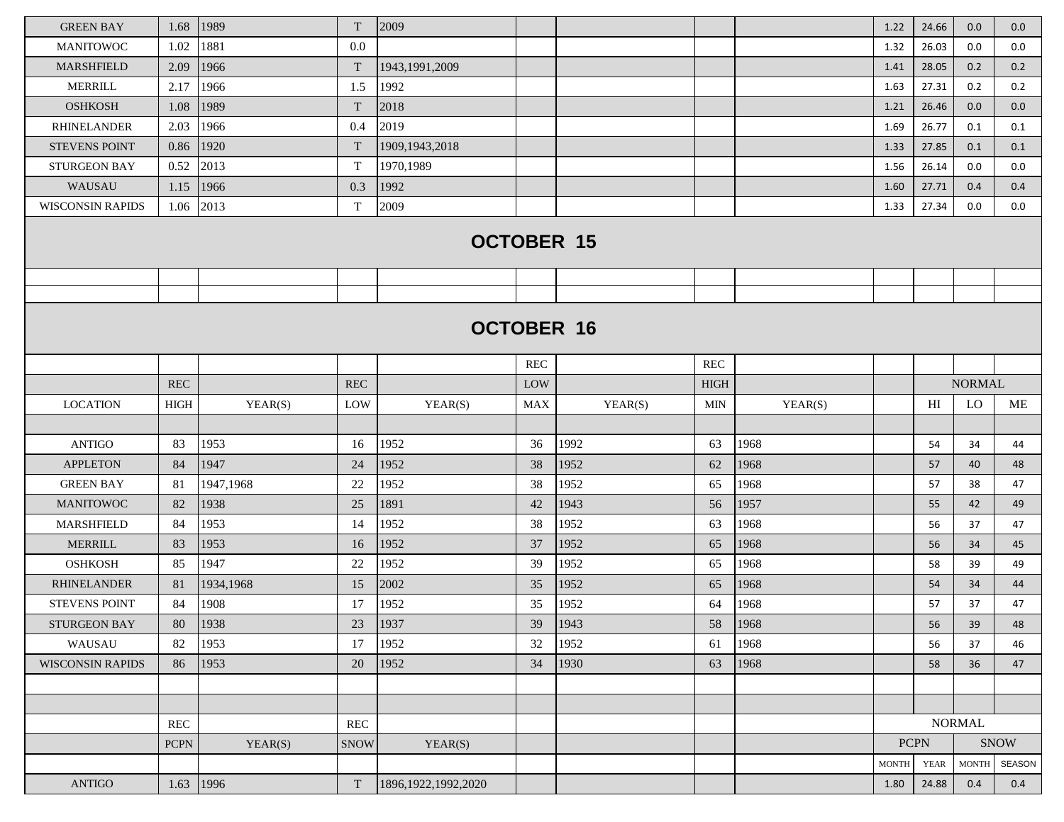| | | | | | | | | | | | | |
|---|---|---|---|---|---|---|---|---|---|---|---|---|
| GREEN BAY | 1.68 | 1989 | T | 2009 | | | | | 1.22 | 24.66 | 0.0 | 0.0 |
| MANITOWOC | 1.02 | 1881 | 0.0 | | | | | | 1.32 | 26.03 | 0.0 | 0.0 |
| MARSHFIELD | 2.09 | 1966 | T | 1943,1991,2009 | | | | | 1.41 | 28.05 | 0.2 | 0.2 |
| MERRILL | 2.17 | 1966 | 1.5 | 1992 | | | | | 1.63 | 27.31 | 0.2 | 0.2 |
| OSHKOSH | 1.08 | 1989 | T | 2018 | | | | | 1.21 | 26.46 | 0.0 | 0.0 |
| RHINELANDER | 2.03 | 1966 | 0.4 | 2019 | | | | | 1.69 | 26.77 | 0.1 | 0.1 |
| STEVENS POINT | 0.86 | 1920 | T | 1909,1943,2018 | | | | | 1.33 | 27.85 | 0.1 | 0.1 |
| STURGEON BAY | 0.52 | 2013 | T | 1970,1989 | | | | | 1.56 | 26.14 | 0.0 | 0.0 |
| WAUSAU | 1.15 | 1966 | 0.3 | 1992 | | | | | 1.60 | 27.71 | 0.4 | 0.4 |
| WISCONSIN RAPIDS | 1.06 | 2013 | T | 2009 | | | | | 1.33 | 27.34 | 0.0 | 0.0 |

## OCTOBER 15

## OCTOBER 16

| LOCATION | REC HIGH | YEAR(S) | REC LOW | YEAR(S) | REC LOW MAX | YEAR(S) | REC HIGH MIN | YEAR(S) | | NORMAL HI | NORMAL LO | NORMAL ME |
|---|---|---|---|---|---|---|---|---|---|---|---|---|
| ANTIGO | 83 | 1953 | 16 | 1952 | 36 | 1992 | 63 | 1968 | | 54 | 34 | 44 |
| APPLETON | 84 | 1947 | 24 | 1952 | 38 | 1952 | 62 | 1968 | | 57 | 40 | 48 |
| GREEN BAY | 81 | 1947,1968 | 22 | 1952 | 38 | 1952 | 65 | 1968 | | 57 | 38 | 47 |
| MANITOWOC | 82 | 1938 | 25 | 1891 | 42 | 1943 | 56 | 1957 | | 55 | 42 | 49 |
| MARSHFIELD | 84 | 1953 | 14 | 1952 | 38 | 1952 | 63 | 1968 | | 56 | 37 | 47 |
| MERRILL | 83 | 1953 | 16 | 1952 | 37 | 1952 | 65 | 1968 | | 56 | 34 | 45 |
| OSHKOSH | 85 | 1947 | 22 | 1952 | 39 | 1952 | 65 | 1968 | | 58 | 39 | 49 |
| RHINELANDER | 81 | 1934,1968 | 15 | 2002 | 35 | 1952 | 65 | 1968 | | 54 | 34 | 44 |
| STEVENS POINT | 84 | 1908 | 17 | 1952 | 35 | 1952 | 64 | 1968 | | 57 | 37 | 47 |
| STURGEON BAY | 80 | 1938 | 23 | 1937 | 39 | 1943 | 58 | 1968 | | 56 | 39 | 48 |
| WAUSAU | 82 | 1953 | 17 | 1952 | 32 | 1952 | 61 | 1968 | | 56 | 37 | 46 |
| WISCONSIN RAPIDS | 86 | 1953 | 20 | 1952 | 34 | 1930 | 63 | 1968 | | 58 | 36 | 47 |

| | REC PCPN | YEAR(S) | REC SNOW | YEAR(S) | | | | | NORMAL PCPN MONTH | NORMAL PCPN YEAR | NORMAL SNOW MONTH | NORMAL SNOW SEASON |
|---|---|---|---|---|---|---|---|---|---|---|---|---|
| ANTIGO | 1.63 | 1996 | T | 1896,1922,1992,2020 | | | | | 1.80 | 24.88 | 0.4 | 0.4 |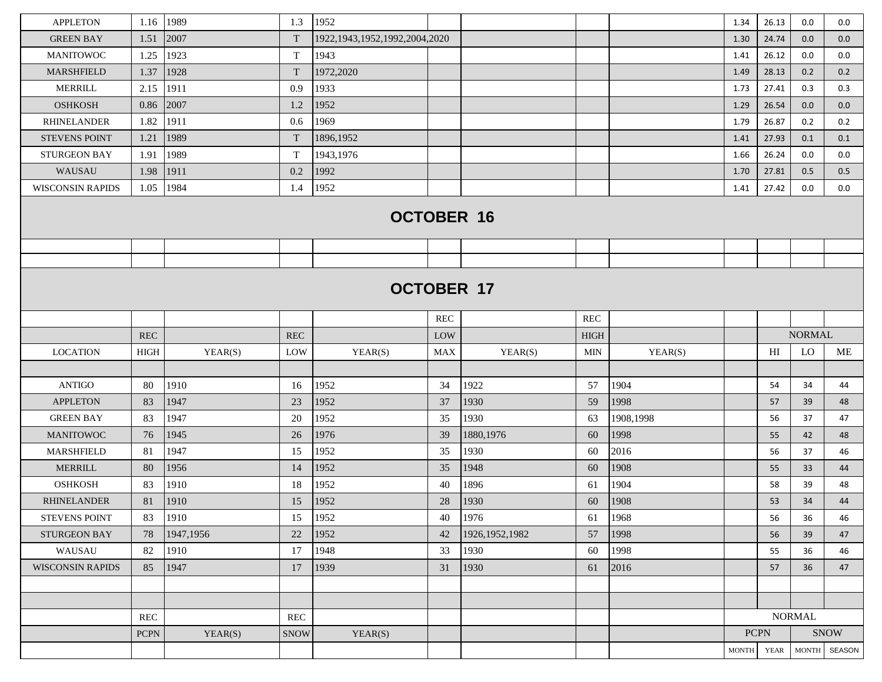| | | | | | | | | | | | | |
|---|---|---|---|---|---|---|---|---|---|---|---|---|
| APPLETON | 1.16 | 1989 | 1.3 | 1952 | | | | | 1.34 | 26.13 | 0.0 | 0.0 |
| GREEN BAY | 1.51 | 2007 | T | 1922,1943,1952,1992,2004,2020 | | | | | 1.30 | 24.74 | 0.0 | 0.0 |
| MANITOWOC | 1.25 | 1923 | T | 1943 | | | | | 1.41 | 26.12 | 0.0 | 0.0 |
| MARSHFIELD | 1.37 | 1928 | T | 1972,2020 | | | | | 1.49 | 28.13 | 0.2 | 0.2 |
| MERRILL | 2.15 | 1911 | 0.9 | 1933 | | | | | 1.73 | 27.41 | 0.3 | 0.3 |
| OSHKOSH | 0.86 | 2007 | 1.2 | 1952 | | | | | 1.29 | 26.54 | 0.0 | 0.0 |
| RHINELANDER | 1.82 | 1911 | 0.6 | 1969 | | | | | 1.79 | 26.87 | 0.2 | 0.2 |
| STEVENS POINT | 1.21 | 1989 | T | 1896,1952 | | | | | 1.41 | 27.93 | 0.1 | 0.1 |
| STURGEON BAY | 1.91 | 1989 | T | 1943,1976 | | | | | 1.66 | 26.24 | 0.0 | 0.0 |
| WAUSAU | 1.98 | 1911 | 0.2 | 1992 | | | | | 1.70 | 27.81 | 0.5 | 0.5 |
| WISCONSIN RAPIDS | 1.05 | 1984 | 1.4 | 1952 | | | | | 1.41 | 27.42 | 0.0 | 0.0 |

# OCTOBER 16

# OCTOBER 17

| | | | | | REC | | REC | | | | | |
|---|---|---|---|---|---|---|---|---|---|---|---|---|
| | REC | | REC | | LOW | | HIGH | | | NORMAL | | |
| LOCATION | HIGH | YEAR(S) | LOW | YEAR(S) | MAX | YEAR(S) | MIN | YEAR(S) | | HI | LO | ME |
| ANTIGO | 80 | 1910 | 16 | 1952 | 34 | 1922 | 57 | 1904 | | 54 | 34 | 44 |
| APPLETON | 83 | 1947 | 23 | 1952 | 37 | 1930 | 59 | 1998 | | 57 | 39 | 48 |
| GREEN BAY | 83 | 1947 | 20 | 1952 | 35 | 1930 | 63 | 1908,1998 | | 56 | 37 | 47 |
| MANITOWOC | 76 | 1945 | 26 | 1976 | 39 | 1880,1976 | 60 | 1998 | | 55 | 42 | 48 |
| MARSHFIELD | 81 | 1947 | 15 | 1952 | 35 | 1930 | 60 | 2016 | | 56 | 37 | 46 |
| MERRILL | 80 | 1956 | 14 | 1952 | 35 | 1948 | 60 | 1908 | | 55 | 33 | 44 |
| OSHKOSH | 83 | 1910 | 18 | 1952 | 40 | 1896 | 61 | 1904 | | 58 | 39 | 48 |
| RHINELANDER | 81 | 1910 | 15 | 1952 | 28 | 1930 | 60 | 1908 | | 53 | 34 | 44 |
| STEVENS POINT | 83 | 1910 | 15 | 1952 | 40 | 1976 | 61 | 1968 | | 56 | 36 | 46 |
| STURGEON BAY | 78 | 1947,1956 | 22 | 1952 | 42 | 1926,1952,1982 | 57 | 1998 | | 56 | 39 | 47 |
| WAUSAU | 82 | 1910 | 17 | 1948 | 33 | 1930 | 60 | 1998 | | 55 | 36 | 46 |
| WISCONSIN RAPIDS | 85 | 1947 | 17 | 1939 | 31 | 1930 | 61 | 2016 | | 57 | 36 | 47 |

| | REC | | REC | | | | | | NORMAL | | | |
|---|---|---|---|---|---|---|---|---|---|---|---|---|
| | PCPN | YEAR(S) | SNOW | YEAR(S) | | | | | PCPN | | SNOW | |
| | | | | | | | | | MONTH | YEAR | MONTH | SEASON |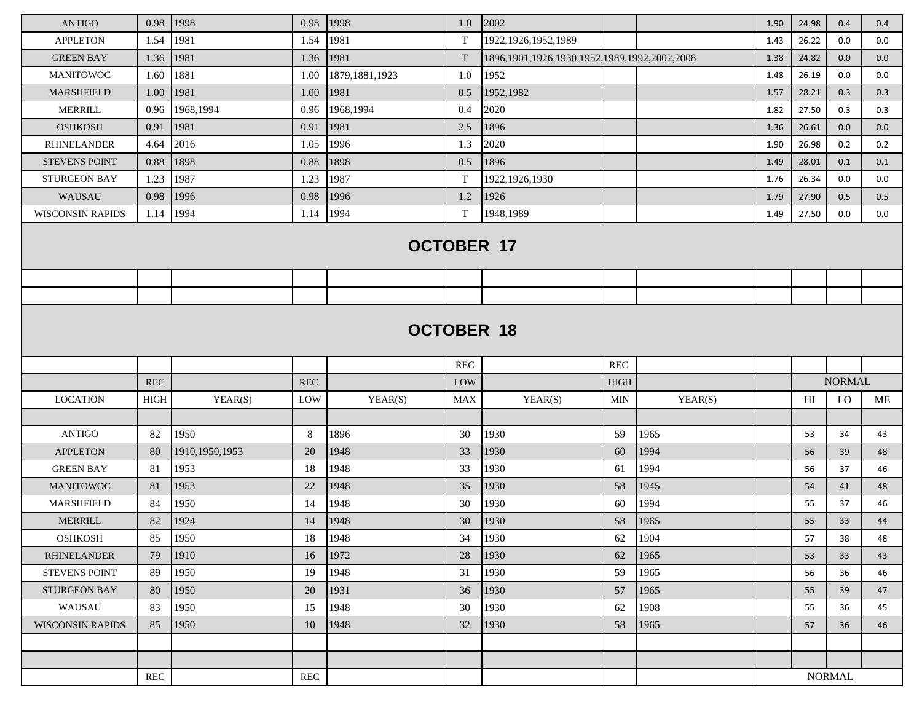| | | | | | | | | | | | | |
|---|---|---|---|---|---|---|---|---|---|---|---|---|
| ANTIGO | 0.98 | 1998 | 0.98 | 1998 | 1.0 | 2002 | | | 1.90 | 24.98 | 0.4 | 0.4 |
| APPLETON | 1.54 | 1981 | 1.54 | 1981 | T | 1922,1926,1952,1989 | | | 1.43 | 26.22 | 0.0 | 0.0 |
| GREEN BAY | 1.36 | 1981 | 1.36 | 1981 | T | 1896,1901,1926,1930,1952,1989,1992,2002,2008 | | | 1.38 | 24.82 | 0.0 | 0.0 |
| MANITOWOC | 1.60 | 1881 | 1.00 | 1879,1881,1923 | 1.0 | 1952 | | | 1.48 | 26.19 | 0.0 | 0.0 |
| MARSHFIELD | 1.00 | 1981 | 1.00 | 1981 | 0.5 | 1952,1982 | | | 1.57 | 28.21 | 0.3 | 0.3 |
| MERRILL | 0.96 | 1968,1994 | 0.96 | 1968,1994 | 0.4 | 2020 | | | 1.82 | 27.50 | 0.3 | 0.3 |
| OSHKOSH | 0.91 | 1981 | 0.91 | 1981 | 2.5 | 1896 | | | 1.36 | 26.61 | 0.0 | 0.0 |
| RHINELANDER | 4.64 | 2016 | 1.05 | 1996 | 1.3 | 2020 | | | 1.90 | 26.98 | 0.2 | 0.2 |
| STEVENS POINT | 0.88 | 1898 | 0.88 | 1898 | 0.5 | 1896 | | | 1.49 | 28.01 | 0.1 | 0.1 |
| STURGEON BAY | 1.23 | 1987 | 1.23 | 1987 | T | 1922,1926,1930 | | | 1.76 | 26.34 | 0.0 | 0.0 |
| WAUSAU | 0.98 | 1996 | 0.98 | 1996 | 1.2 | 1926 | | | 1.79 | 27.90 | 0.5 | 0.5 |
| WISCONSIN RAPIDS | 1.14 | 1994 | 1.14 | 1994 | T | 1948,1989 | | | 1.49 | 27.50 | 0.0 | 0.0 |

## OCTOBER 17

## OCTOBER 18

| LOCATION | REC HIGH | YEAR(S) | REC LOW | YEAR(S) | REC LOW MAX | YEAR(S) | REC HIGH MIN | YEAR(S) | | NORMAL HI | NORMAL LO | NORMAL ME |
|---|---|---|---|---|---|---|---|---|---|---|---|---|
| ANTIGO | 82 | 1950 | 8 | 1896 | 30 | 1930 | 59 | 1965 | | 53 | 34 | 43 |
| APPLETON | 80 | 1910,1950,1953 | 20 | 1948 | 33 | 1930 | 60 | 1994 | | 56 | 39 | 48 |
| GREEN BAY | 81 | 1953 | 18 | 1948 | 33 | 1930 | 61 | 1994 | | 56 | 37 | 46 |
| MANITOWOC | 81 | 1953 | 22 | 1948 | 35 | 1930 | 58 | 1945 | | 54 | 41 | 48 |
| MARSHFIELD | 84 | 1950 | 14 | 1948 | 30 | 1930 | 60 | 1994 | | 55 | 37 | 46 |
| MERRILL | 82 | 1924 | 14 | 1948 | 30 | 1930 | 58 | 1965 | | 55 | 33 | 44 |
| OSHKOSH | 85 | 1950 | 18 | 1948 | 34 | 1930 | 62 | 1904 | | 57 | 38 | 48 |
| RHINELANDER | 79 | 1910 | 16 | 1972 | 28 | 1930 | 62 | 1965 | | 53 | 33 | 43 |
| STEVENS POINT | 89 | 1950 | 19 | 1948 | 31 | 1930 | 59 | 1965 | | 56 | 36 | 46 |
| STURGEON BAY | 80 | 1950 | 20 | 1931 | 36 | 1930 | 57 | 1965 | | 55 | 39 | 47 |
| WAUSAU | 83 | 1950 | 15 | 1948 | 30 | 1930 | 62 | 1908 | | 55 | 36 | 45 |
| WISCONSIN RAPIDS | 85 | 1950 | 10 | 1948 | 32 | 1930 | 58 | 1965 | | 57 | 36 | 46 |

| | REC | | REC | | | | | | NORMAL | | | |
|---|---|---|---|---|---|---|---|---|---|---|---|---|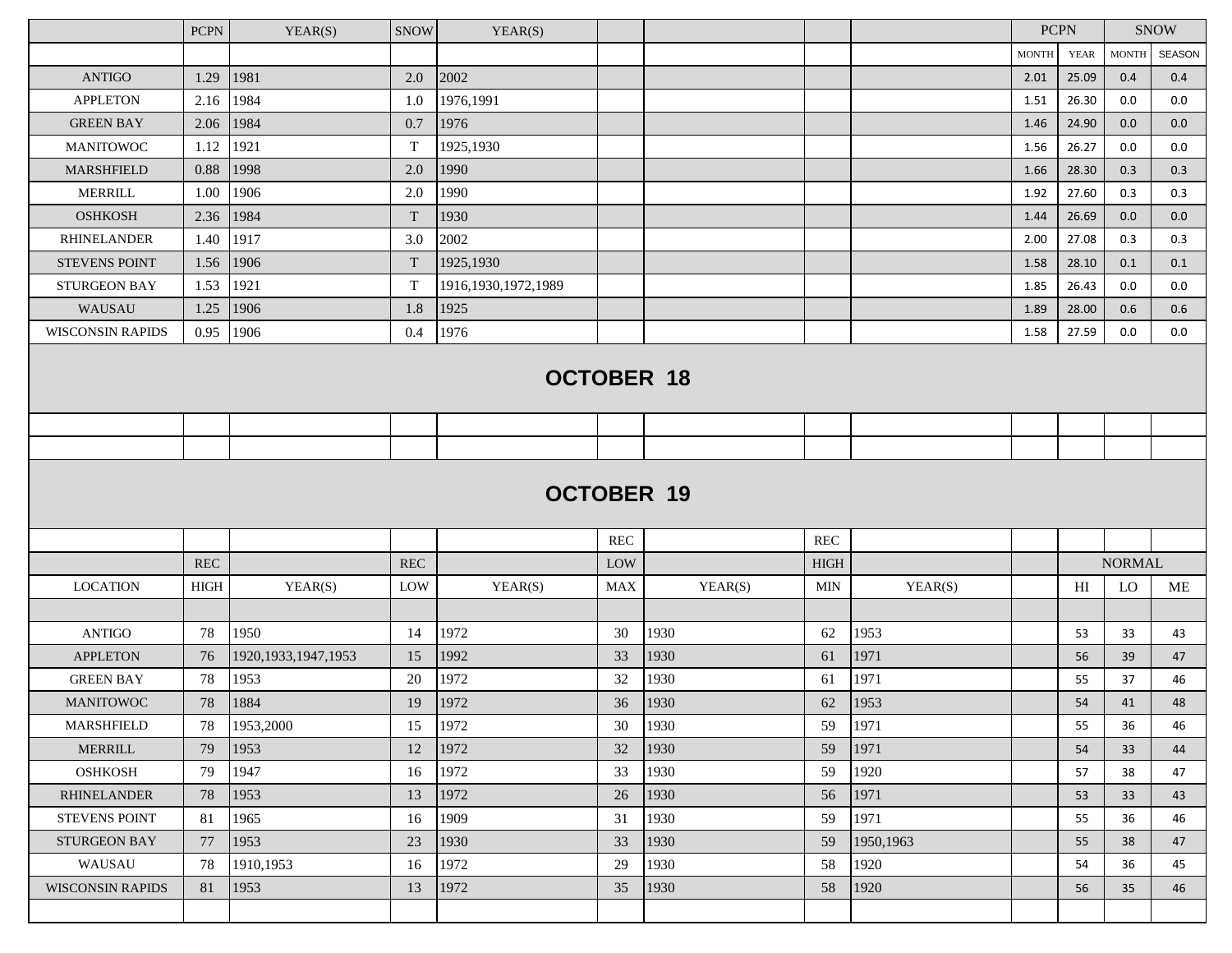| | PCPN | YEAR(S) | SNOW | YEAR(S) | | | | | PCPN | | SNOW | |
|---|---|---|---|---|---|---|---|---|---|---|---|---|
| | | | | | | | | | MONTH | YEAR | MONTH | SEASON |
| ANTIGO | 1.29 | 1981 | 2.0 | 2002 | | | | | 2.01 | 25.09 | 0.4 | 0.4 |
| APPLETON | 2.16 | 1984 | 1.0 | 1976,1991 | | | | | 1.51 | 26.30 | 0.0 | 0.0 |
| GREEN BAY | 2.06 | 1984 | 0.7 | 1976 | | | | | 1.46 | 24.90 | 0.0 | 0.0 |
| MANITOWOC | 1.12 | 1921 | T | 1925,1930 | | | | | 1.56 | 26.27 | 0.0 | 0.0 |
| MARSHFIELD | 0.88 | 1998 | 2.0 | 1990 | | | | | 1.66 | 28.30 | 0.3 | 0.3 |
| MERRILL | 1.00 | 1906 | 2.0 | 1990 | | | | | 1.92 | 27.60 | 0.3 | 0.3 |
| OSHKOSH | 2.36 | 1984 | T | 1930 | | | | | 1.44 | 26.69 | 0.0 | 0.0 |
| RHINELANDER | 1.40 | 1917 | 3.0 | 2002 | | | | | 2.00 | 27.08 | 0.3 | 0.3 |
| STEVENS POINT | 1.56 | 1906 | T | 1925,1930 | | | | | 1.58 | 28.10 | 0.1 | 0.1 |
| STURGEON BAY | 1.53 | 1921 | T | 1916,1930,1972,1989 | | | | | 1.85 | 26.43 | 0.0 | 0.0 |
| WAUSAU | 1.25 | 1906 | 1.8 | 1925 | | | | | 1.89 | 28.00 | 0.6 | 0.6 |
| WISCONSIN RAPIDS | 0.95 | 1906 | 0.4 | 1976 | | | | | 1.58 | 27.59 | 0.0 | 0.0 |

## OCTOBER 18

## OCTOBER 19

| | | | | | REC | | REC | | | | | |
|---|---|---|---|---|---|---|---|---|---|---|---|---|
| | REC | | REC | | LOW | | HIGH | | | NORMAL | | |
| LOCATION | HIGH | YEAR(S) | LOW | YEAR(S) | MAX | YEAR(S) | MIN | YEAR(S) | | HI | LO | ME |
| ANTIGO | 78 | 1950 | 14 | 1972 | 30 | 1930 | 62 | 1953 | | 53 | 33 | 43 |
| APPLETON | 76 | 1920,1933,1947,1953 | 15 | 1992 | 33 | 1930 | 61 | 1971 | | 56 | 39 | 47 |
| GREEN BAY | 78 | 1953 | 20 | 1972 | 32 | 1930 | 61 | 1971 | | 55 | 37 | 46 |
| MANITOWOC | 78 | 1884 | 19 | 1972 | 36 | 1930 | 62 | 1953 | | 54 | 41 | 48 |
| MARSHFIELD | 78 | 1953,2000 | 15 | 1972 | 30 | 1930 | 59 | 1971 | | 55 | 36 | 46 |
| MERRILL | 79 | 1953 | 12 | 1972 | 32 | 1930 | 59 | 1971 | | 54 | 33 | 44 |
| OSHKOSH | 79 | 1947 | 16 | 1972 | 33 | 1930 | 59 | 1920 | | 57 | 38 | 47 |
| RHINELANDER | 78 | 1953 | 13 | 1972 | 26 | 1930 | 56 | 1971 | | 53 | 33 | 43 |
| STEVENS POINT | 81 | 1965 | 16 | 1909 | 31 | 1930 | 59 | 1971 | | 55 | 36 | 46 |
| STURGEON BAY | 77 | 1953 | 23 | 1930 | 33 | 1930 | 59 | 1950,1963 | | 55 | 38 | 47 |
| WAUSAU | 78 | 1910,1953 | 16 | 1972 | 29 | 1930 | 58 | 1920 | | 54 | 36 | 45 |
| WISCONSIN RAPIDS | 81 | 1953 | 13 | 1972 | 35 | 1930 | 58 | 1920 | | 56 | 35 | 46 |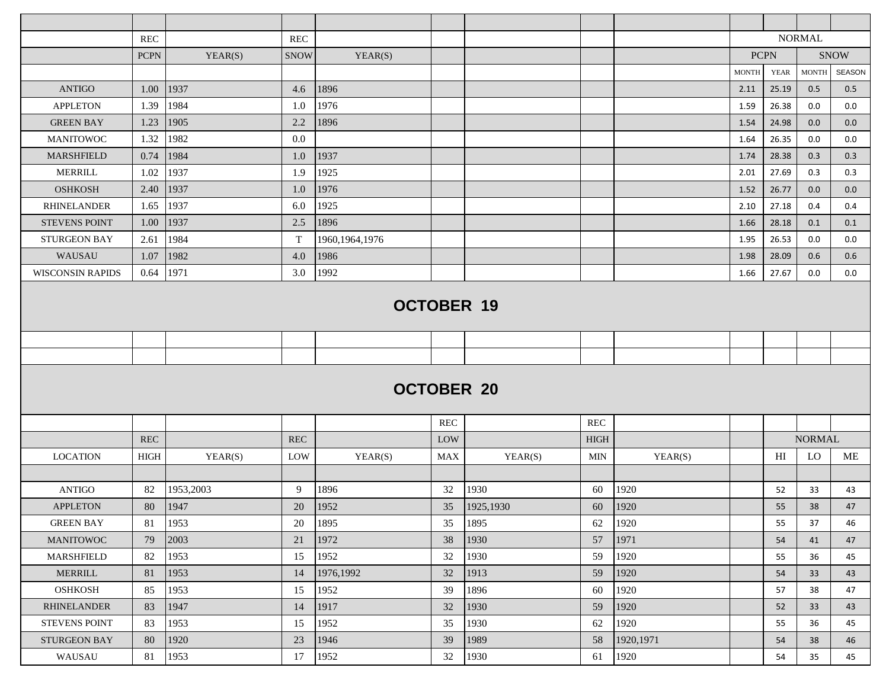| | REC | | REC | | | | | | | NORMAL | | |
|---|---|---|---|---|---|---|---|---|---|---|---|---|
| | PCPN | YEAR(S) | SNOW | YEAR(S) | | | | | PCPN | | SNOW | |
| | | | | | | | | | MONTH | YEAR | MONTH | SEASON |
| ANTIGO | 1.00 | 1937 | 4.6 | 1896 | | | | | 2.11 | 25.19 | 0.5 | 0.5 |
| APPLETON | 1.39 | 1984 | 1.0 | 1976 | | | | | 1.59 | 26.38 | 0.0 | 0.0 |
| GREEN BAY | 1.23 | 1905 | 2.2 | 1896 | | | | | 1.54 | 24.98 | 0.0 | 0.0 |
| MANITOWOC | 1.32 | 1982 | 0.0 | | | | | | 1.64 | 26.35 | 0.0 | 0.0 |
| MARSHFIELD | 0.74 | 1984 | 1.0 | 1937 | | | | | 1.74 | 28.38 | 0.3 | 0.3 |
| MERRILL | 1.02 | 1937 | 1.9 | 1925 | | | | | 2.01 | 27.69 | 0.3 | 0.3 |
| OSHKOSH | 2.40 | 1937 | 1.0 | 1976 | | | | | 1.52 | 26.77 | 0.0 | 0.0 |
| RHINELANDER | 1.65 | 1937 | 6.0 | 1925 | | | | | 2.10 | 27.18 | 0.4 | 0.4 |
| STEVENS POINT | 1.00 | 1937 | 2.5 | 1896 | | | | | 1.66 | 28.18 | 0.1 | 0.1 |
| STURGEON BAY | 2.61 | 1984 | T | 1960,1964,1976 | | | | | 1.95 | 26.53 | 0.0 | 0.0 |
| WAUSAU | 1.07 | 1982 | 4.0 | 1986 | | | | | 1.98 | 28.09 | 0.6 | 0.6 |
| WISCONSIN RAPIDS | 0.64 | 1971 | 3.0 | 1992 | | | | | 1.66 | 27.67 | 0.0 | 0.0 |

## OCTOBER 19

## OCTOBER 20

| | | | | | REC | | REC | | | | | |
|---|---|---|---|---|---|---|---|---|---|---|---|---|
| | REC | | REC | | LOW | | HIGH | | | NORMAL | | |
| LOCATION | HIGH | YEAR(S) | LOW | YEAR(S) | MAX | YEAR(S) | MIN | YEAR(S) | | HI | LO | ME |
| ANTIGO | 82 | 1953,2003 | 9 | 1896 | 32 | 1930 | 60 | 1920 | | 52 | 33 | 43 |
| APPLETON | 80 | 1947 | 20 | 1952 | 35 | 1925,1930 | 60 | 1920 | | 55 | 38 | 47 |
| GREEN BAY | 81 | 1953 | 20 | 1895 | 35 | 1895 | 62 | 1920 | | 55 | 37 | 46 |
| MANITOWOC | 79 | 2003 | 21 | 1972 | 38 | 1930 | 57 | 1971 | | 54 | 41 | 47 |
| MARSHFIELD | 82 | 1953 | 15 | 1952 | 32 | 1930 | 59 | 1920 | | 55 | 36 | 45 |
| MERRILL | 81 | 1953 | 14 | 1976,1992 | 32 | 1913 | 59 | 1920 | | 54 | 33 | 43 |
| OSHKOSH | 85 | 1953 | 15 | 1952 | 39 | 1896 | 60 | 1920 | | 57 | 38 | 47 |
| RHINELANDER | 83 | 1947 | 14 | 1917 | 32 | 1930 | 59 | 1920 | | 52 | 33 | 43 |
| STEVENS POINT | 83 | 1953 | 15 | 1952 | 35 | 1930 | 62 | 1920 | | 55 | 36 | 45 |
| STURGEON BAY | 80 | 1920 | 23 | 1946 | 39 | 1989 | 58 | 1920,1971 | | 54 | 38 | 46 |
| WAUSAU | 81 | 1953 | 17 | 1952 | 32 | 1930 | 61 | 1920 | | 54 | 35 | 45 |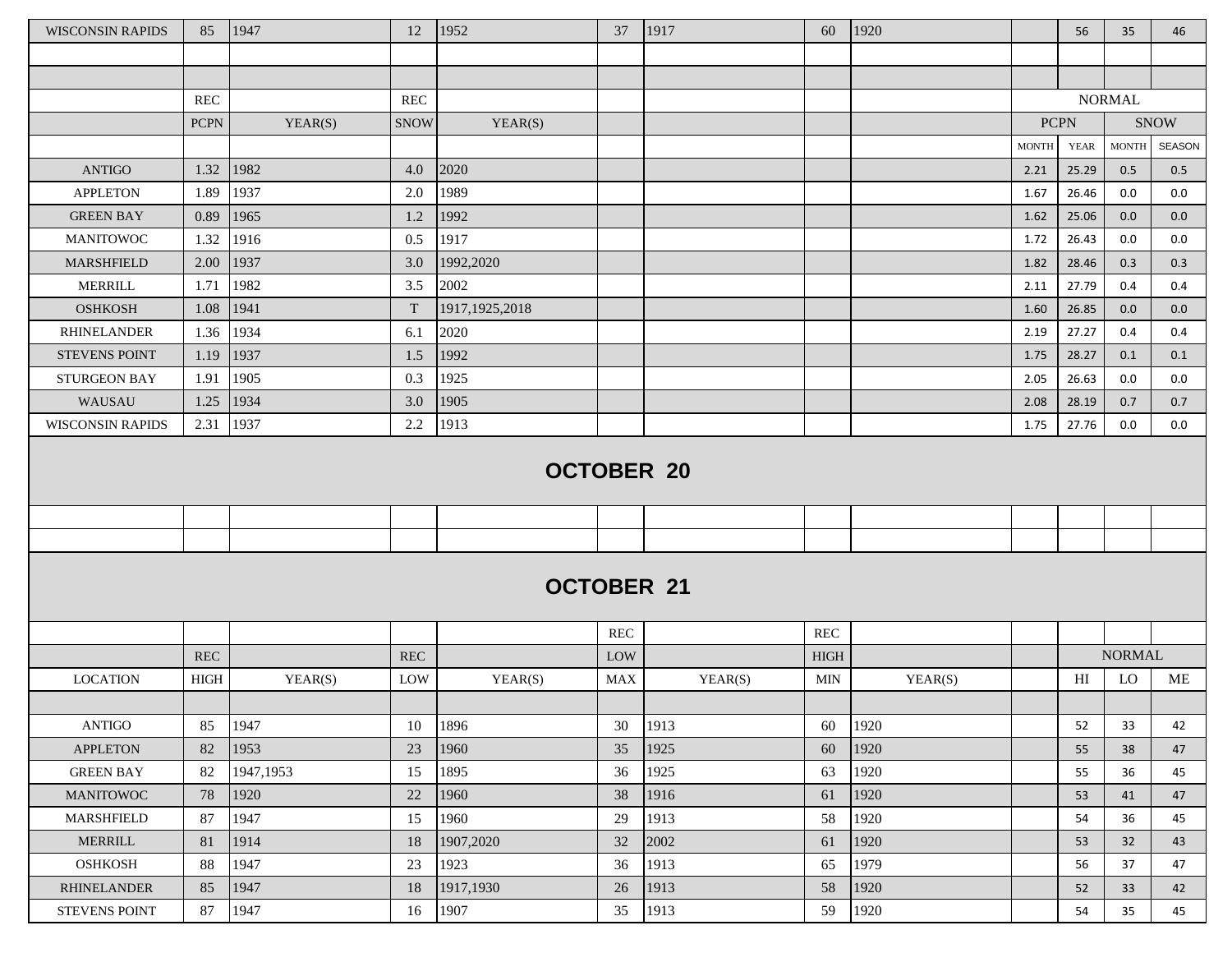| | | | | | | | | | | | | | |
|---|---|---|---|---|---|---|---|---|---|---|---|---|---|
| WISCONSIN RAPIDS | 85 | 1947 | 12 | 1952 | 37 | 1917 | 60 | 1920 | | 56 | 35 | 46 |

| | REC | | REC | | | | | | NORMAL | | | |
|---|---|---|---|---|---|---|---|---|---|---|---|---|
| | PCPN | YEAR(S) | SNOW | YEAR(S) | | | | | PCPN | | SNOW | |
| | | | | | | | | | MONTH | YEAR | MONTH | SEASON |
| ANTIGO | 1.32 | 1982 | 4.0 | 2020 | | | | | 2.21 | 25.29 | 0.5 | 0.5 |
| APPLETON | 1.89 | 1937 | 2.0 | 1989 | | | | | 1.67 | 26.46 | 0.0 | 0.0 |
| GREEN BAY | 0.89 | 1965 | 1.2 | 1992 | | | | | 1.62 | 25.06 | 0.0 | 0.0 |
| MANITOWOC | 1.32 | 1916 | 0.5 | 1917 | | | | | 1.72 | 26.43 | 0.0 | 0.0 |
| MARSHFIELD | 2.00 | 1937 | 3.0 | 1992,2020 | | | | | 1.82 | 28.46 | 0.3 | 0.3 |
| MERRILL | 1.71 | 1982 | 3.5 | 2002 | | | | | 2.11 | 27.79 | 0.4 | 0.4 |
| OSHKOSH | 1.08 | 1941 | T | 1917,1925,2018 | | | | | 1.60 | 26.85 | 0.0 | 0.0 |
| RHINELANDER | 1.36 | 1934 | 6.1 | 2020 | | | | | 2.19 | 27.27 | 0.4 | 0.4 |
| STEVENS POINT | 1.19 | 1937 | 1.5 | 1992 | | | | | 1.75 | 28.27 | 0.1 | 0.1 |
| STURGEON BAY | 1.91 | 1905 | 0.3 | 1925 | | | | | 2.05 | 26.63 | 0.0 | 0.0 |
| WAUSAU | 1.25 | 1934 | 3.0 | 1905 | | | | | 2.08 | 28.19 | 0.7 | 0.7 |
| WISCONSIN RAPIDS | 2.31 | 1937 | 2.2 | 1913 | | | | | 1.75 | 27.76 | 0.0 | 0.0 |

## OCTOBER 20

## OCTOBER 21

| | | | | | REC | | REC | | | | | |
|---|---|---|---|---|---|---|---|---|---|---|---|---|
| | REC | | REC | | LOW | | HIGH | | | NORMAL | | |
| LOCATION | HIGH | YEAR(S) | LOW | YEAR(S) | MAX | YEAR(S) | MIN | YEAR(S) | | HI | LO | ME |
| ANTIGO | 85 | 1947 | 10 | 1896 | 30 | 1913 | 60 | 1920 | | 52 | 33 | 42 |
| APPLETON | 82 | 1953 | 23 | 1960 | 35 | 1925 | 60 | 1920 | | 55 | 38 | 47 |
| GREEN BAY | 82 | 1947,1953 | 15 | 1895 | 36 | 1925 | 63 | 1920 | | 55 | 36 | 45 |
| MANITOWOC | 78 | 1920 | 22 | 1960 | 38 | 1916 | 61 | 1920 | | 53 | 41 | 47 |
| MARSHFIELD | 87 | 1947 | 15 | 1960 | 29 | 1913 | 58 | 1920 | | 54 | 36 | 45 |
| MERRILL | 81 | 1914 | 18 | 1907,2020 | 32 | 2002 | 61 | 1920 | | 53 | 32 | 43 |
| OSHKOSH | 88 | 1947 | 23 | 1923 | 36 | 1913 | 65 | 1979 | | 56 | 37 | 47 |
| RHINELANDER | 85 | 1947 | 18 | 1917,1930 | 26 | 1913 | 58 | 1920 | | 52 | 33 | 42 |
| STEVENS POINT | 87 | 1947 | 16 | 1907 | 35 | 1913 | 59 | 1920 | | 54 | 35 | 45 |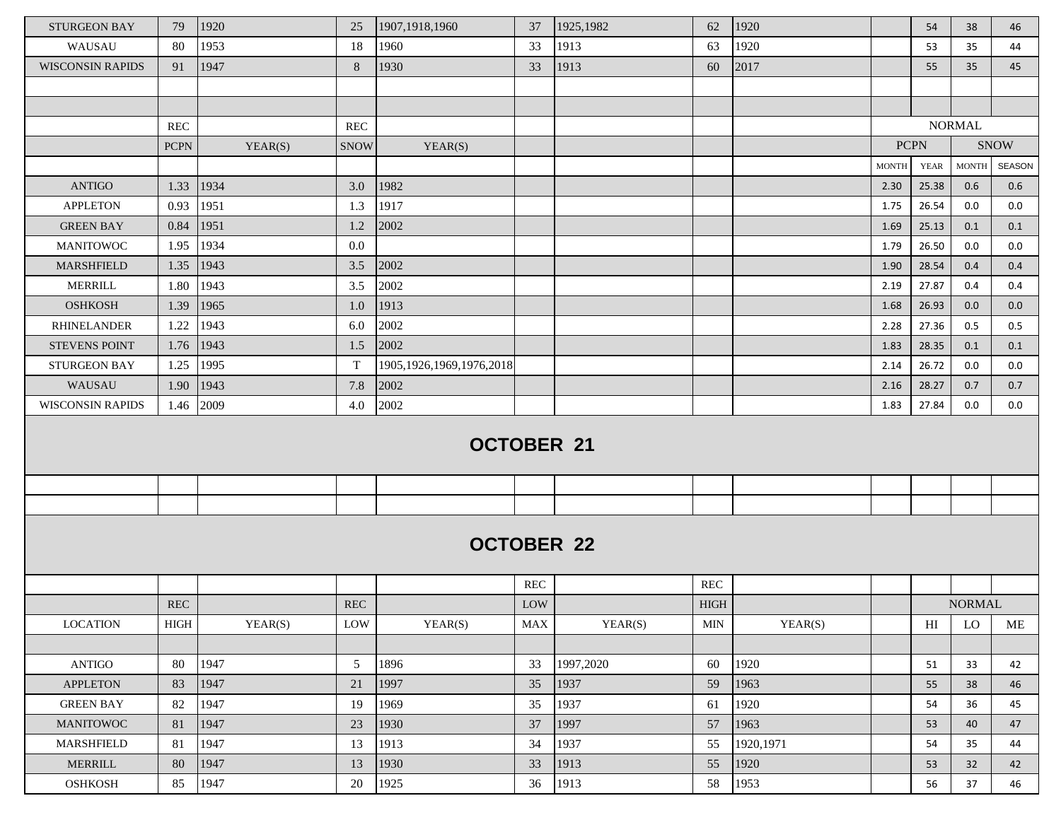| STURGEON BAY | 79 | 1920 | 25 | 1907,1918,1960 | 37 | 1925,1982 | 62 | 1920 | | 54 | 38 | 46 |
|---|---|---|---|---|---|---|---|---|---|---|---|---|
| WAUSAU | 80 | 1953 | 18 | 1960 | 33 | 1913 | 63 | 1920 | | 53 | 35 | 44 |
| WISCONSIN RAPIDS | 91 | 1947 | 8 | 1930 | 33 | 1913 | 60 | 2017 | | 55 | 35 | 45 |

| | REC | | REC | | | | | | NORMAL | | | |
|---|---|---|---|---|---|---|---|---|---|---|---|---|
| | PCPN | YEAR(S) | SNOW | YEAR(S) | | | | | PCPN | | SNOW | |
| | | | | | | | | | MONTH | YEAR | MONTH | SEASON |
| ANTIGO | 1.33 | 1934 | 3.0 | 1982 | | | | | 2.30 | 25.38 | 0.6 | 0.6 |
| APPLETON | 0.93 | 1951 | 1.3 | 1917 | | | | | 1.75 | 26.54 | 0.0 | 0.0 |
| GREEN BAY | 0.84 | 1951 | 1.2 | 2002 | | | | | 1.69 | 25.13 | 0.1 | 0.1 |
| MANITOWOC | 1.95 | 1934 | 0.0 | | | | | | 1.79 | 26.50 | 0.0 | 0.0 |
| MARSHFIELD | 1.35 | 1943 | 3.5 | 2002 | | | | | 1.90 | 28.54 | 0.4 | 0.4 |
| MERRILL | 1.80 | 1943 | 3.5 | 2002 | | | | | 2.19 | 27.87 | 0.4 | 0.4 |
| OSHKOSH | 1.39 | 1965 | 1.0 | 1913 | | | | | 1.68 | 26.93 | 0.0 | 0.0 |
| RHINELANDER | 1.22 | 1943 | 6.0 | 2002 | | | | | 2.28 | 27.36 | 0.5 | 0.5 |
| STEVENS POINT | 1.76 | 1943 | 1.5 | 2002 | | | | | 1.83 | 28.35 | 0.1 | 0.1 |
| STURGEON BAY | 1.25 | 1995 | T | 1905,1926,1969,1976,2018 | | | | | 2.14 | 26.72 | 0.0 | 0.0 |
| WAUSAU | 1.90 | 1943 | 7.8 | 2002 | | | | | 2.16 | 28.27 | 0.7 | 0.7 |
| WISCONSIN RAPIDS | 1.46 | 2009 | 4.0 | 2002 | | | | | 1.83 | 27.84 | 0.0 | 0.0 |

## OCTOBER 21

## OCTOBER 22

| | | | | | REC | | REC | | | | | |
|---|---|---|---|---|---|---|---|---|---|---|---|---|
| | REC | | REC | | LOW | | HIGH | | | NORMAL | | |
| LOCATION | HIGH | YEAR(S) | LOW | YEAR(S) | MAX | YEAR(S) | MIN | YEAR(S) | | HI | LO | ME |
| ANTIGO | 80 | 1947 | 5 | 1896 | 33 | 1997,2020 | 60 | 1920 | | 51 | 33 | 42 |
| APPLETON | 83 | 1947 | 21 | 1997 | 35 | 1937 | 59 | 1963 | | 55 | 38 | 46 |
| GREEN BAY | 82 | 1947 | 19 | 1969 | 35 | 1937 | 61 | 1920 | | 54 | 36 | 45 |
| MANITOWOC | 81 | 1947 | 23 | 1930 | 37 | 1997 | 57 | 1963 | | 53 | 40 | 47 |
| MARSHFIELD | 81 | 1947 | 13 | 1913 | 34 | 1937 | 55 | 1920,1971 | | 54 | 35 | 44 |
| MERRILL | 80 | 1947 | 13 | 1930 | 33 | 1913 | 55 | 1920 | | 53 | 32 | 42 |
| OSHKOSH | 85 | 1947 | 20 | 1925 | 36 | 1913 | 58 | 1953 | | 56 | 37 | 46 |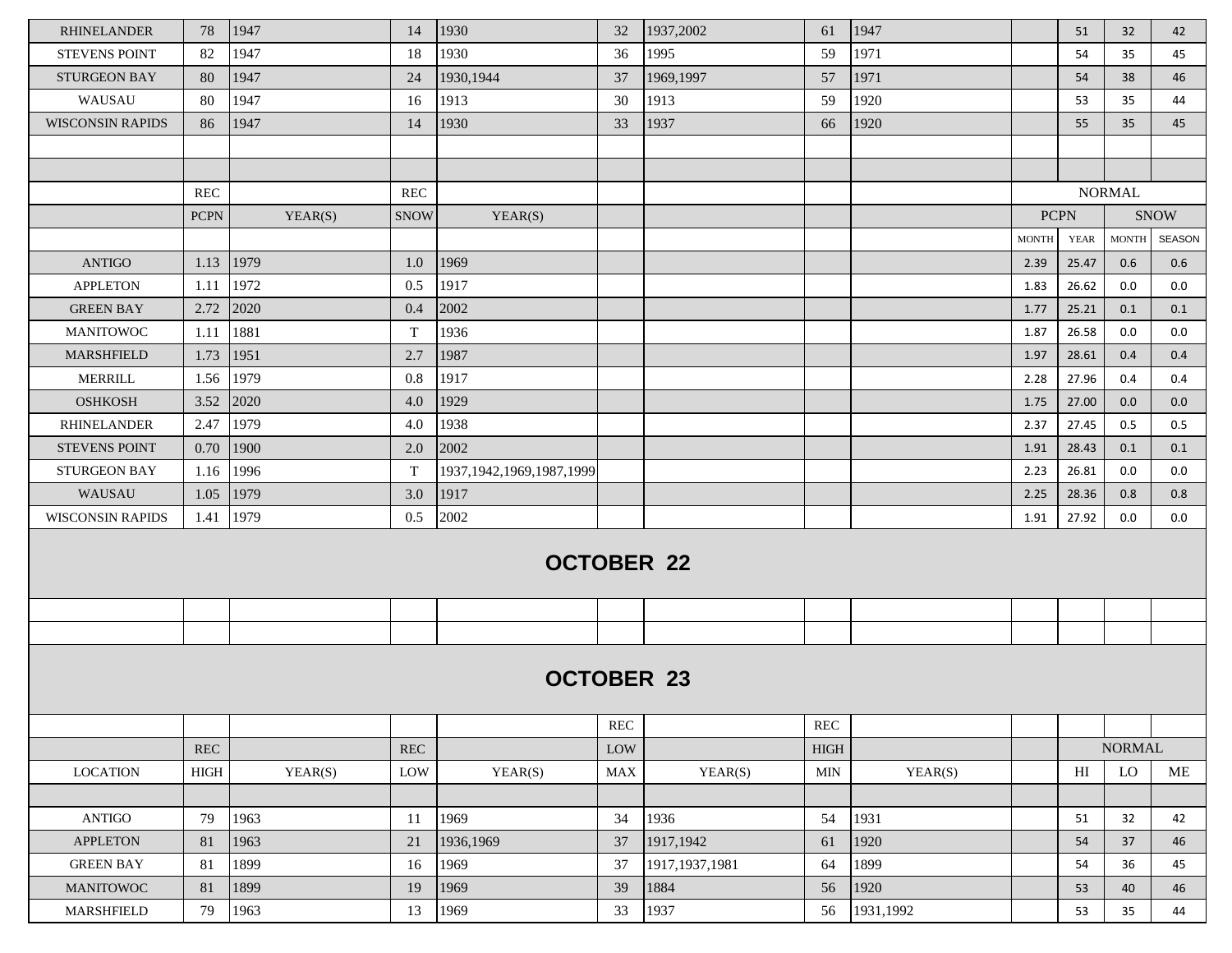| | | | | | | | | | | | | |
|---|---|---|---|---|---|---|---|---|---|---|---|---|
| RHINELANDER | 78 | 1947 | 14 | 1930 | 32 | 1937,2002 | 61 | 1947 | | 51 | 32 | 42 |
| STEVENS POINT | 82 | 1947 | 18 | 1930 | 36 | 1995 | 59 | 1971 | | 54 | 35 | 45 |
| STURGEON BAY | 80 | 1947 | 24 | 1930,1944 | 37 | 1969,1997 | 57 | 1971 | | 54 | 38 | 46 |
| WAUSAU | 80 | 1947 | 16 | 1913 | 30 | 1913 | 59 | 1920 | | 53 | 35 | 44 |
| WISCONSIN RAPIDS | 86 | 1947 | 14 | 1930 | 33 | 1937 | 66 | 1920 | | 55 | 35 | 45 |

| | REC | | REC | | | | | | NORMAL | | | |
|---|---|---|---|---|---|---|---|---|---|---|---|---|
| | PCPN | YEAR(S) | SNOW | YEAR(S) | | | | | PCPN | | SNOW | |
| | | | | | | | | | MONTH | YEAR | MONTH | SEASON |
| ANTIGO | 1.13 | 1979 | 1.0 | 1969 | | | | | 2.39 | 25.47 | 0.6 | 0.6 |
| APPLETON | 1.11 | 1972 | 0.5 | 1917 | | | | | 1.83 | 26.62 | 0.0 | 0.0 |
| GREEN BAY | 2.72 | 2020 | 0.4 | 2002 | | | | | 1.77 | 25.21 | 0.1 | 0.1 |
| MANITOWOC | 1.11 | 1881 | T | 1936 | | | | | 1.87 | 26.58 | 0.0 | 0.0 |
| MARSHFIELD | 1.73 | 1951 | 2.7 | 1987 | | | | | 1.97 | 28.61 | 0.4 | 0.4 |
| MERRILL | 1.56 | 1979 | 0.8 | 1917 | | | | | 2.28 | 27.96 | 0.4 | 0.4 |
| OSHKOSH | 3.52 | 2020 | 4.0 | 1929 | | | | | 1.75 | 27.00 | 0.0 | 0.0 |
| RHINELANDER | 2.47 | 1979 | 4.0 | 1938 | | | | | 2.37 | 27.45 | 0.5 | 0.5 |
| STEVENS POINT | 0.70 | 1900 | 2.0 | 2002 | | | | | 1.91 | 28.43 | 0.1 | 0.1 |
| STURGEON BAY | 1.16 | 1996 | T | 1937,1942,1969,1987,1999 | | | | | 2.23 | 26.81 | 0.0 | 0.0 |
| WAUSAU | 1.05 | 1979 | 3.0 | 1917 | | | | | 2.25 | 28.36 | 0.8 | 0.8 |
| WISCONSIN RAPIDS | 1.41 | 1979 | 0.5 | 2002 | | | | | 1.91 | 27.92 | 0.0 | 0.0 |

## OCTOBER 22

## OCTOBER 23

| | | | | | REC | | REC | | | | | |
|---|---|---|---|---|---|---|---|---|---|---|---|---|
| | REC | | REC | | LOW | | HIGH | | | NORMAL | | |
| LOCATION | HIGH | YEAR(S) | LOW | YEAR(S) | MAX | YEAR(S) | MIN | YEAR(S) | | HI | LO | ME |
| ANTIGO | 79 | 1963 | 11 | 1969 | 34 | 1936 | 54 | 1931 | | 51 | 32 | 42 |
| APPLETON | 81 | 1963 | 21 | 1936,1969 | 37 | 1917,1942 | 61 | 1920 | | 54 | 37 | 46 |
| GREEN BAY | 81 | 1899 | 16 | 1969 | 37 | 1917,1937,1981 | 64 | 1899 | | 54 | 36 | 45 |
| MANITOWOC | 81 | 1899 | 19 | 1969 | 39 | 1884 | 56 | 1920 | | 53 | 40 | 46 |
| MARSHFIELD | 79 | 1963 | 13 | 1969 | 33 | 1937 | 56 | 1931,1992 | | 53 | 35 | 44 |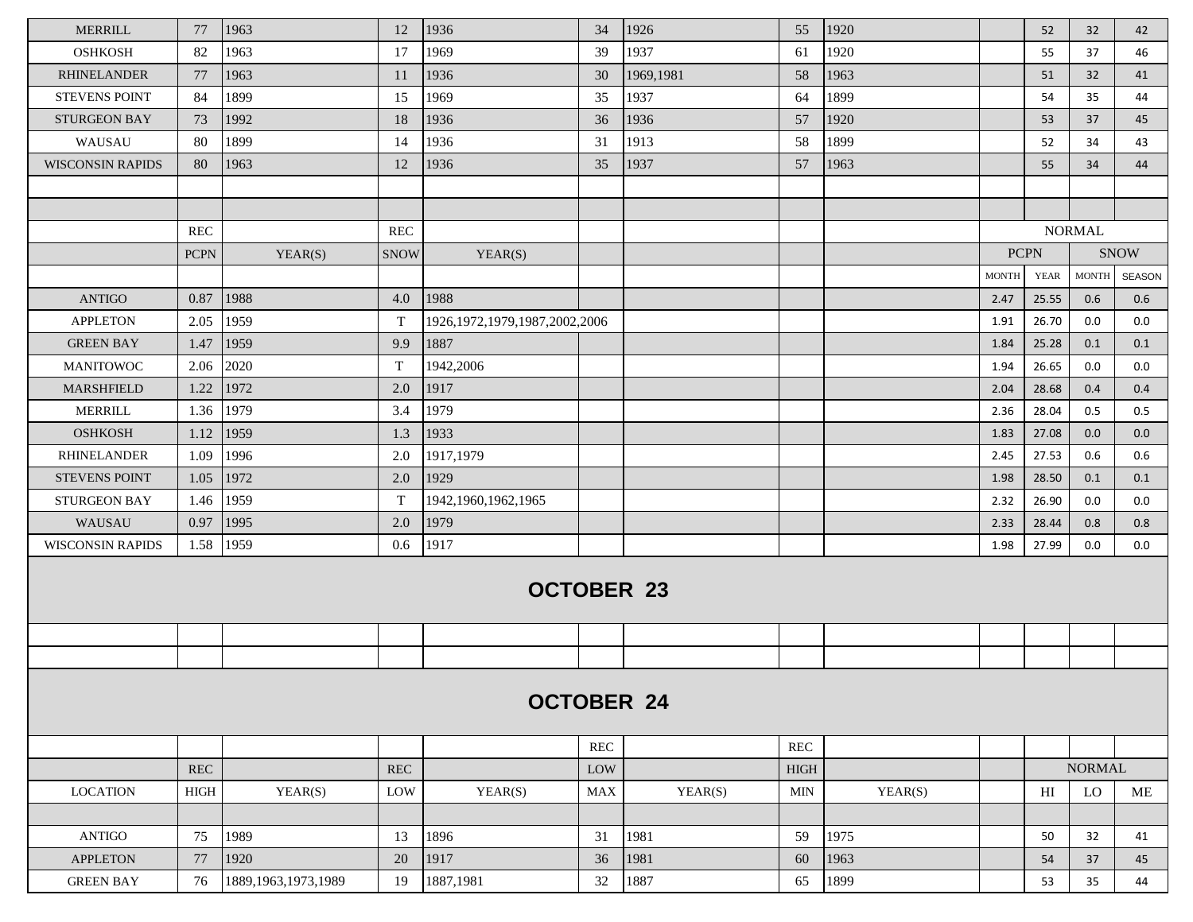| | | | | | | | | | | | | |
|---|---|---|---|---|---|---|---|---|---|---|---|---|
| MERRILL | 77 | 1963 | 12 | 1936 | 34 | 1926 | 55 | 1920 | | 52 | 32 | 42 |
| OSHKOSH | 82 | 1963 | 17 | 1969 | 39 | 1937 | 61 | 1920 | | 55 | 37 | 46 |
| RHINELANDER | 77 | 1963 | 11 | 1936 | 30 | 1969,1981 | 58 | 1963 | | 51 | 32 | 41 |
| STEVENS POINT | 84 | 1899 | 15 | 1969 | 35 | 1937 | 64 | 1899 | | 54 | 35 | 44 |
| STURGEON BAY | 73 | 1992 | 18 | 1936 | 36 | 1936 | 57 | 1920 | | 53 | 37 | 45 |
| WAUSAU | 80 | 1899 | 14 | 1936 | 31 | 1913 | 58 | 1899 | | 52 | 34 | 43 |
| WISCONSIN RAPIDS | 80 | 1963 | 12 | 1936 | 35 | 1937 | 57 | 1963 | | 55 | 34 | 44 |

| | REC | | REC | | NORMAL | | | |
|---|---|---|---|---|---|---|---|---|
| | PCPN | YEAR(S) | SNOW | YEAR(S) | PCPN | | SNOW | |
| | | | | | MONTH | YEAR | MONTH | SEASON |
| ANTIGO | 0.87 | 1988 | 4.0 | 1988 | 2.47 | 25.55 | 0.6 | 0.6 |
| APPLETON | 2.05 | 1959 | T | 1926,1972,1979,1987,2002,2006 | 1.91 | 26.70 | 0.0 | 0.0 |
| GREEN BAY | 1.47 | 1959 | 9.9 | 1887 | 1.84 | 25.28 | 0.1 | 0.1 |
| MANITOWOC | 2.06 | 2020 | T | 1942,2006 | 1.94 | 26.65 | 0.0 | 0.0 |
| MARSHFIELD | 1.22 | 1972 | 2.0 | 1917 | 2.04 | 28.68 | 0.4 | 0.4 |
| MERRILL | 1.36 | 1979 | 3.4 | 1979 | 2.36 | 28.04 | 0.5 | 0.5 |
| OSHKOSH | 1.12 | 1959 | 1.3 | 1933 | 1.83 | 27.08 | 0.0 | 0.0 |
| RHINELANDER | 1.09 | 1996 | 2.0 | 1917,1979 | 2.45 | 27.53 | 0.6 | 0.6 |
| STEVENS POINT | 1.05 | 1972 | 2.0 | 1929 | 1.98 | 28.50 | 0.1 | 0.1 |
| STURGEON BAY | 1.46 | 1959 | T | 1942,1960,1962,1965 | 2.32 | 26.90 | 0.0 | 0.0 |
| WAUSAU | 0.97 | 1995 | 2.0 | 1979 | 2.33 | 28.44 | 0.8 | 0.8 |
| WISCONSIN RAPIDS | 1.58 | 1959 | 0.6 | 1917 | 1.98 | 27.99 | 0.0 | 0.0 |

## OCTOBER 23

## OCTOBER 24

| | | | | | REC | | REC | | | | | |
|---|---|---|---|---|---|---|---|---|---|---|---|---|
| | REC | | REC | | LOW | | HIGH | | | NORMAL | | |
| LOCATION | HIGH | YEAR(S) | LOW | YEAR(S) | MAX | YEAR(S) | MIN | YEAR(S) | | HI | LO | ME |
| ANTIGO | 75 | 1989 | 13 | 1896 | 31 | 1981 | 59 | 1975 | | 50 | 32 | 41 |
| APPLETON | 77 | 1920 | 20 | 1917 | 36 | 1981 | 60 | 1963 | | 54 | 37 | 45 |
| GREEN BAY | 76 | 1889,1963,1973,1989 | 19 | 1887,1981 | 32 | 1887 | 65 | 1899 | | 53 | 35 | 44 |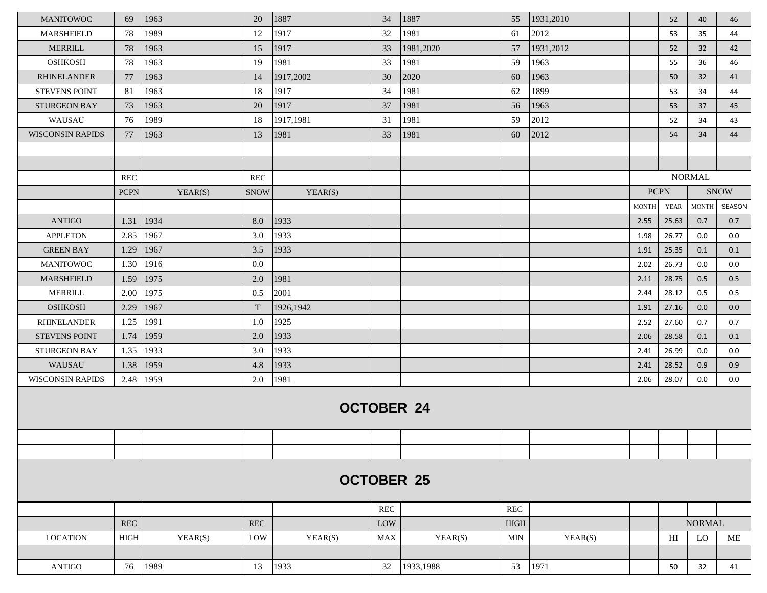| MANITOWOC | 69 | 1963 | 20 | 1887 | 34 | 1887 | 55 | 1931,2010 | | 52 | 40 | 46 |
|---|---|---|---|---|---|---|---|---|---|---|---|---|
| MARSHFIELD | 78 | 1989 | 12 | 1917 | 32 | 1981 | 61 | 2012 | | 53 | 35 | 44 |
| MERRILL | 78 | 1963 | 15 | 1917 | 33 | 1981,2020 | 57 | 1931,2012 | | 52 | 32 | 42 |
| OSHKOSH | 78 | 1963 | 19 | 1981 | 33 | 1981 | 59 | 1963 | | 55 | 36 | 46 |
| RHINELANDER | 77 | 1963 | 14 | 1917,2002 | 30 | 2020 | 60 | 1963 | | 50 | 32 | 41 |
| STEVENS POINT | 81 | 1963 | 18 | 1917 | 34 | 1981 | 62 | 1899 | | 53 | 34 | 44 |
| STURGEON BAY | 73 | 1963 | 20 | 1917 | 37 | 1981 | 56 | 1963 | | 53 | 37 | 45 |
| WAUSAU | 76 | 1989 | 18 | 1917,1981 | 31 | 1981 | 59 | 2012 | | 52 | 34 | 43 |
| WISCONSIN RAPIDS | 77 | 1963 | 13 | 1981 | 33 | 1981 | 60 | 2012 | | 54 | 34 | 44 |

| | REC | | REC | | NORMAL | | | |
|---|---|---|---|---|---|---|---|---|
| | PCPN | YEAR(S) | SNOW | YEAR(S) | PCPN | | SNOW | |
| | | | | | MONTH | YEAR | MONTH | SEASON |
| ANTIGO | 1.31 | 1934 | 8.0 | 1933 | 2.55 | 25.63 | 0.7 | 0.7 |
| APPLETON | 2.85 | 1967 | 3.0 | 1933 | 1.98 | 26.77 | 0.0 | 0.0 |
| GREEN BAY | 1.29 | 1967 | 3.5 | 1933 | 1.91 | 25.35 | 0.1 | 0.1 |
| MANITOWOC | 1.30 | 1916 | 0.0 | | 2.02 | 26.73 | 0.0 | 0.0 |
| MARSHFIELD | 1.59 | 1975 | 2.0 | 1981 | 2.11 | 28.75 | 0.5 | 0.5 |
| MERRILL | 2.00 | 1975 | 0.5 | 2001 | 2.44 | 28.12 | 0.5 | 0.5 |
| OSHKOSH | 2.29 | 1967 | T | 1926,1942 | 1.91 | 27.16 | 0.0 | 0.0 |
| RHINELANDER | 1.25 | 1991 | 1.0 | 1925 | 2.52 | 27.60 | 0.7 | 0.7 |
| STEVENS POINT | 1.74 | 1959 | 2.0 | 1933 | 2.06 | 28.58 | 0.1 | 0.1 |
| STURGEON BAY | 1.35 | 1933 | 3.0 | 1933 | 2.41 | 26.99 | 0.0 | 0.0 |
| WAUSAU | 1.38 | 1959 | 4.8 | 1933 | 2.41 | 28.52 | 0.9 | 0.9 |
| WISCONSIN RAPIDS | 2.48 | 1959 | 2.0 | 1981 | 2.06 | 28.07 | 0.0 | 0.0 |

## OCTOBER 24

## OCTOBER 25

| | | | | | REC | | REC | | | | | |
|---|---|---|---|---|---|---|---|---|---|---|---|---|
| | REC | | REC | | LOW | | HIGH | | | NORMAL | | |
| LOCATION | HIGH | YEAR(S) | LOW | YEAR(S) | MAX | YEAR(S) | MIN | YEAR(S) | | HI | LO | ME |
| ANTIGO | 76 | 1989 | 13 | 1933 | 32 | 1933,1988 | 53 | 1971 | | 50 | 32 | 41 |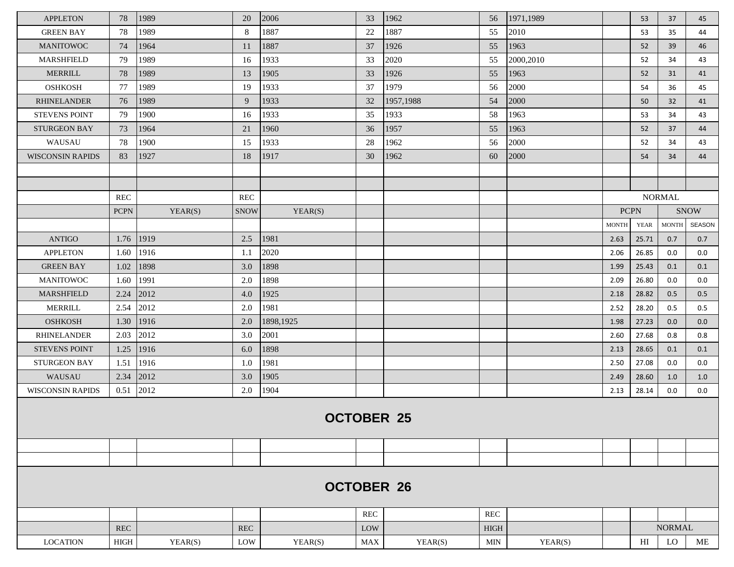| | | | | | | | | | | | | |
|---|---|---|---|---|---|---|---|---|---|---|---|---|
| APPLETON | 78 | 1989 | 20 | 2006 | 33 | 1962 | 56 | 1971,1989 | | 53 | 37 | 45 |
| GREEN BAY | 78 | 1989 | 8 | 1887 | 22 | 1887 | 55 | 2010 | | 53 | 35 | 44 |
| MANITOWOC | 74 | 1964 | 11 | 1887 | 37 | 1926 | 55 | 1963 | | 52 | 39 | 46 |
| MARSHFIELD | 79 | 1989 | 16 | 1933 | 33 | 2020 | 55 | 2000,2010 | | 52 | 34 | 43 |
| MERRILL | 78 | 1989 | 13 | 1905 | 33 | 1926 | 55 | 1963 | | 52 | 31 | 41 |
| OSHKOSH | 77 | 1989 | 19 | 1933 | 37 | 1979 | 56 | 2000 | | 54 | 36 | 45 |
| RHINELANDER | 76 | 1989 | 9 | 1933 | 32 | 1957,1988 | 54 | 2000 | | 50 | 32 | 41 |
| STEVENS POINT | 79 | 1900 | 16 | 1933 | 35 | 1933 | 58 | 1963 | | 53 | 34 | 43 |
| STURGEON BAY | 73 | 1964 | 21 | 1960 | 36 | 1957 | 55 | 1963 | | 52 | 37 | 44 |
| WAUSAU | 78 | 1900 | 15 | 1933 | 28 | 1962 | 56 | 2000 | | 52 | 34 | 43 |
| WISCONSIN RAPIDS | 83 | 1927 | 18 | 1917 | 30 | 1962 | 60 | 2000 | | 54 | 34 | 44 |

| | REC | | REC | | NORMAL | | | |
|---|---|---|---|---|---|---|---|---|
| | PCPN | YEAR(S) | SNOW | YEAR(S) | PCPN | | SNOW | |
| | | | | | MONTH | YEAR | MONTH | SEASON |
| ANTIGO | 1.76 | 1919 | 2.5 | 1981 | 2.63 | 25.71 | 0.7 | 0.7 |
| APPLETON | 1.60 | 1916 | 1.1 | 2020 | 2.06 | 26.85 | 0.0 | 0.0 |
| GREEN BAY | 1.02 | 1898 | 3.0 | 1898 | 1.99 | 25.43 | 0.1 | 0.1 |
| MANITOWOC | 1.60 | 1991 | 2.0 | 1898 | 2.09 | 26.80 | 0.0 | 0.0 |
| MARSHFIELD | 2.24 | 2012 | 4.0 | 1925 | 2.18 | 28.82 | 0.5 | 0.5 |
| MERRILL | 2.54 | 2012 | 2.0 | 1981 | 2.52 | 28.20 | 0.5 | 0.5 |
| OSHKOSH | 1.30 | 1916 | 2.0 | 1898,1925 | 1.98 | 27.23 | 0.0 | 0.0 |
| RHINELANDER | 2.03 | 2012 | 3.0 | 2001 | 2.60 | 27.68 | 0.8 | 0.8 |
| STEVENS POINT | 1.25 | 1916 | 6.0 | 1898 | 2.13 | 28.65 | 0.1 | 0.1 |
| STURGEON BAY | 1.51 | 1916 | 1.0 | 1981 | 2.50 | 27.08 | 0.0 | 0.0 |
| WAUSAU | 2.34 | 2012 | 3.0 | 1905 | 2.49 | 28.60 | 1.0 | 1.0 |
| WISCONSIN RAPIDS | 0.51 | 2012 | 2.0 | 1904 | 2.13 | 28.14 | 0.0 | 0.0 |

## OCTOBER 25

## OCTOBER 26

| | | | | | REC | | REC | | | | | |
|---|---|---|---|---|---|---|---|---|---|---|---|---|
| | REC | | REC | | LOW | | HIGH | | | NORMAL | | |
| LOCATION | HIGH | YEAR(S) | LOW | YEAR(S) | MAX | YEAR(S) | MIN | YEAR(S) | | HI | LO | ME |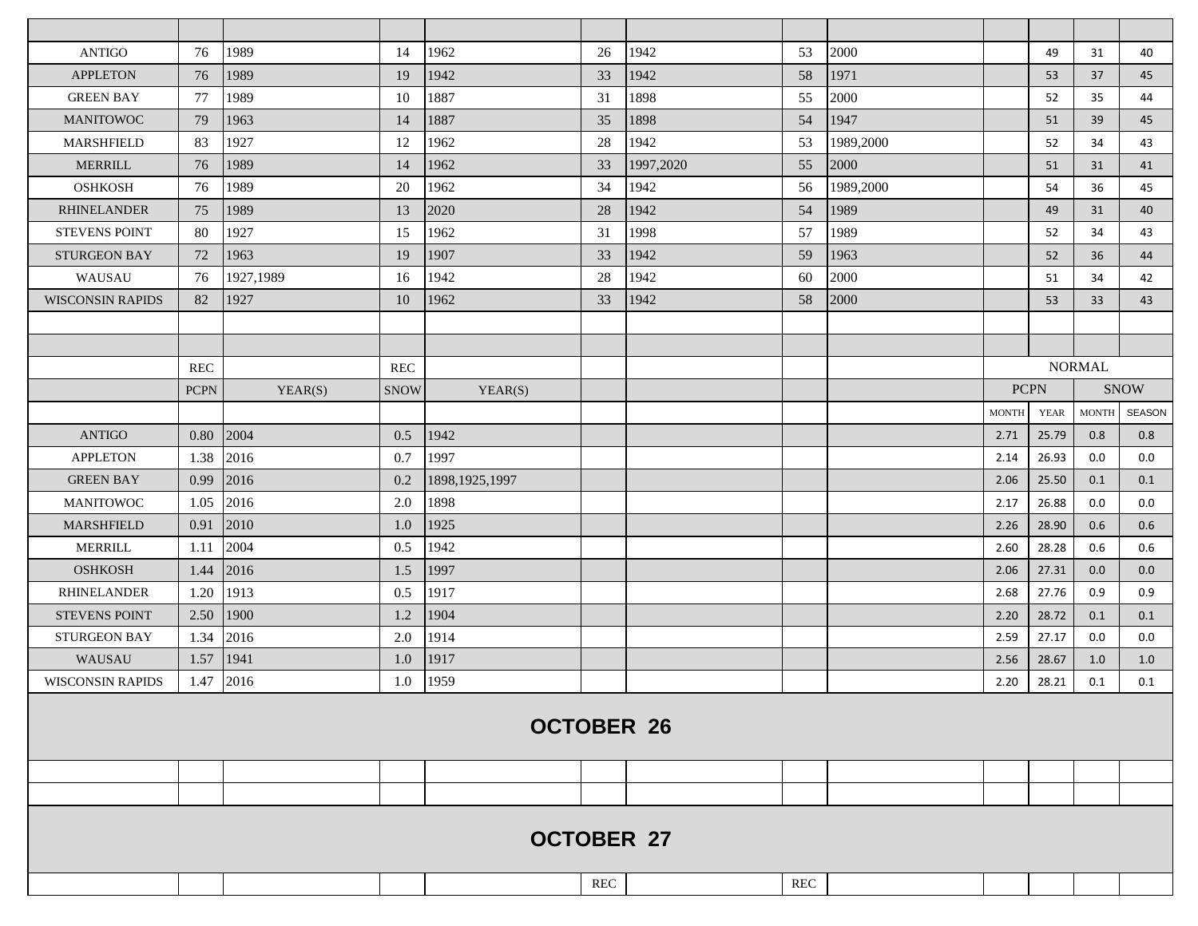| | | | | | | | | | | | | |
|---|---|---|---|---|---|---|---|---|---|---|---|---|
| ANTIGO | 76 | 1989 | 14 | 1962 | 26 | 1942 | 53 | 2000 | | 49 | 31 | 40 |
| APPLETON | 76 | 1989 | 19 | 1942 | 33 | 1942 | 58 | 1971 | | 53 | 37 | 45 |
| GREEN BAY | 77 | 1989 | 10 | 1887 | 31 | 1898 | 55 | 2000 | | 52 | 35 | 44 |
| MANITOWOC | 79 | 1963 | 14 | 1887 | 35 | 1898 | 54 | 1947 | | 51 | 39 | 45 |
| MARSHFIELD | 83 | 1927 | 12 | 1962 | 28 | 1942 | 53 | 1989,2000 | | 52 | 34 | 43 |
| MERRILL | 76 | 1989 | 14 | 1962 | 33 | 1997,2020 | 55 | 2000 | | 51 | 31 | 41 |
| OSHKOSH | 76 | 1989 | 20 | 1962 | 34 | 1942 | 56 | 1989,2000 | | 54 | 36 | 45 |
| RHINELANDER | 75 | 1989 | 13 | 2020 | 28 | 1942 | 54 | 1989 | | 49 | 31 | 40 |
| STEVENS POINT | 80 | 1927 | 15 | 1962 | 31 | 1998 | 57 | 1989 | | 52 | 34 | 43 |
| STURGEON BAY | 72 | 1963 | 19 | 1907 | 33 | 1942 | 59 | 1963 | | 52 | 36 | 44 |
| WAUSAU | 76 | 1927,1989 | 16 | 1942 | 28 | 1942 | 60 | 2000 | | 51 | 34 | 42 |
| WISCONSIN RAPIDS | 82 | 1927 | 10 | 1962 | 33 | 1942 | 58 | 2000 | | 53 | 33 | 43 |

| | REC | | REC | | | | | | NORMAL | | | |
|---|---|---|---|---|---|---|---|---|---|---|---|---|
| | PCPN | YEAR(S) | SNOW | YEAR(S) | | | | | PCPN | | SNOW | |
| | | | | | | | | | MONTH | YEAR | MONTH | SEASON |
| ANTIGO | 0.80 | 2004 | 0.5 | 1942 | | | | | 2.71 | 25.79 | 0.8 | 0.8 |
| APPLETON | 1.38 | 2016 | 0.7 | 1997 | | | | | 2.14 | 26.93 | 0.0 | 0.0 |
| GREEN BAY | 0.99 | 2016 | 0.2 | 1898,1925,1997 | | | | | 2.06 | 25.50 | 0.1 | 0.1 |
| MANITOWOC | 1.05 | 2016 | 2.0 | 1898 | | | | | 2.17 | 26.88 | 0.0 | 0.0 |
| MARSHFIELD | 0.91 | 2010 | 1.0 | 1925 | | | | | 2.26 | 28.90 | 0.6 | 0.6 |
| MERRILL | 1.11 | 2004 | 0.5 | 1942 | | | | | 2.60 | 28.28 | 0.6 | 0.6 |
| OSHKOSH | 1.44 | 2016 | 1.5 | 1997 | | | | | 2.06 | 27.31 | 0.0 | 0.0 |
| RHINELANDER | 1.20 | 1913 | 0.5 | 1917 | | | | | 2.68 | 27.76 | 0.9 | 0.9 |
| STEVENS POINT | 2.50 | 1900 | 1.2 | 1904 | | | | | 2.20 | 28.72 | 0.1 | 0.1 |
| STURGEON BAY | 1.34 | 2016 | 2.0 | 1914 | | | | | 2.59 | 27.17 | 0.0 | 0.0 |
| WAUSAU | 1.57 | 1941 | 1.0 | 1917 | | | | | 2.56 | 28.67 | 1.0 | 1.0 |
| WISCONSIN RAPIDS | 1.47 | 2016 | 1.0 | 1959 | | | | | 2.20 | 28.21 | 0.1 | 0.1 |

## OCTOBER 26

## OCTOBER 27

| | | | | | REC | | REC | | | | | |
|---|---|---|---|---|---|---|---|---|---|---|---|---|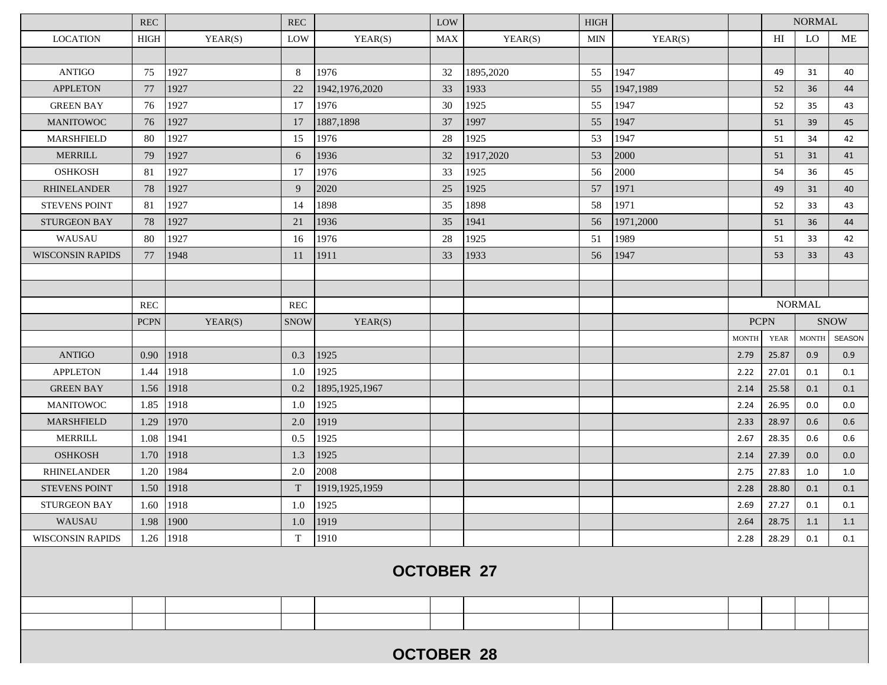| | REC | | REC | | LOW | | HIGH | | | NORMAL | | |
|---|---|---|---|---|---|---|---|---|---|---|---|---|
| LOCATION | HIGH | YEAR(S) | LOW | YEAR(S) | MAX | YEAR(S) | MIN | YEAR(S) | | HI | LO | ME |
| ANTIGO | 75 | 1927 | 8 | 1976 | 32 | 1895,2020 | 55 | 1947 | | 49 | 31 | 40 |
| APPLETON | 77 | 1927 | 22 | 1942,1976,2020 | 33 | 1933 | 55 | 1947,1989 | | 52 | 36 | 44 |
| GREEN BAY | 76 | 1927 | 17 | 1976 | 30 | 1925 | 55 | 1947 | | 52 | 35 | 43 |
| MANITOWOC | 76 | 1927 | 17 | 1887,1898 | 37 | 1997 | 55 | 1947 | | 51 | 39 | 45 |
| MARSHFIELD | 80 | 1927 | 15 | 1976 | 28 | 1925 | 53 | 1947 | | 51 | 34 | 42 |
| MERRILL | 79 | 1927 | 6 | 1936 | 32 | 1917,2020 | 53 | 2000 | | 51 | 31 | 41 |
| OSHKOSH | 81 | 1927 | 17 | 1976 | 33 | 1925 | 56 | 2000 | | 54 | 36 | 45 |
| RHINELANDER | 78 | 1927 | 9 | 2020 | 25 | 1925 | 57 | 1971 | | 49 | 31 | 40 |
| STEVENS POINT | 81 | 1927 | 14 | 1898 | 35 | 1898 | 58 | 1971 | | 52 | 33 | 43 |
| STURGEON BAY | 78 | 1927 | 21 | 1936 | 35 | 1941 | 56 | 1971,2000 | | 51 | 36 | 44 |
| WAUSAU | 80 | 1927 | 16 | 1976 | 28 | 1925 | 51 | 1989 | | 51 | 33 | 42 |
| WISCONSIN RAPIDS | 77 | 1948 | 11 | 1911 | 33 | 1933 | 56 | 1947 | | 53 | 33 | 43 |

| | REC | | REC | | NORMAL | | | |
|---|---|---|---|---|---|---|---|---|
| | PCPN | YEAR(S) | SNOW | YEAR(S) | PCPN | | SNOW | |
| | | | | | MONTH | YEAR | MONTH | SEASON |
| ANTIGO | 0.90 | 1918 | 0.3 | 1925 | 2.79 | 25.87 | 0.9 | 0.9 |
| APPLETON | 1.44 | 1918 | 1.0 | 1925 | 2.22 | 27.01 | 0.1 | 0.1 |
| GREEN BAY | 1.56 | 1918 | 0.2 | 1895,1925,1967 | 2.14 | 25.58 | 0.1 | 0.1 |
| MANITOWOC | 1.85 | 1918 | 1.0 | 1925 | 2.24 | 26.95 | 0.0 | 0.0 |
| MARSHFIELD | 1.29 | 1970 | 2.0 | 1919 | 2.33 | 28.97 | 0.6 | 0.6 |
| MERRILL | 1.08 | 1941 | 0.5 | 1925 | 2.67 | 28.35 | 0.6 | 0.6 |
| OSHKOSH | 1.70 | 1918 | 1.3 | 1925 | 2.14 | 27.39 | 0.0 | 0.0 |
| RHINELANDER | 1.20 | 1984 | 2.0 | 2008 | 2.75 | 27.83 | 1.0 | 1.0 |
| STEVENS POINT | 1.50 | 1918 | T | 1919,1925,1959 | 2.28 | 28.80 | 0.1 | 0.1 |
| STURGEON BAY | 1.60 | 1918 | 1.0 | 1925 | 2.69 | 27.27 | 0.1 | 0.1 |
| WAUSAU | 1.98 | 1900 | 1.0 | 1919 | 2.64 | 28.75 | 1.1 | 1.1 |
| WISCONSIN RAPIDS | 1.26 | 1918 | T | 1910 | 2.28 | 28.29 | 0.1 | 0.1 |

## OCTOBER 27

## OCTOBER 28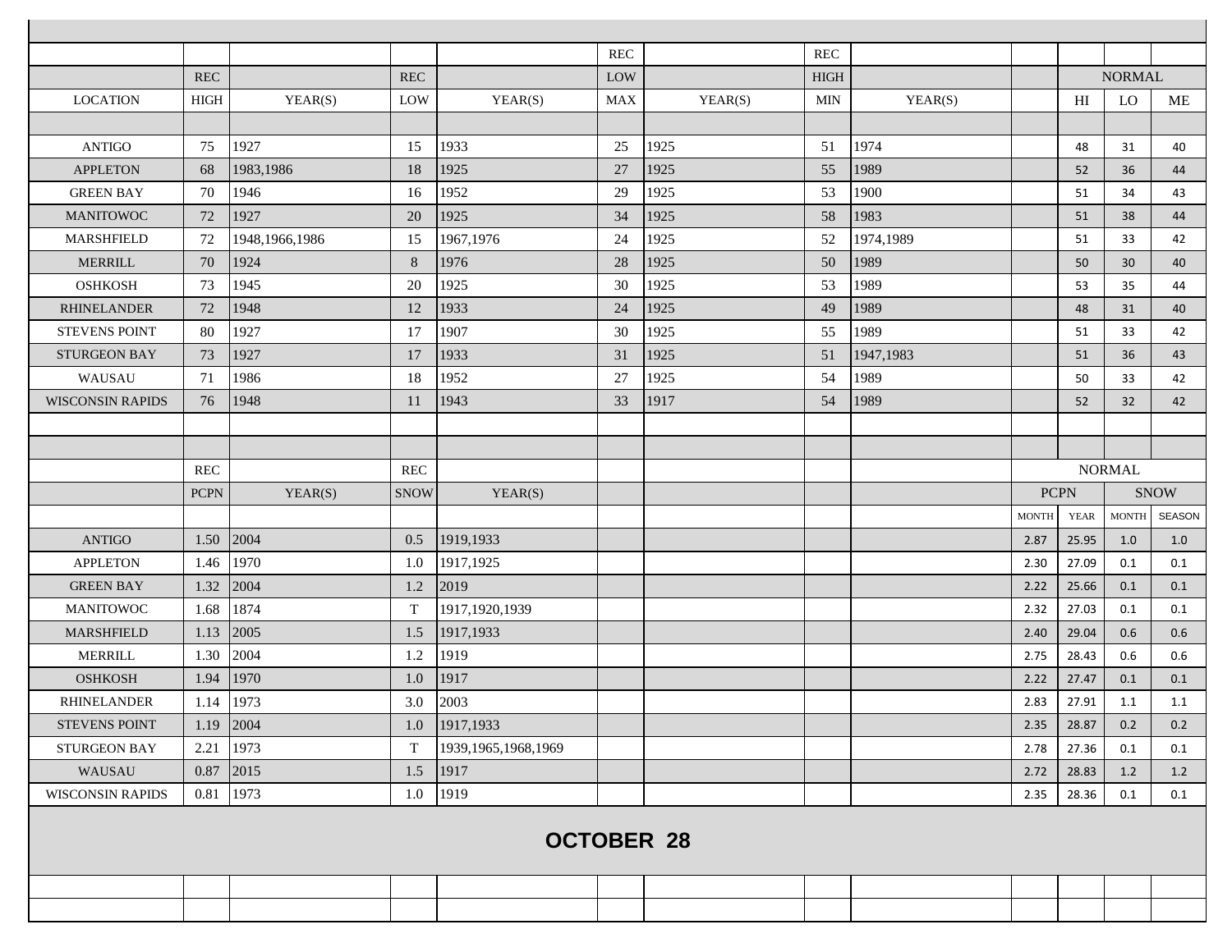# OCTOBER 28

| LOCATION | REC HIGH | YEAR(S) | REC LOW | YEAR(S) | REC LOW MAX | YEAR(S) | REC HIGH MIN | YEAR(S) | NORMAL HI | NORMAL LO | NORMAL ME |
|---|---|---|---|---|---|---|---|---|---|---|---|
| ANTIGO | 75 | 1927 | 15 | 1933 | 25 | 1925 | 51 | 1974 | 48 | 31 | 40 |
| APPLETON | 68 | 1983,1986 | 18 | 1925 | 27 | 1925 | 55 | 1989 | 52 | 36 | 44 |
| GREEN BAY | 70 | 1946 | 16 | 1952 | 29 | 1925 | 53 | 1900 | 51 | 34 | 43 |
| MANITOWOC | 72 | 1927 | 20 | 1925 | 34 | 1925 | 58 | 1983 | 51 | 38 | 44 |
| MARSHFIELD | 72 | 1948,1966,1986 | 15 | 1967,1976 | 24 | 1925 | 52 | 1974,1989 | 51 | 33 | 42 |
| MERRILL | 70 | 1924 | 8 | 1976 | 28 | 1925 | 50 | 1989 | 50 | 30 | 40 |
| OSHKOSH | 73 | 1945 | 20 | 1925 | 30 | 1925 | 53 | 1989 | 53 | 35 | 44 |
| RHINELANDER | 72 | 1948 | 12 | 1933 | 24 | 1925 | 49 | 1989 | 48 | 31 | 40 |
| STEVENS POINT | 80 | 1927 | 17 | 1907 | 30 | 1925 | 55 | 1989 | 51 | 33 | 42 |
| STURGEON BAY | 73 | 1927 | 17 | 1933 | 31 | 1925 | 51 | 1947,1983 | 51 | 36 | 43 |
| WAUSAU | 71 | 1986 | 18 | 1952 | 27 | 1925 | 54 | 1989 | 50 | 33 | 42 |
| WISCONSIN RAPIDS | 76 | 1948 | 11 | 1943 | 33 | 1917 | 54 | 1989 | 52 | 32 | 42 |

| LOCATION | REC PCPN | YEAR(S) | REC SNOW | YEAR(S) | NORMAL PCPN MONTH | NORMAL PCPN YEAR | NORMAL SNOW MONTH | NORMAL SNOW SEASON |
|---|---|---|---|---|---|---|---|---|
| ANTIGO | 1.50 | 2004 | 0.5 | 1919,1933 | 2.87 | 25.95 | 1.0 | 1.0 |
| APPLETON | 1.46 | 1970 | 1.0 | 1917,1925 | 2.30 | 27.09 | 0.1 | 0.1 |
| GREEN BAY | 1.32 | 2004 | 1.2 | 2019 | 2.22 | 25.66 | 0.1 | 0.1 |
| MANITOWOC | 1.68 | 1874 | T | 1917,1920,1939 | 2.32 | 27.03 | 0.1 | 0.1 |
| MARSHFIELD | 1.13 | 2005 | 1.5 | 1917,1933 | 2.40 | 29.04 | 0.6 | 0.6 |
| MERRILL | 1.30 | 2004 | 1.2 | 1919 | 2.75 | 28.43 | 0.6 | 0.6 |
| OSHKOSH | 1.94 | 1970 | 1.0 | 1917 | 2.22 | 27.47 | 0.1 | 0.1 |
| RHINELANDER | 1.14 | 1973 | 3.0 | 2003 | 2.83 | 27.91 | 1.1 | 1.1 |
| STEVENS POINT | 1.19 | 2004 | 1.0 | 1917,1933 | 2.35 | 28.87 | 0.2 | 0.2 |
| STURGEON BAY | 2.21 | 1973 | T | 1939,1965,1968,1969 | 2.78 | 27.36 | 0.1 | 0.1 |
| WAUSAU | 0.87 | 2015 | 1.5 | 1917 | 2.72 | 28.83 | 1.2 | 1.2 |
| WISCONSIN RAPIDS | 0.81 | 1973 | 1.0 | 1919 | 2.35 | 28.36 | 0.1 | 0.1 |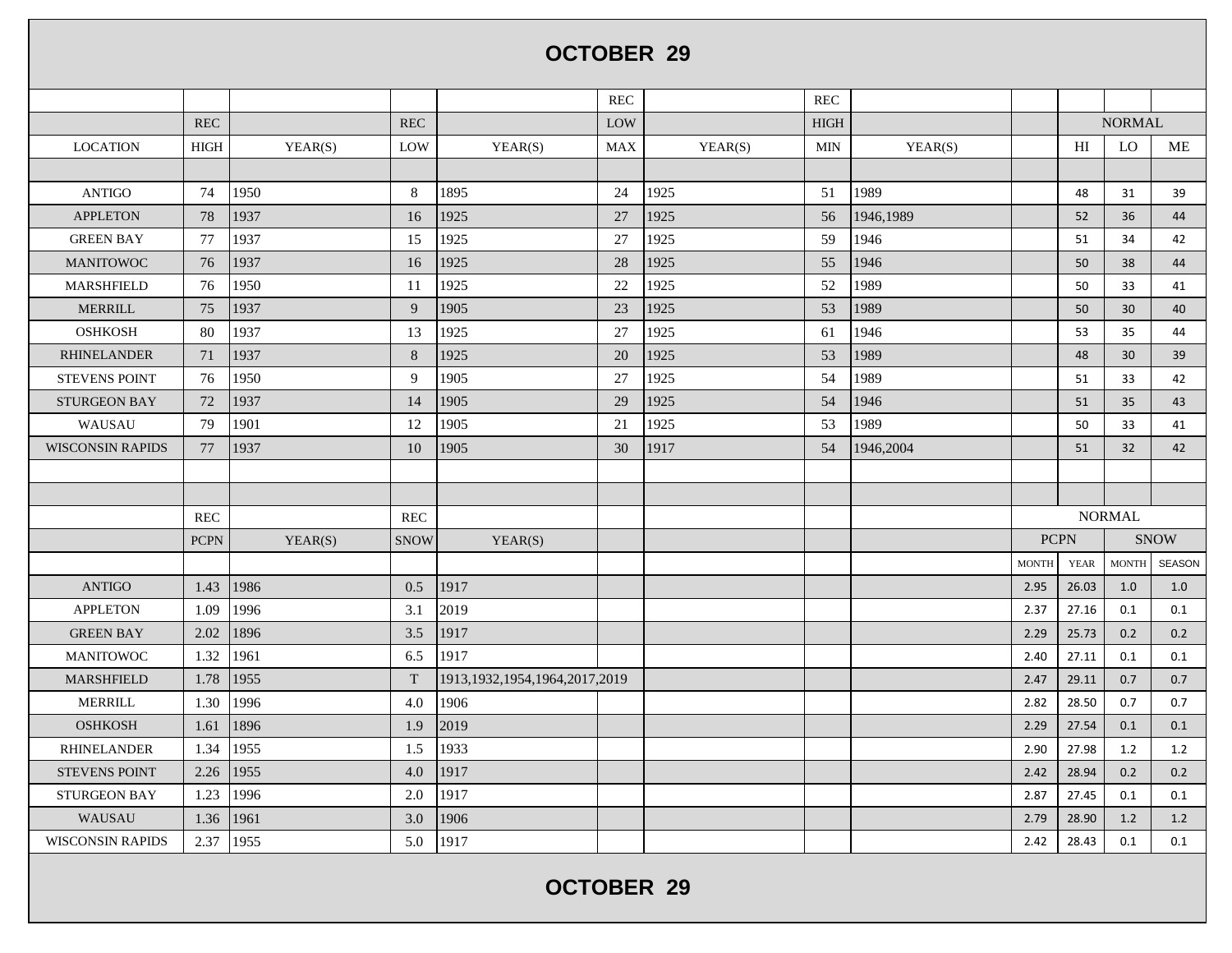# OCTOBER 29

| LOCATION | REC HIGH | YEAR(S) | REC LOW | YEAR(S) | REC LOW MAX | YEAR(S) | REC HIGH MIN | YEAR(S) | | NORMAL HI | NORMAL LO | NORMAL ME |
|---|---|---|---|---|---|---|---|---|---|---|---|---|
| ANTIGO | 74 | 1950 | 8 | 1895 | 24 | 1925 | 51 | 1989 | | 48 | 31 | 39 |
| APPLETON | 78 | 1937 | 16 | 1925 | 27 | 1925 | 56 | 1946,1989 | | 52 | 36 | 44 |
| GREEN BAY | 77 | 1937 | 15 | 1925 | 27 | 1925 | 59 | 1946 | | 51 | 34 | 42 |
| MANITOWOC | 76 | 1937 | 16 | 1925 | 28 | 1925 | 55 | 1946 | | 50 | 38 | 44 |
| MARSHFIELD | 76 | 1950 | 11 | 1925 | 22 | 1925 | 52 | 1989 | | 50 | 33 | 41 |
| MERRILL | 75 | 1937 | 9 | 1905 | 23 | 1925 | 53 | 1989 | | 50 | 30 | 40 |
| OSHKOSH | 80 | 1937 | 13 | 1925 | 27 | 1925 | 61 | 1946 | | 53 | 35 | 44 |
| RHINELANDER | 71 | 1937 | 8 | 1925 | 20 | 1925 | 53 | 1989 | | 48 | 30 | 39 |
| STEVENS POINT | 76 | 1950 | 9 | 1905 | 27 | 1925 | 54 | 1989 | | 51 | 33 | 42 |
| STURGEON BAY | 72 | 1937 | 14 | 1905 | 29 | 1925 | 54 | 1946 | | 51 | 35 | 43 |
| WAUSAU | 79 | 1901 | 12 | 1905 | 21 | 1925 | 53 | 1989 | | 50 | 33 | 41 |
| WISCONSIN RAPIDS | 77 | 1937 | 10 | 1905 | 30 | 1917 | 54 | 1946,2004 | | 51 | 32 | 42 |

| LOCATION | REC PCPN | YEAR(S) | REC SNOW | YEAR(S) | NORMAL PCPN MONTH | NORMAL PCPN YEAR | NORMAL SNOW MONTH | NORMAL SNOW SEASON |
|---|---|---|---|---|---|---|---|---|
| ANTIGO | 1.43 | 1986 | 0.5 | 1917 | 2.95 | 26.03 | 1.0 | 1.0 |
| APPLETON | 1.09 | 1996 | 3.1 | 2019 | 2.37 | 27.16 | 0.1 | 0.1 |
| GREEN BAY | 2.02 | 1896 | 3.5 | 1917 | 2.29 | 25.73 | 0.2 | 0.2 |
| MANITOWOC | 1.32 | 1961 | 6.5 | 1917 | 2.40 | 27.11 | 0.1 | 0.1 |
| MARSHFIELD | 1.78 | 1955 | T | 1913,1932,1954,1964,2017,2019 | 2.47 | 29.11 | 0.7 | 0.7 |
| MERRILL | 1.30 | 1996 | 4.0 | 1906 | 2.82 | 28.50 | 0.7 | 0.7 |
| OSHKOSH | 1.61 | 1896 | 1.9 | 2019 | 2.29 | 27.54 | 0.1 | 0.1 |
| RHINELANDER | 1.34 | 1955 | 1.5 | 1933 | 2.90 | 27.98 | 1.2 | 1.2 |
| STEVENS POINT | 2.26 | 1955 | 4.0 | 1917 | 2.42 | 28.94 | 0.2 | 0.2 |
| STURGEON BAY | 1.23 | 1996 | 2.0 | 1917 | 2.87 | 27.45 | 0.1 | 0.1 |
| WAUSAU | 1.36 | 1961 | 3.0 | 1906 | 2.79 | 28.90 | 1.2 | 1.2 |
| WISCONSIN RAPIDS | 2.37 | 1955 | 5.0 | 1917 | 2.42 | 28.43 | 0.1 | 0.1 |

# OCTOBER 29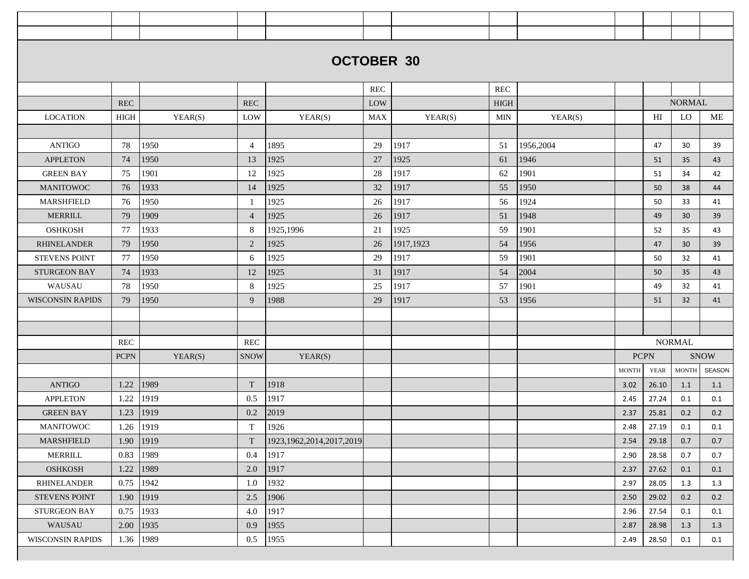# OCTOBER 30

| LOCATION | REC HIGH | YEAR(S) | REC LOW | YEAR(S) | REC LOW MAX | YEAR(S) | REC HIGH MIN | YEAR(S) | | NORMAL HI | NORMAL LO | NORMAL ME |
|---|---|---|---|---|---|---|---|---|---|---|---|---|
| ANTIGO | 78 | 1950 | 4 | 1895 | 29 | 1917 | 51 | 1956,2004 | | 47 | 30 | 39 |
| APPLETON | 74 | 1950 | 13 | 1925 | 27 | 1925 | 61 | 1946 | | 51 | 35 | 43 |
| GREEN BAY | 75 | 1901 | 12 | 1925 | 28 | 1917 | 62 | 1901 | | 51 | 34 | 42 |
| MANITOWOC | 76 | 1933 | 14 | 1925 | 32 | 1917 | 55 | 1950 | | 50 | 38 | 44 |
| MARSHFIELD | 76 | 1950 | 1 | 1925 | 26 | 1917 | 56 | 1924 | | 50 | 33 | 41 |
| MERRILL | 79 | 1909 | 4 | 1925 | 26 | 1917 | 51 | 1948 | | 49 | 30 | 39 |
| OSHKOSH | 77 | 1933 | 8 | 1925,1996 | 21 | 1925 | 59 | 1901 | | 52 | 35 | 43 |
| RHINELANDER | 79 | 1950 | 2 | 1925 | 26 | 1917,1923 | 54 | 1956 | | 47 | 30 | 39 |
| STEVENS POINT | 77 | 1950 | 6 | 1925 | 29 | 1917 | 59 | 1901 | | 50 | 32 | 41 |
| STURGEON BAY | 74 | 1933 | 12 | 1925 | 31 | 1917 | 54 | 2004 | | 50 | 35 | 43 |
| WAUSAU | 78 | 1950 | 8 | 1925 | 25 | 1917 | 57 | 1901 | | 49 | 32 | 41 |
| WISCONSIN RAPIDS | 79 | 1950 | 9 | 1988 | 29 | 1917 | 53 | 1956 | | 51 | 32 | 41 |

| LOCATION | REC PCPN | YEAR(S) | REC SNOW | YEAR(S) | NORMAL PCPN MONTH | NORMAL PCPN YEAR | NORMAL SNOW MONTH | NORMAL SNOW SEASON |
|---|---|---|---|---|---|---|---|---|
| ANTIGO | 1.22 | 1989 | T | 1918 | 3.02 | 26.10 | 1.1 | 1.1 |
| APPLETON | 1.22 | 1919 | 0.5 | 1917 | 2.45 | 27.24 | 0.1 | 0.1 |
| GREEN BAY | 1.23 | 1919 | 0.2 | 2019 | 2.37 | 25.81 | 0.2 | 0.2 |
| MANITOWOC | 1.26 | 1919 | T | 1926 | 2.48 | 27.19 | 0.1 | 0.1 |
| MARSHFIELD | 1.90 | 1919 | T | 1923,1962,2014,2017,2019 | 2.54 | 29.18 | 0.7 | 0.7 |
| MERRILL | 0.83 | 1989 | 0.4 | 1917 | 2.90 | 28.58 | 0.7 | 0.7 |
| OSHKOSH | 1.22 | 1989 | 2.0 | 1917 | 2.37 | 27.62 | 0.1 | 0.1 |
| RHINELANDER | 0.75 | 1942 | 1.0 | 1932 | 2.97 | 28.05 | 1.3 | 1.3 |
| STEVENS POINT | 1.90 | 1919 | 2.5 | 1906 | 2.50 | 29.02 | 0.2 | 0.2 |
| STURGEON BAY | 0.75 | 1933 | 4.0 | 1917 | 2.96 | 27.54 | 0.1 | 0.1 |
| WAUSAU | 2.00 | 1935 | 0.9 | 1955 | 2.87 | 28.98 | 1.3 | 1.3 |
| WISCONSIN RAPIDS | 1.36 | 1989 | 0.5 | 1955 | 2.49 | 28.50 | 0.1 | 0.1 |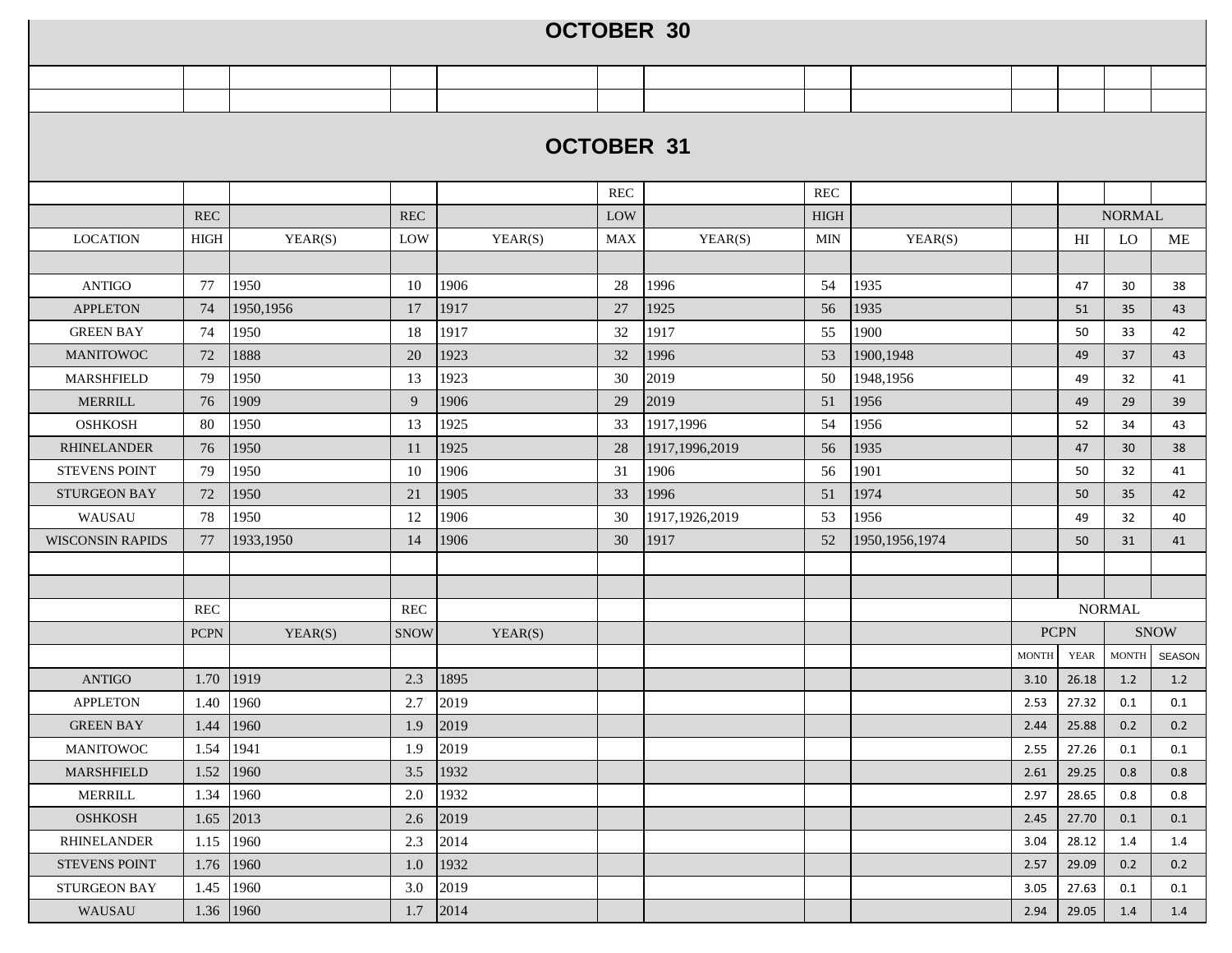# OCTOBER 30

# OCTOBER 31

| LOCATION | REC HIGH | YEAR(S) | REC LOW | YEAR(S) | REC LOW MAX | YEAR(S) | REC HIGH MIN | YEAR(S) | | NORMAL HI | NORMAL LO | NORMAL ME |
|---|---|---|---|---|---|---|---|---|---|---|---|---|
| ANTIGO | 77 | 1950 | 10 | 1906 | 28 | 1996 | 54 | 1935 | | 47 | 30 | 38 |
| APPLETON | 74 | 1950,1956 | 17 | 1917 | 27 | 1925 | 56 | 1935 | | 51 | 35 | 43 |
| GREEN BAY | 74 | 1950 | 18 | 1917 | 32 | 1917 | 55 | 1900 | | 50 | 33 | 42 |
| MANITOWOC | 72 | 1888 | 20 | 1923 | 32 | 1996 | 53 | 1900,1948 | | 49 | 37 | 43 |
| MARSHFIELD | 79 | 1950 | 13 | 1923 | 30 | 2019 | 50 | 1948,1956 | | 49 | 32 | 41 |
| MERRILL | 76 | 1909 | 9 | 1906 | 29 | 2019 | 51 | 1956 | | 49 | 29 | 39 |
| OSHKOSH | 80 | 1950 | 13 | 1925 | 33 | 1917,1996 | 54 | 1956 | | 52 | 34 | 43 |
| RHINELANDER | 76 | 1950 | 11 | 1925 | 28 | 1917,1996,2019 | 56 | 1935 | | 47 | 30 | 38 |
| STEVENS POINT | 79 | 1950 | 10 | 1906 | 31 | 1906 | 56 | 1901 | | 50 | 32 | 41 |
| STURGEON BAY | 72 | 1950 | 21 | 1905 | 33 | 1996 | 51 | 1974 | | 50 | 35 | 42 |
| WAUSAU | 78 | 1950 | 12 | 1906 | 30 | 1917,1926,2019 | 53 | 1956 | | 49 | 32 | 40 |
| WISCONSIN RAPIDS | 77 | 1933,1950 | 14 | 1906 | 30 | 1917 | 52 | 1950,1956,1974 | | 50 | 31 | 41 |

| LOCATION | REC PCPN | YEAR(S) | REC SNOW | YEAR(S) | NORMAL PCPN MONTH | NORMAL PCPN YEAR | NORMAL SNOW MONTH | NORMAL SNOW SEASON |
|---|---|---|---|---|---|---|---|---|
| ANTIGO | 1.70 | 1919 | 2.3 | 1895 | 3.10 | 26.18 | 1.2 | 1.2 |
| APPLETON | 1.40 | 1960 | 2.7 | 2019 | 2.53 | 27.32 | 0.1 | 0.1 |
| GREEN BAY | 1.44 | 1960 | 1.9 | 2019 | 2.44 | 25.88 | 0.2 | 0.2 |
| MANITOWOC | 1.54 | 1941 | 1.9 | 2019 | 2.55 | 27.26 | 0.1 | 0.1 |
| MARSHFIELD | 1.52 | 1960 | 3.5 | 1932 | 2.61 | 29.25 | 0.8 | 0.8 |
| MERRILL | 1.34 | 1960 | 2.0 | 1932 | 2.97 | 28.65 | 0.8 | 0.8 |
| OSHKOSH | 1.65 | 2013 | 2.6 | 2019 | 2.45 | 27.70 | 0.1 | 0.1 |
| RHINELANDER | 1.15 | 1960 | 2.3 | 2014 | 3.04 | 28.12 | 1.4 | 1.4 |
| STEVENS POINT | 1.76 | 1960 | 1.0 | 1932 | 2.57 | 29.09 | 0.2 | 0.2 |
| STURGEON BAY | 1.45 | 1960 | 3.0 | 2019 | 3.05 | 27.63 | 0.1 | 0.1 |
| WAUSAU | 1.36 | 1960 | 1.7 | 2014 | 2.94 | 29.05 | 1.4 | 1.4 |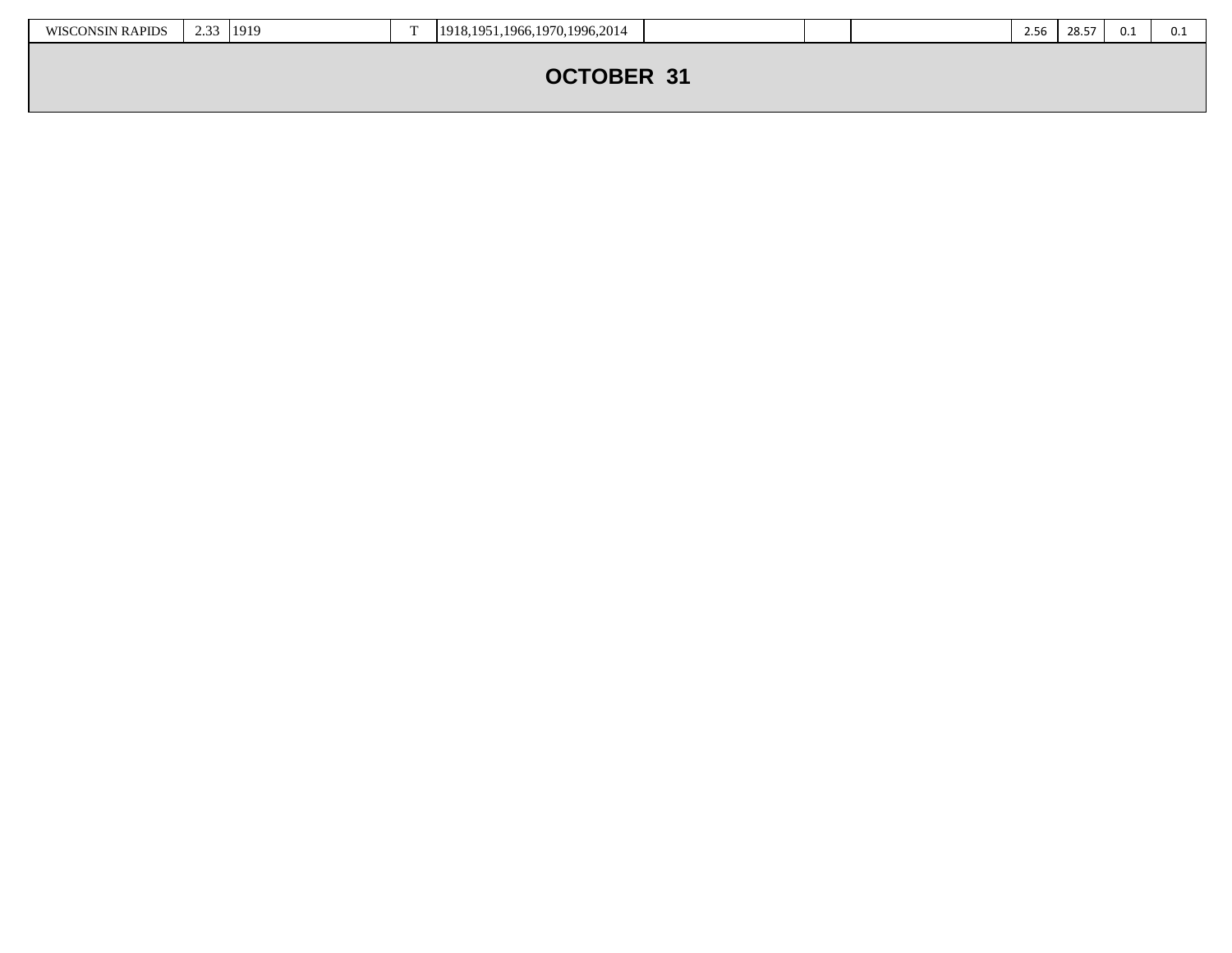| | | | | | | | | | | | |
|---|---|---|---|---|---|---|---|---|---|---|---|
| WISCONSIN RAPIDS | 2.33 | 1919 | T | 1918,1951,1966,1970,1996,2014 | | | | 2.56 | 28.57 | 0.1 | 0.1 |

## OCTOBER 31